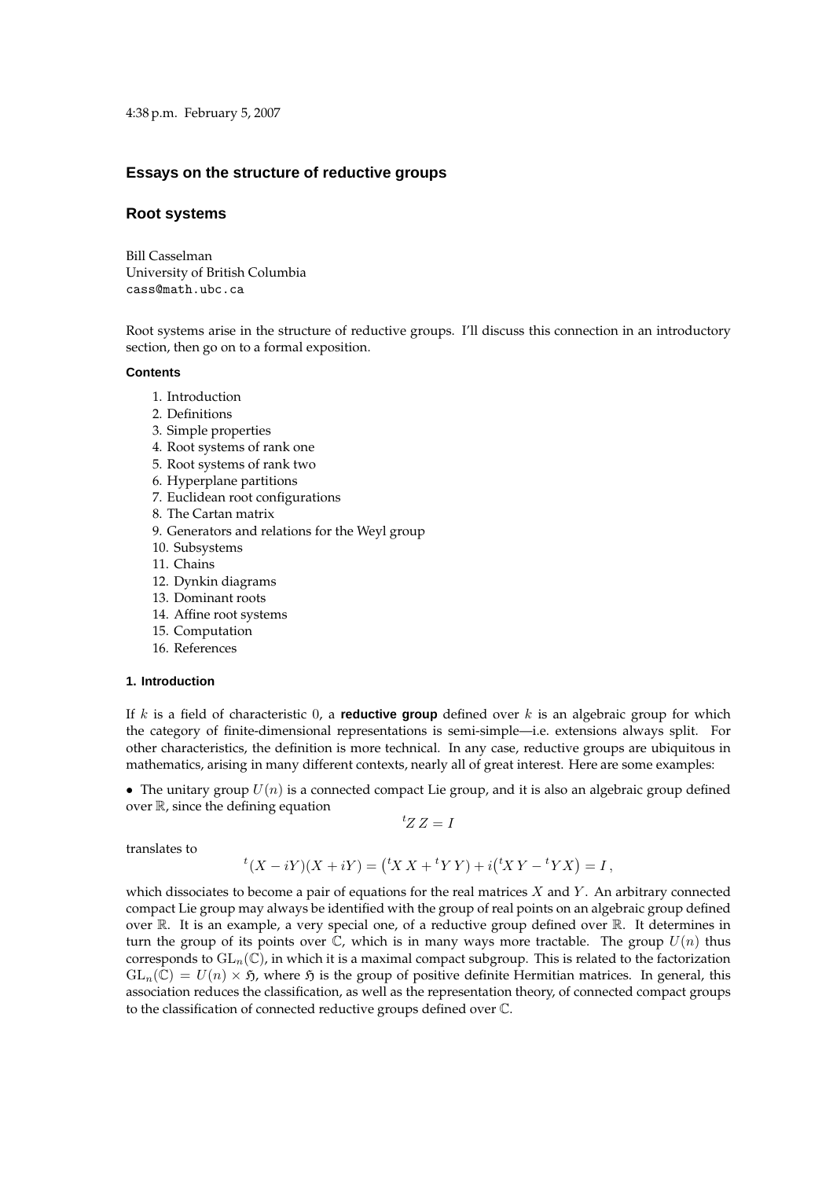4:38 p.m. February 5, 2007

# Essays on the structure of reductive groups

## Root systems

Bill Casselman
University of British Columbia
cass@math.ubc.ca

Root systems arise in the structure of reductive groups. I'll discuss this connection in an introductory section, then go on to a formal exposition.

#### Contents

1. Introduction
2. Definitions
3. Simple properties
4. Root systems of rank one
5. Root systems of rank two
6. Hyperplane partitions
7. Euclidean root configurations
8. The Cartan matrix
9. Generators and relations for the Weyl group
10. Subsystems
11. Chains
12. Dynkin diagrams
13. Dominant roots
14. Affine root systems
15. Computation
16. References

#### 1. Introduction

If $k$ is a field of characteristic $0$, a **reductive group** defined over $k$ is an algebraic group for which the category of finite-dimensional representations is semi-simple—i.e. extensions always split. For other characteristics, the definition is more technical. In any case, reductive groups are ubiquitous in mathematics, arising in many different contexts, nearly all of great interest. Here are some examples:

• The unitary group $U(n)$ is a connected compact Lie group, and it is also an algebraic group defined over $\mathbb{R}$, since the defining equation

$$
{}^{t}\overline{Z}\, Z = I
$$

translates to

$$
{}^{t}(X - iY)(X + iY) = \left({}^{t}X\, X + {}^{t}Y\, Y\right) + i\left({}^{t}X\, Y - {}^{t}Y\, X\right) = I\,,
$$

which dissociates to become a pair of equations for the real matrices $X$ and $Y$. An arbitrary connected compact Lie group may always be identified with the group of real points on an algebraic group defined over $\mathbb{R}$. It is an example, a very special one, of a reductive group defined over $\mathbb{R}$. It determines in turn the group of its points over $\mathbb{C}$, which is in many ways more tractable. The group $U(n)$ thus corresponds to $\mathrm{GL}_n(\mathbb{C})$, in which it is a maximal compact subgroup. This is related to the factorization $\mathrm{GL}_n(\mathbb{C}) = U(n) \times \mathfrak{H}$, where $\mathfrak{H}$ is the group of positive definite Hermitian matrices. In general, this association reduces the classification, as well as the representation theory, of connected compact groups to the classification of connected reductive groups defined over $\mathbb{C}$.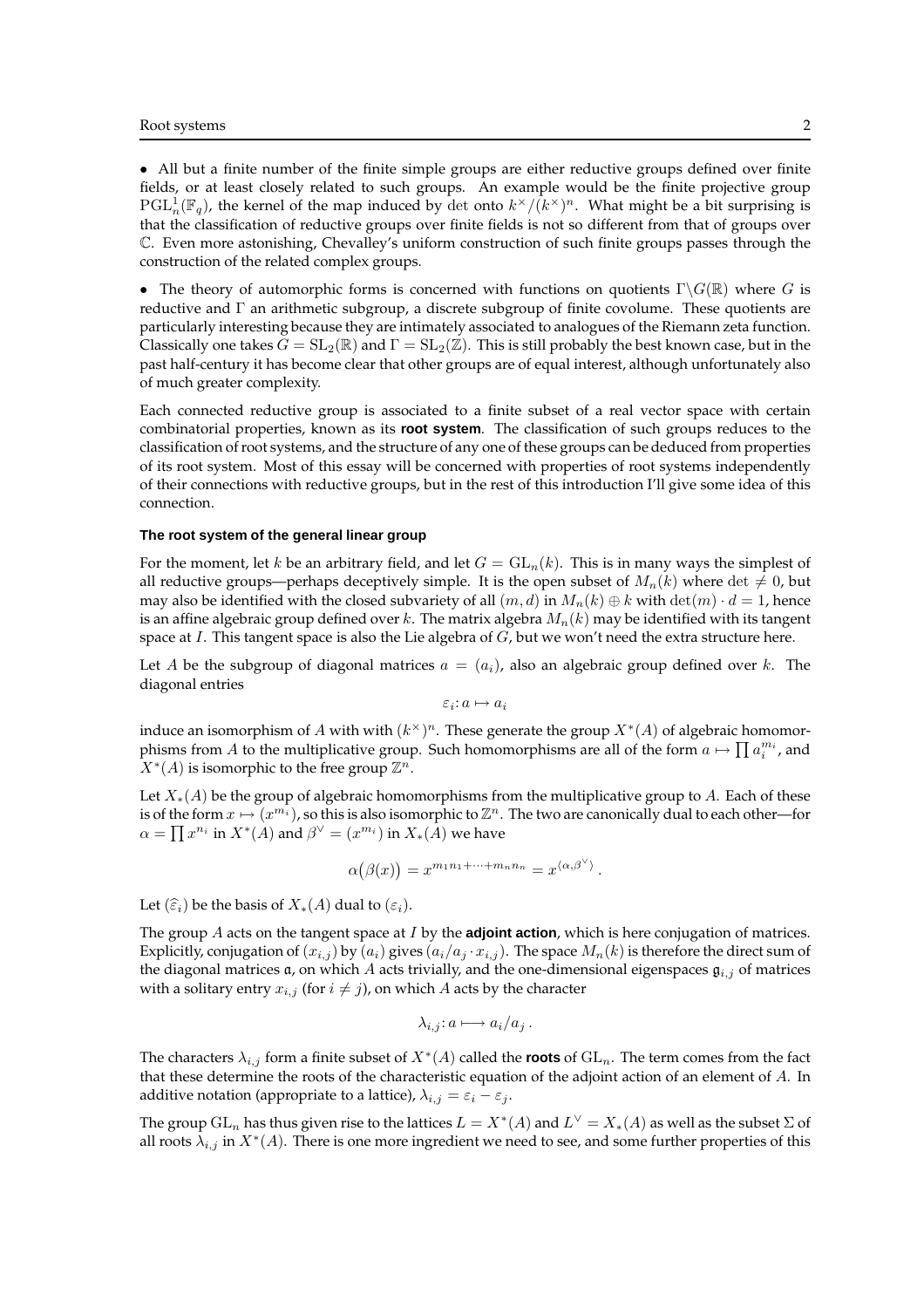• All but a finite number of the finite simple groups are either reductive groups defined over finite fields, or at least closely related to such groups. An example would be the finite projective group $\mathrm{PGL}^1_n(\mathbb{F}_q)$, the kernel of the map induced by $\det$ onto $k^\times/(k^\times)^n$. What might be a bit surprising is that the classification of reductive groups over finite fields is not so different from that of groups over $\mathbb{C}$. Even more astonishing, Chevalley's uniform construction of such finite groups passes through the construction of the related complex groups.

• The theory of automorphic forms is concerned with functions on quotients $\Gamma\backslash G(\mathbb{R})$ where $G$ is reductive and $\Gamma$ an arithmetic subgroup, a discrete subgroup of finite covolume. These quotients are particularly interesting because they are intimately associated to analogues of the Riemann zeta function. Classically one takes $G = \mathrm{SL}_2(\mathbb{R})$ and $\Gamma = \mathrm{SL}_2(\mathbb{Z})$. This is still probably the best known case, but in the past half-century it has become clear that other groups are of equal interest, although unfortunately also of much greater complexity.

Each connected reductive group is associated to a finite subset of a real vector space with certain combinatorial properties, known as its **root system**. The classification of such groups reduces to the classification of root systems, and the structure of any one of these groups can be deduced from properties of its root system. Most of this essay will be concerned with properties of root systems independently of their connections with reductive groups, but in the rest of this introduction I'll give some idea of this connection.

#### The root system of the general linear group

For the moment, let $k$ be an arbitrary field, and let $G = \mathrm{GL}_n(k)$. This is in many ways the simplest of all reductive groups—perhaps deceptively simple. It is the open subset of $M_n(k)$ where $\det \neq 0$, but may also be identified with the closed subvariety of all $(m, d)$ in $M_n(k) \oplus k$ with $\det(m) \cdot d = 1$, hence is an affine algebraic group defined over $k$. The matrix algebra $M_n(k)$ may be identified with its tangent space at $I$. This tangent space is also the Lie algebra of $G$, but we won't need the extra structure here.

Let $A$ be the subgroup of diagonal matrices $a = (a_i)$, also an algebraic group defined over $k$. The diagonal entries

$$\varepsilon_i \colon a \mapsto a_i$$

induce an isomorphism of $A$ with with $(k^\times)^n$. These generate the group $X^*(A)$ of algebraic homomorphisms from $A$ to the multiplicative group. Such homomorphisms are all of the form $a \mapsto \prod a_i^{m_i}$, and $X^*(A)$ is isomorphic to the free group $\mathbb{Z}^n$.

Let $X_*(A)$ be the group of algebraic homomorphisms from the multiplicative group to $A$. Each of these is of the form $x \mapsto (x^{m_i})$, so this is also isomorphic to $\mathbb{Z}^n$. The two are canonically dual to each other—for $\alpha = \prod x^{n_i}$ in $X^*(A)$ and $\beta^\vee = (x^{m_i})$ in $X_*(A)$ we have

$$\alpha\big(\beta(x)\big) = x^{m_1 n_1 + \cdots + m_n n_n} = x^{\langle \alpha, \beta^\vee \rangle} .$$

Let $(\widehat{\varepsilon}_i)$ be the basis of $X_*(A)$ dual to $(\varepsilon_i)$.

The group $A$ acts on the tangent space at $I$ by the **adjoint action**, which is here conjugation of matrices. Explicitly, conjugation of $(x_{i,j})$ by $(a_i)$ gives $(a_i/a_j \cdot x_{i,j})$. The space $M_n(k)$ is therefore the direct sum of the diagonal matrices $\mathfrak{a}$, on which $A$ acts trivially, and the one-dimensional eigenspaces $\mathfrak{g}_{i,j}$ of matrices with a solitary entry $x_{i,j}$ (for $i \neq j$), on which $A$ acts by the character

$$\lambda_{i,j} \colon a \longmapsto a_i/a_j .$$

The characters $\lambda_{i,j}$ form a finite subset of $X^*(A)$ called the **roots** of $\mathrm{GL}_n$. The term comes from the fact that these determine the roots of the characteristic equation of the adjoint action of an element of $A$. In additive notation (appropriate to a lattice), $\lambda_{i,j} = \varepsilon_i - \varepsilon_j$.

The group $\mathrm{GL}_n$ has thus given rise to the lattices $L = X^*(A)$ and $L^\vee = X_*(A)$ as well as the subset $\Sigma$ of all roots $\lambda_{i,j}$ in $X^*(A)$. There is one more ingredient we need to see, and some further properties of this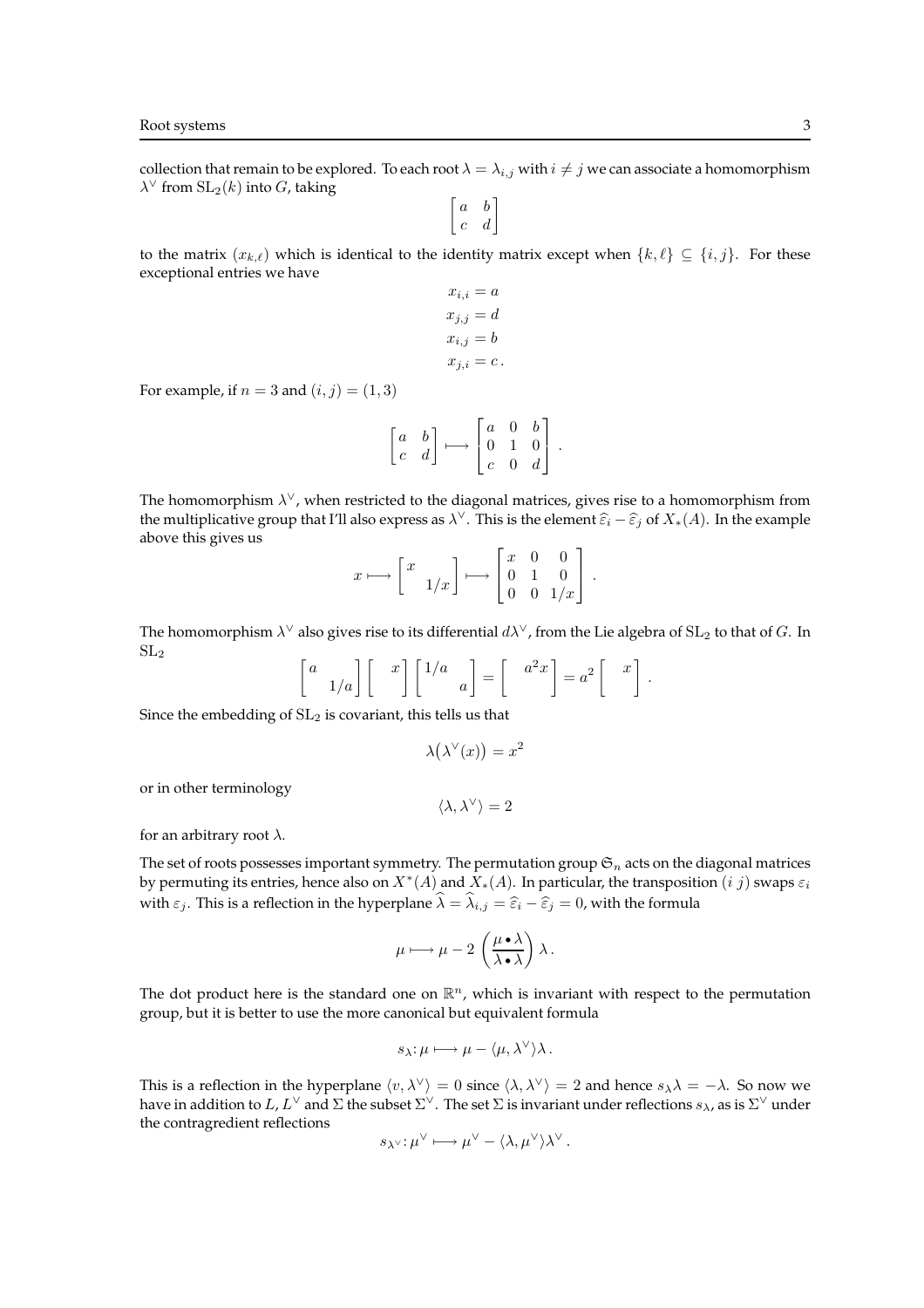collection that remain to be explored. To each root $\lambda = \lambda_{i,j}$ with $i \neq j$ we can associate a homomorphism $\lambda^\vee$ from $\mathrm{SL}_2(k)$ into $G$, taking

$$\begin{bmatrix} a & b \\ c & d \end{bmatrix}$$

to the matrix $(x_{k,\ell})$ which is identical to the identity matrix except when $\{k, \ell\} \subseteq \{i, j\}$. For these exceptional entries we have

$$\begin{aligned} x_{i,i} &= a \\ x_{j,j} &= d \\ x_{i,j} &= b \\ x_{j,i} &= c\,. \end{aligned}$$

For example, if $n = 3$ and $(i, j) = (1, 3)$

$$\begin{bmatrix} a & b \\ c & d \end{bmatrix} \longmapsto \begin{bmatrix} a & 0 & b \\ 0 & 1 & 0 \\ c & 0 & d \end{bmatrix}.$$

The homomorphism $\lambda^\vee$, when restricted to the diagonal matrices, gives rise to a homomorphism from the multiplicative group that I'll also express as $\lambda^\vee$. This is the element $\widehat{\varepsilon}_i - \widehat{\varepsilon}_j$ of $X_*(A)$. In the example above this gives us

$$x \longmapsto \begin{bmatrix} x & \\ & 1/x \end{bmatrix} \longmapsto \begin{bmatrix} x & 0 & 0 \\ 0 & 1 & 0 \\ 0 & 0 & 1/x \end{bmatrix}.$$

The homomorphism $\lambda^\vee$ also gives rise to its differential $d\lambda^\vee$, from the Lie algebra of $\mathrm{SL}_2$ to that of $G$. In $\mathrm{SL}_2$

$$\begin{bmatrix} a & \\ & 1/a \end{bmatrix} \begin{bmatrix} & x \\ & \end{bmatrix} \begin{bmatrix} 1/a & \\ & a \end{bmatrix} = \begin{bmatrix} & a^2 x \\ & \end{bmatrix} = a^2 \begin{bmatrix} & x \\ & \end{bmatrix}.$$

Since the embedding of $\mathrm{SL}_2$ is covariant, this tells us that

$$\lambda\big(\lambda^\vee(x)\big) = x^2$$

or in other terminology

$$\langle \lambda, \lambda^\vee \rangle = 2$$

for an arbitrary root $\lambda$.

The set of roots possesses important symmetry. The permutation group $\mathfrak{S}_n$ acts on the diagonal matrices by permuting its entries, hence also on $X^*(A)$ and $X_*(A)$. In particular, the transposition $(i\ j)$ swaps $\varepsilon_i$ with $\varepsilon_j$. This is a reflection in the hyperplane $\widehat{\lambda} = \widehat{\lambda}_{i,j} = \widehat{\varepsilon}_i - \widehat{\varepsilon}_j = 0$, with the formula

$$\mu \longmapsto \mu - 2\left(\frac{\mu \bullet \lambda}{\lambda \bullet \lambda}\right)\lambda\,.$$

The dot product here is the standard one on $\mathbb{R}^n$, which is invariant with respect to the permutation group, but it is better to use the more canonical but equivalent formula

$$s_\lambda \colon \mu \longmapsto \mu - \langle \mu, \lambda^\vee \rangle \lambda\,.$$

This is a reflection in the hyperplane $\langle v, \lambda^\vee \rangle = 0$ since $\langle \lambda, \lambda^\vee \rangle = 2$ and hence $s_\lambda \lambda = -\lambda$. So now we have in addition to $L$, $L^\vee$ and $\Sigma$ the subset $\Sigma^\vee$. The set $\Sigma$ is invariant under reflections $s_\lambda$, as is $\Sigma^\vee$ under the contragredient reflections

$$s_{\lambda^\vee} \colon \mu^\vee \longmapsto \mu^\vee - \langle \lambda, \mu^\vee \rangle \lambda^\vee\,.$$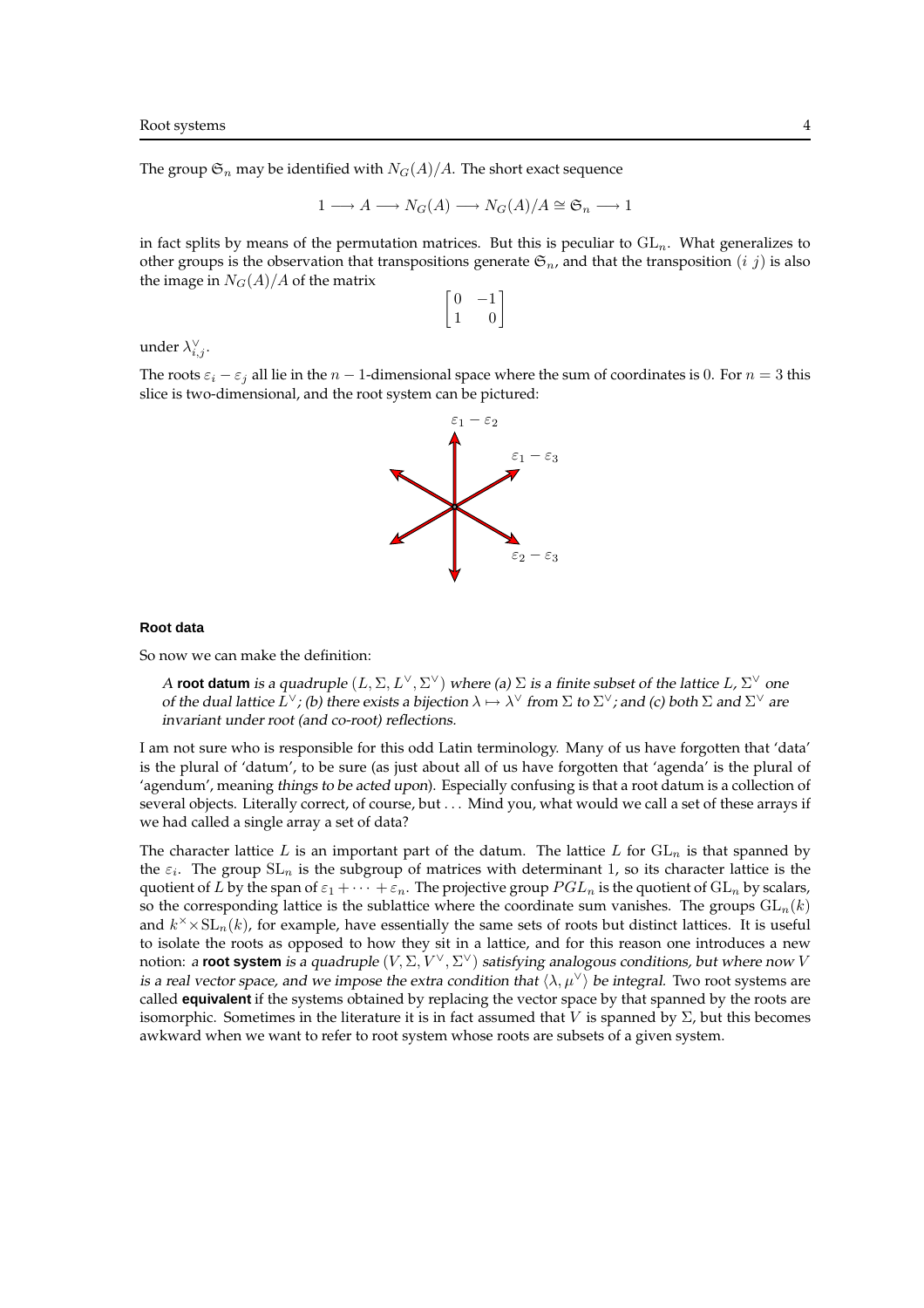The group $\mathfrak{S}_n$ may be identified with $N_G(A)/A$. The short exact sequence

$$1 \longrightarrow A \longrightarrow N_G(A) \longrightarrow N_G(A)/A \cong \mathfrak{S}_n \longrightarrow 1$$

in fact splits by means of the permutation matrices. But this is peculiar to $\mathrm{GL}_n$. What generalizes to other groups is the observation that transpositions generate $\mathfrak{S}_n$, and that the transposition $(i\ j)$ is also the image in $N_G(A)/A$ of the matrix

$$\begin{bmatrix} 0 & -1 \\ 1 & 0 \end{bmatrix}$$

under $\lambda^\vee_{i,j}$.

The roots $\varepsilon_i - \varepsilon_j$ all lie in the $n-1$-dimensional space where the sum of coordinates is 0. For $n = 3$ this slice is two-dimensional, and the root system can be pictured:

$\varepsilon_1 - \varepsilon_2$

$\varepsilon_1 - \varepsilon_3$

$\varepsilon_2 - \varepsilon_3$

#### Root data

So now we can make the definition:

> *A* **root datum** *is a quadruple $(L, \Sigma, L^\vee, \Sigma^\vee)$ where (a) $\Sigma$ is a finite subset of the lattice $L$, $\Sigma^\vee$ one of the dual lattice $L^\vee$; (b) there exists a bijection $\lambda \mapsto \lambda^\vee$ from $\Sigma$ to $\Sigma^\vee$; and (c) both $\Sigma$ and $\Sigma^\vee$ are invariant under root (and co-root) reflections.*

I am not sure who is responsible for this odd Latin terminology. Many of us have forgotten that 'data' is the plural of 'datum', to be sure (as just about all of us have forgotten that 'agenda' is the plural of 'agendum', meaning *things to be acted upon*). Especially confusing is that a root datum is a collection of several objects. Literally correct, of course, but . . . Mind you, what would we call a set of these arrays if we had called a single array a set of data?

The character lattice $L$ is an important part of the datum. The lattice $L$ for $\mathrm{GL}_n$ is that spanned by the $\varepsilon_i$. The group $\mathrm{SL}_n$ is the subgroup of matrices with determinant 1, so its character lattice is the quotient of $L$ by the span of $\varepsilon_1 + \cdots + \varepsilon_n$. The projective group $PGL_n$ is the quotient of $\mathrm{GL}_n$ by scalars, so the corresponding lattice is the sublattice where the coordinate sum vanishes. The groups $\mathrm{GL}_n(k)$ and $k^\times \times \mathrm{SL}_n(k)$, for example, have essentially the same sets of roots but distinct lattices. It is useful to isolate the roots as opposed to how they sit in a lattice, and for this reason one introduces a new notion: *a* **root system** *is a quadruple $(V, \Sigma, V^\vee, \Sigma^\vee)$ satisfying analogous conditions, but where now $V$ is a real vector space, and we impose the extra condition that $\langle \lambda, \mu^\vee \rangle$ be integral.* Two root systems are called **equivalent** if the systems obtained by replacing the vector space by that spanned by the roots are isomorphic. Sometimes in the literature it is in fact assumed that $V$ is spanned by $\Sigma$, but this becomes awkward when we want to refer to root system whose roots are subsets of a given system.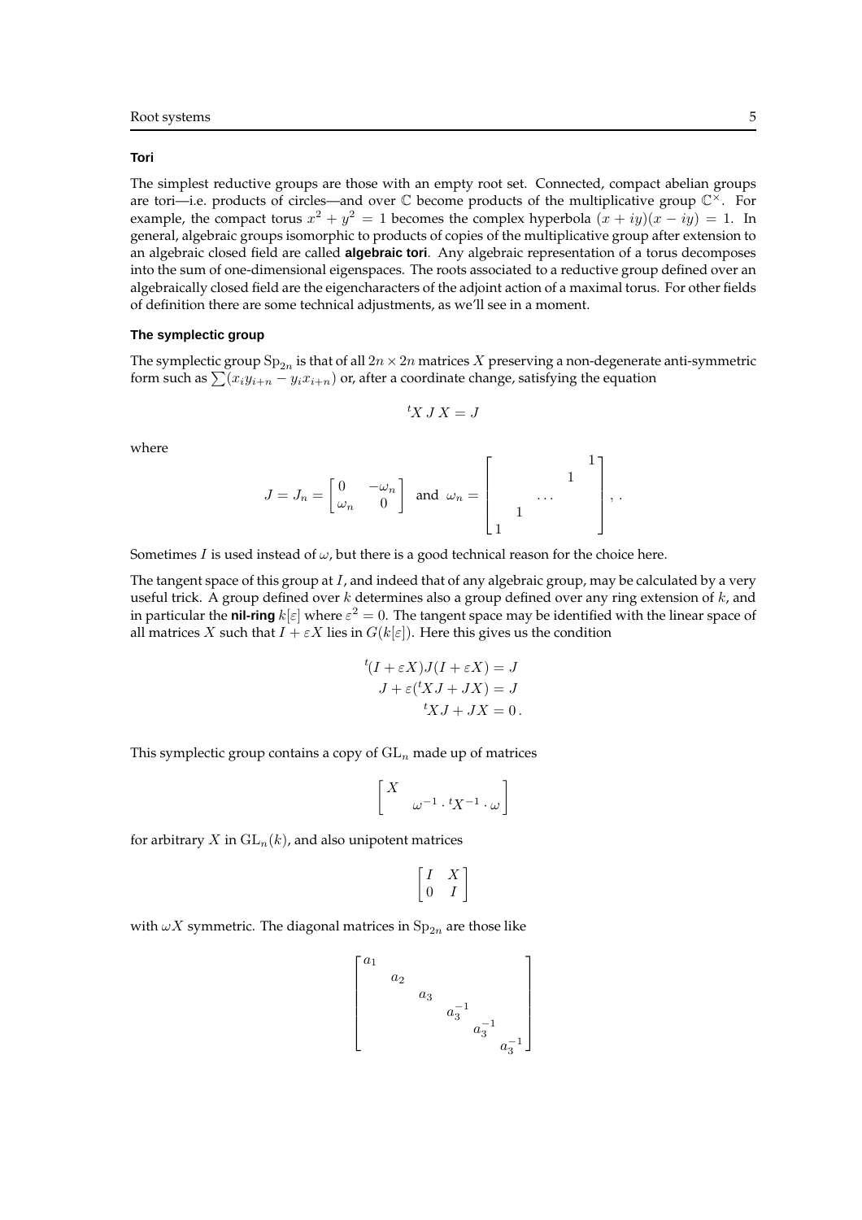### Tori

The simplest reductive groups are those with an empty root set. Connected, compact abelian groups are tori—i.e. products of circles—and over $\mathbb{C}$ become products of the multiplicative group $\mathbb{C}^\times$. For example, the compact torus $x^2 + y^2 = 1$ becomes the complex hyperbola $(x + iy)(x - iy) = 1$. In general, algebraic groups isomorphic to products of copies of the multiplicative group after extension to an algebraic closed field are called **algebraic tori**. Any algebraic representation of a torus decomposes into the sum of one-dimensional eigenspaces. The roots associated to a reductive group defined over an algebraically closed field are the eigencharacters of the adjoint action of a maximal torus. For other fields of definition there are some technical adjustments, as we'll see in a moment.

### The symplectic group

The symplectic group $\mathrm{Sp}_{2n}$ is that of all $2n \times 2n$ matrices $X$ preserving a non-degenerate anti-symmetric form such as $\sum (x_i y_{i+n} - y_i x_{i+n})$ or, after a coordinate change, satisfying the equation

$$ {}^t X \, J \, X = J $$

where

$$ J = J_n = \begin{bmatrix} 0 & -\omega_n \\ \omega_n & 0 \end{bmatrix} \quad \text{and} \quad \omega_n = \begin{bmatrix} & & & & 1 \\ & & & 1 & \\ & & \dots & & \\ & 1 & & & \\ 1 & & & & \end{bmatrix}, . $$

Sometimes $I$ is used instead of $\omega$, but there is a good technical reason for the choice here.

The tangent space of this group at $I$, and indeed that of any algebraic group, may be calculated by a very useful trick. A group defined over $k$ determines also a group defined over any ring extension of $k$, and in particular the **nil-ring** $k[\varepsilon]$ where $\varepsilon^2 = 0$. The tangent space may be identified with the linear space of all matrices $X$ such that $I + \varepsilon X$ lies in $G(k[\varepsilon])$. Here this gives us the condition

$$ \begin{aligned} {}^t(I + \varepsilon X) J (I + \varepsilon X) &= J \\ J + \varepsilon({}^t X J + J X) &= J \\ {}^t X J + J X &= 0 \,. \end{aligned} $$

This symplectic group contains a copy of $\mathrm{GL}_n$ made up of matrices

$$ \begin{bmatrix} X & \\ & \omega^{-1} \cdot {}^t X^{-1} \cdot \omega \end{bmatrix} $$

for arbitrary $X$ in $\mathrm{GL}_n(k)$, and also unipotent matrices

$$ \begin{bmatrix} I & X \\ 0 & I \end{bmatrix} $$

with $\omega X$ symmetric. The diagonal matrices in $\mathrm{Sp}_{2n}$ are those like

$$ \begin{bmatrix} a_1 & & & & & \\ & a_2 & & & & \\ & & a_3 & & & \\ & & & a_3^{-1} & & \\ & & & & a_3^{-1} & \\ & & & & & a_3^{-1} \end{bmatrix} $$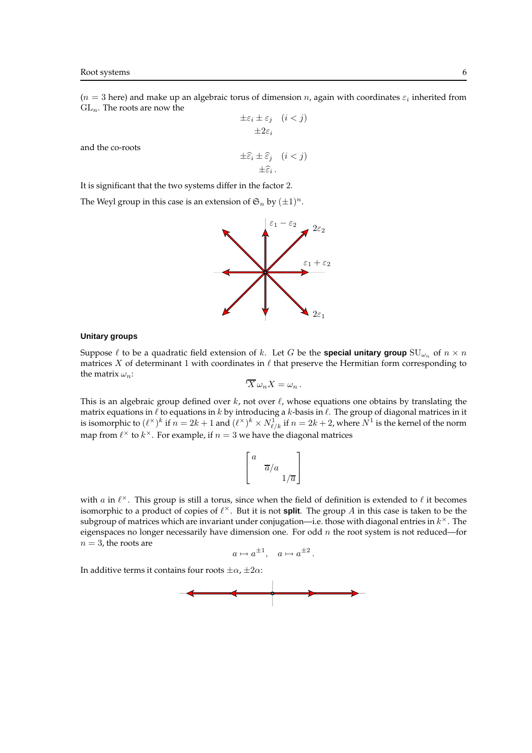($n = 3$ here) and make up an algebraic torus of dimension $n$, again with coordinates $\varepsilon_i$ inherited from $\mathrm{GL}_n$. The roots are now the

$$\begin{gathered} \pm\varepsilon_i \pm \varepsilon_j \quad (i < j) \\ \pm 2\varepsilon_i \end{gathered}$$

and the co-roots

$$\begin{gathered} \pm\widehat{\varepsilon}_i \pm \widehat{\varepsilon}_j \quad (i < j) \\ \pm\widehat{\varepsilon}_i \,. \end{gathered}$$

It is significant that the two systems differ in the factor 2.

The Weyl group in this case is an extension of $\mathfrak{S}_n$ by $(\pm 1)^n$.

### Unitary groups

Suppose $\ell$ to be a quadratic field extension of $k$. Let $G$ be the **special unitary group** $\mathrm{SU}_{\omega_n}$ of $n \times n$ matrices $X$ of determinant 1 with coordinates in $\ell$ that preserve the Hermitian form corresponding to the matrix $\omega_n$:

$$^t\overline{X}\,\omega_n X = \omega_n \,.$$

This is an algebraic group defined over $k$, not over $\ell$, whose equations one obtains by translating the matrix equations in $\ell$ to equations in $k$ by introducing a $k$-basis in $\ell$. The group of diagonal matrices in it is isomorphic to $(\ell^\times)^k$ if $n = 2k + 1$ and $(\ell^\times)^k \times N^1_{\ell/k}$ if $n = 2k + 2$, where $N^1$ is the kernel of the norm map from $\ell^\times$ to $k^\times$. For example, if $n = 3$ we have the diagonal matrices

$$\begin{bmatrix} a & & \\ & \overline{a}/a & \\ & & 1/\overline{a} \end{bmatrix}$$

with $a$ in $\ell^\times$. This group is still a torus, since when the field of definition is extended to $\ell$ it becomes isomorphic to a product of copies of $\ell^\times$. But it is not **split**. The group $A$ in this case is taken to be the subgroup of matrices which are invariant under conjugation—i.e. those with diagonal entries in $k^\times$. The eigenspaces no longer necessarily have dimension one. For odd $n$ the root system is not reduced—for $n = 3$, the roots are

$$a \mapsto a^{\pm 1}, \quad a \mapsto a^{\pm 2} \,.$$

In additive terms it contains four roots $\pm\alpha$, $\pm 2\alpha$: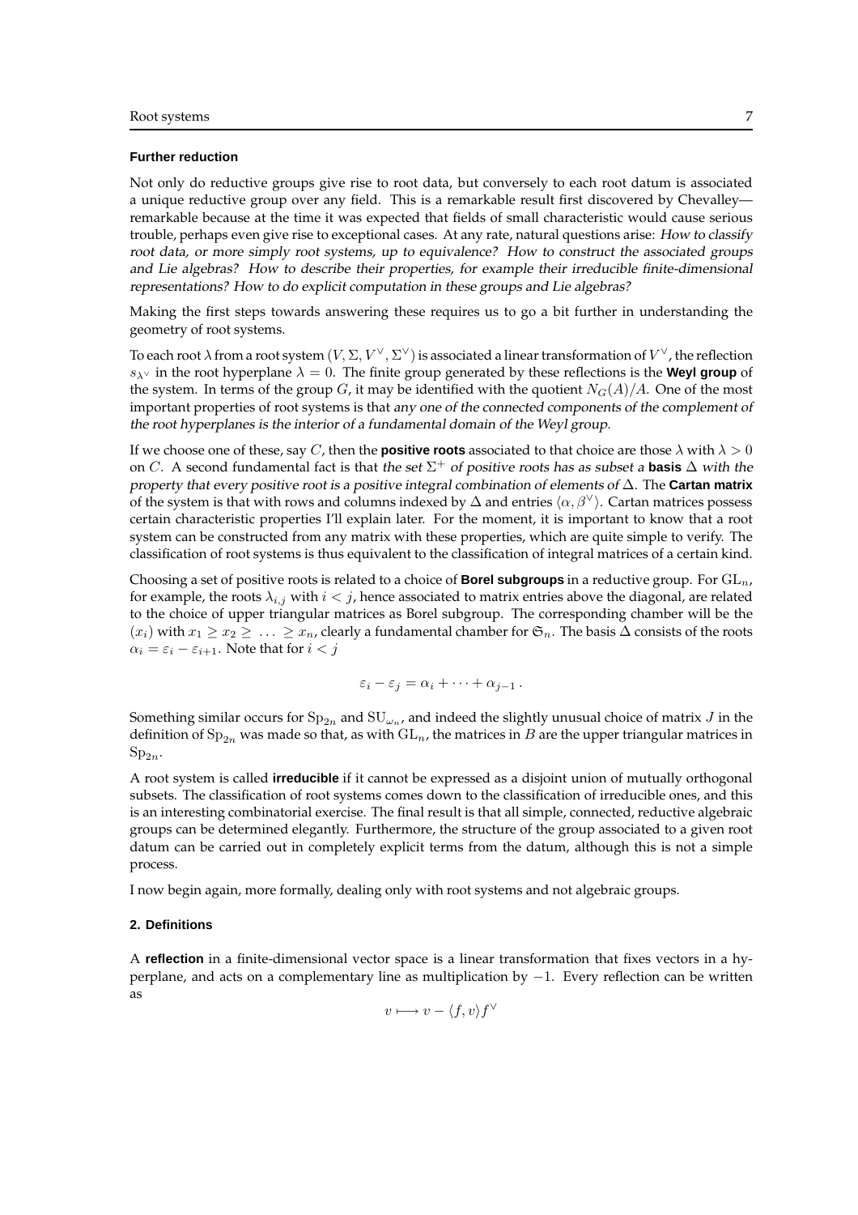**Further reduction**

Not only do reductive groups give rise to root data, but conversely to each root datum is associated a unique reductive group over any field. This is a remarkable result first discovered by Chevalley—remarkable because at the time it was expected that fields of small characteristic would cause serious trouble, perhaps even give rise to exceptional cases. At any rate, natural questions arise: *How to classify root data, or more simply root systems, up to equivalence? How to construct the associated groups and Lie algebras? How to describe their properties, for example their irreducible finite-dimensional representations? How to do explicit computation in these groups and Lie algebras?*

Making the first steps towards answering these requires us to go a bit further in understanding the geometry of root systems.

To each root $\lambda$ from a root system $(V, \Sigma, V^\vee, \Sigma^\vee)$ is associated a linear transformation of $V^\vee$, the reflection $s_{\lambda^\vee}$ in the root hyperplane $\lambda = 0$. The finite group generated by these reflections is the **Weyl group** of the system. In terms of the group $G$, it may be identified with the quotient $N_G(A)/A$. One of the most important properties of root systems is that *any one of the connected components of the complement of the root hyperplanes is the interior of a fundamental domain of the Weyl group.*

If we choose one of these, say $C$, then the **positive roots** associated to that choice are those $\lambda$ with $\lambda > 0$ on $C$. A second fundamental fact is that *the set $\Sigma^+$ of positive roots has as subset a* **basis** *$\Delta$ with the property that every positive root is a positive integral combination of elements of $\Delta$.* The **Cartan matrix** of the system is that with rows and columns indexed by $\Delta$ and entries $\langle \alpha, \beta^\vee \rangle$. Cartan matrices possess certain characteristic properties I'll explain later. For the moment, it is important to know that a root system can be constructed from any matrix with these properties, which are quite simple to verify. The classification of root systems is thus equivalent to the classification of integral matrices of a certain kind.

Choosing a set of positive roots is related to a choice of **Borel subgroups** in a reductive group. For $\mathrm{GL}_n$, for example, the roots $\lambda_{i,j}$ with $i < j$, hence associated to matrix entries above the diagonal, are related to the choice of upper triangular matrices as Borel subgroup. The corresponding chamber will be the $(x_i)$ with $x_1 \ge x_2 \ge \ldots \ge x_n$, clearly a fundamental chamber for $\mathfrak{S}_n$. The basis $\Delta$ consists of the roots $\alpha_i = \varepsilon_i - \varepsilon_{i+1}$. Note that for $i < j$

$$\varepsilon_i - \varepsilon_j = \alpha_i + \cdots + \alpha_{j-1} \,.$$

Something similar occurs for $\mathrm{Sp}_{2n}$ and $\mathrm{SU}_{\omega_n}$, and indeed the slightly unusual choice of matrix $J$ in the definition of $\mathrm{Sp}_{2n}$ was made so that, as with $\mathrm{GL}_n$, the matrices in $B$ are the upper triangular matrices in $\mathrm{Sp}_{2n}$.

A root system is called **irreducible** if it cannot be expressed as a disjoint union of mutually orthogonal subsets. The classification of root systems comes down to the classification of irreducible ones, and this is an interesting combinatorial exercise. The final result is that all simple, connected, reductive algebraic groups can be determined elegantly. Furthermore, the structure of the group associated to a given root datum can be carried out in completely explicit terms from the datum, although this is not a simple process.

I now begin again, more formally, dealing only with root systems and not algebraic groups.

## 2. Definitions

A **reflection** in a finite-dimensional vector space is a linear transformation that fixes vectors in a hyperplane, and acts on a complementary line as multiplication by $-1$. Every reflection can be written as

$$v \longmapsto v - \langle f, v \rangle f^\vee$$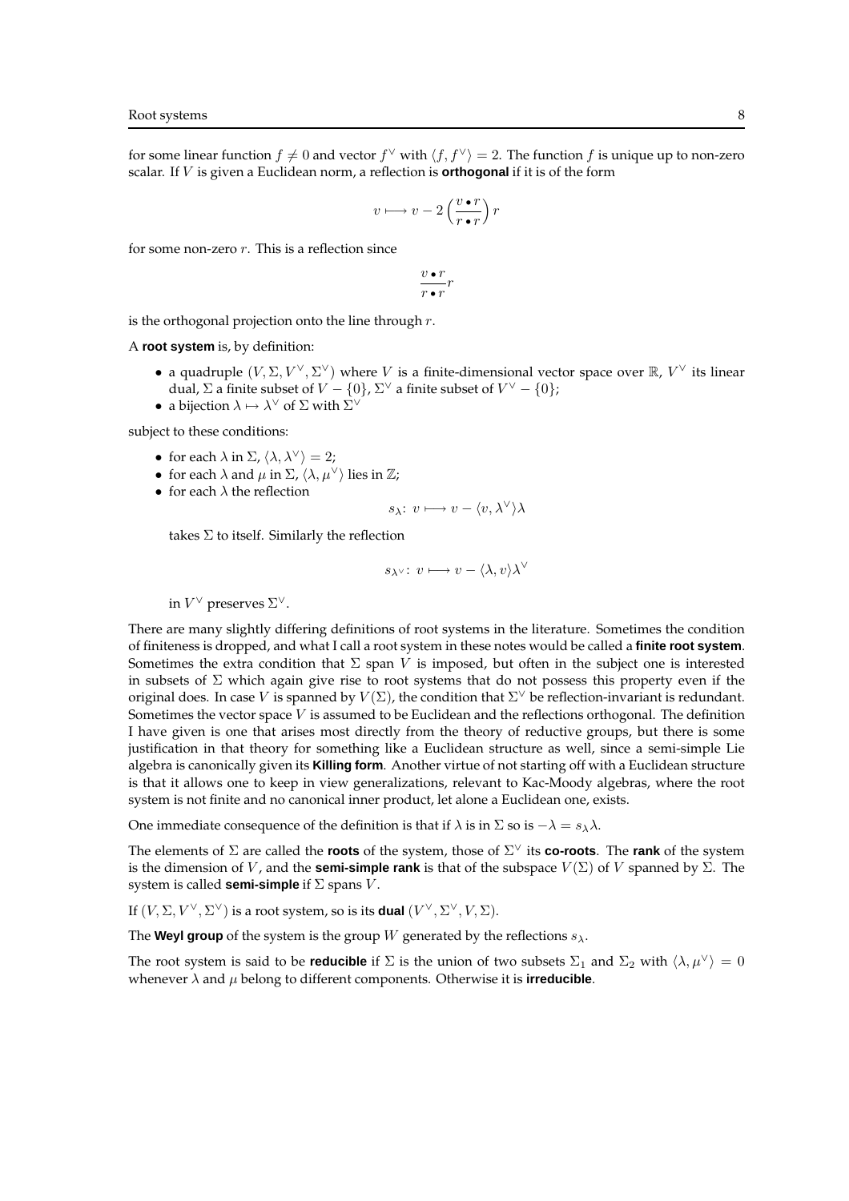for some linear function $f \neq 0$ and vector $f^\vee$ with $\langle f, f^\vee \rangle = 2$. The function $f$ is unique up to non-zero scalar. If $V$ is given a Euclidean norm, a reflection is **orthogonal** if it is of the form

$$v \longmapsto v - 2\left(\frac{v \bullet r}{r \bullet r}\right) r$$

for some non-zero $r$. This is a reflection since

$$\frac{v \bullet r}{r \bullet r} r$$

is the orthogonal projection onto the line through $r$.

A **root system** is, by definition:

- a quadruple $(V, \Sigma, V^\vee, \Sigma^\vee)$ where $V$ is a finite-dimensional vector space over $\mathbb{R}$, $V^\vee$ its linear dual, $\Sigma$ a finite subset of $V - \{0\}$, $\Sigma^\vee$ a finite subset of $V^\vee - \{0\}$;
- a bijection $\lambda \mapsto \lambda^\vee$ of $\Sigma$ with $\Sigma^\vee$

subject to these conditions:

- for each $\lambda$ in $\Sigma$, $\langle \lambda, \lambda^\vee \rangle = 2$;
- for each $\lambda$ and $\mu$ in $\Sigma$, $\langle \lambda, \mu^\vee \rangle$ lies in $\mathbb{Z}$;
- for each $\lambda$ the reflection

$$s_\lambda\colon\, v \longmapsto v - \langle v, \lambda^\vee \rangle \lambda$$

  takes $\Sigma$ to itself. Similarly the reflection

$$s_{\lambda^\vee}\colon\, v \longmapsto v - \langle \lambda, v \rangle \lambda^\vee$$

  in $V^\vee$ preserves $\Sigma^\vee$.

There are many slightly differing definitions of root systems in the literature. Sometimes the condition of finiteness is dropped, and what I call a root system in these notes would be called a **finite root system**. Sometimes the extra condition that $\Sigma$ span $V$ is imposed, but often in the subject one is interested in subsets of $\Sigma$ which again give rise to root systems that do not possess this property even if the original does. In case $V$ is spanned by $V(\Sigma)$, the condition that $\Sigma^\vee$ be reflection-invariant is redundant. Sometimes the vector space $V$ is assumed to be Euclidean and the reflections orthogonal. The definition I have given is one that arises most directly from the theory of reductive groups, but there is some justification in that theory for something like a Euclidean structure as well, since a semi-simple Lie algebra is canonically given its **Killing form**. Another virtue of not starting off with a Euclidean structure is that it allows one to keep in view generalizations, relevant to Kac-Moody algebras, where the root system is not finite and no canonical inner product, let alone a Euclidean one, exists.

One immediate consequence of the definition is that if $\lambda$ is in $\Sigma$ so is $-\lambda = s_\lambda \lambda$.

The elements of $\Sigma$ are called the **roots** of the system, those of $\Sigma^\vee$ its **co-roots**. The **rank** of the system is the dimension of $V$, and the **semi-simple rank** is that of the subspace $V(\Sigma)$ of $V$ spanned by $\Sigma$. The system is called **semi-simple** if $\Sigma$ spans $V$.

If $(V, \Sigma, V^\vee, \Sigma^\vee)$ is a root system, so is its **dual** $(V^\vee, \Sigma^\vee, V, \Sigma)$.

The **Weyl group** of the system is the group $W$ generated by the reflections $s_\lambda$.

The root system is said to be **reducible** if $\Sigma$ is the union of two subsets $\Sigma_1$ and $\Sigma_2$ with $\langle \lambda, \mu^\vee \rangle = 0$ whenever $\lambda$ and $\mu$ belong to different components. Otherwise it is **irreducible**.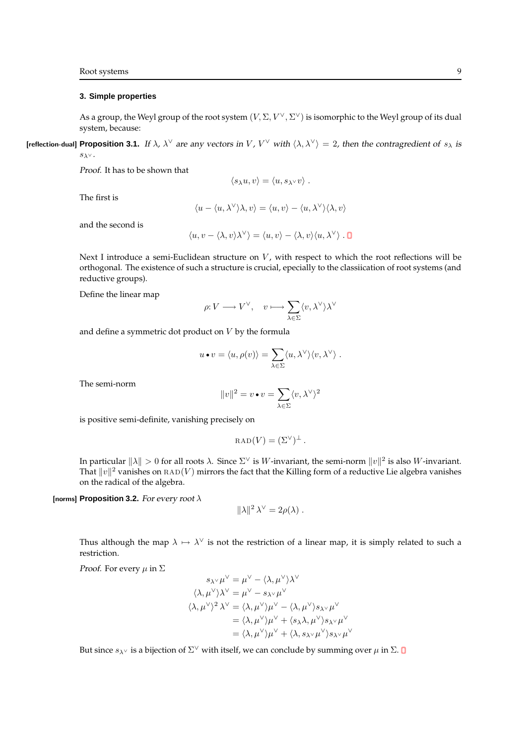### 3. Simple properties

As a group, the Weyl group of the root system $(V, \Sigma, V^\vee, \Sigma^\vee)$ is isomorphic to the Weyl group of its dual system, because:

**[reflection-dual] Proposition 3.1.** *If $\lambda$, $\lambda^\vee$ are any vectors in $V$, $V^\vee$ with $\langle \lambda, \lambda^\vee \rangle = 2$, then the contragredient of $s_\lambda$ is $s_{\lambda^\vee}$.*

*Proof.* It has to be shown that

$$\langle s_\lambda u, v \rangle = \langle u, s_{\lambda^\vee} v \rangle .$$

The first is

$$\langle u - \langle u, \lambda^\vee \rangle \lambda, v \rangle = \langle u, v \rangle - \langle u, \lambda^\vee \rangle \langle \lambda, v \rangle$$

and the second is

$$\langle u, v - \langle \lambda, v \rangle \lambda^\vee \rangle = \langle u, v \rangle - \langle \lambda, v \rangle \langle u, \lambda^\vee \rangle . \quad \blacksquare$$

Next I introduce a semi-Euclidean structure on $V$, with respect to which the root reflections will be orthogonal. The existence of such a structure is crucial, epecially to the classiication of root systems (and reductive groups).

Define the linear map

$$\rho \colon V \longrightarrow V^\vee, \quad v \longmapsto \sum_{\lambda \in \Sigma} \langle v, \lambda^\vee \rangle \lambda^\vee$$

and define a symmetric dot product on $V$ by the formula

$$u \bullet v = \langle u, \rho(v) \rangle = \sum_{\lambda \in \Sigma} \langle u, \lambda^\vee \rangle \langle v, \lambda^\vee \rangle .$$

The semi-norm

$$\|v\|^2 = v \bullet v = \sum_{\lambda \in \Sigma} \langle v, \lambda^\vee \rangle^2$$

is positive semi-definite, vanishing precisely on

$$\mathrm{RAD}(V) = (\Sigma^\vee)^\perp .$$

In particular $\|\lambda\| > 0$ for all roots $\lambda$. Since $\Sigma^\vee$ is $W$-invariant, the semi-norm $\|v\|^2$ is also $W$-invariant. That $\|v\|^2$ vanishes on $\mathrm{RAD}(V)$ mirrors the fact that the Killing form of a reductive Lie algebra vanishes on the radical of the algebra.

**[norms] Proposition 3.2.** *For every root $\lambda$*

$$\|\lambda\|^2 \lambda^\vee = 2\rho(\lambda) .$$

Thus although the map $\lambda \mapsto \lambda^\vee$ is not the restriction of a linear map, it is simply related to such a restriction.

*Proof.* For every $\mu$ in $\Sigma$

$$\begin{aligned}
s_{\lambda^\vee} \mu^\vee &= \mu^\vee - \langle \lambda, \mu^\vee \rangle \lambda^\vee \\
\langle \lambda, \mu^\vee \rangle \lambda^\vee &= \mu^\vee - s_{\lambda^\vee} \mu^\vee \\
\langle \lambda, \mu^\vee \rangle^2 \lambda^\vee &= \langle \lambda, \mu^\vee \rangle \mu^\vee - \langle \lambda, \mu^\vee \rangle s_{\lambda^\vee} \mu^\vee \\
&= \langle \lambda, \mu^\vee \rangle \mu^\vee + \langle s_\lambda \lambda, \mu^\vee \rangle s_{\lambda^\vee} \mu^\vee \\
&= \langle \lambda, \mu^\vee \rangle \mu^\vee + \langle \lambda, s_{\lambda^\vee} \mu^\vee \rangle s_{\lambda^\vee} \mu^\vee
\end{aligned}$$

But since $s_{\lambda^\vee}$ is a bijection of $\Sigma^\vee$ with itself, we can conclude by summing over $\mu$ in $\Sigma$. $\blacksquare$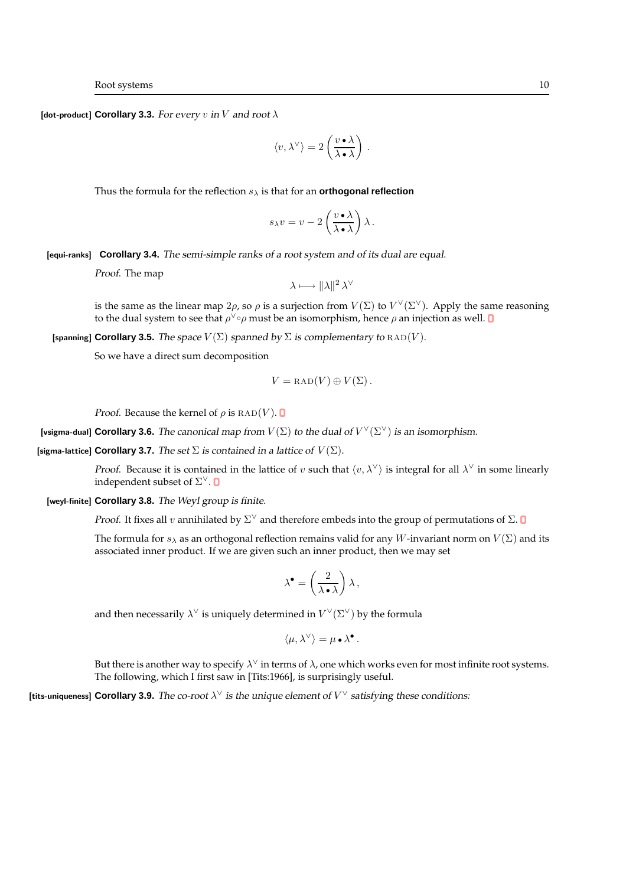**[dot-product] Corollary 3.3.** *For every $v$ in $V$ and root $\lambda$*

$$\langle v, \lambda^\vee \rangle = 2 \left( \frac{v \bullet \lambda}{\lambda \bullet \lambda} \right).$$

Thus the formula for the reflection $s_\lambda$ is that for an **orthogonal reflection**

$$s_\lambda v = v - 2 \left( \frac{v \bullet \lambda}{\lambda \bullet \lambda} \right) \lambda.$$

**[equi-ranks] Corollary 3.4.** *The semi-simple ranks of a root system and of its dual are equal.*

*Proof.* The map

$$\lambda \longmapsto \|\lambda\|^2 \lambda^\vee$$

is the same as the linear map $2\rho$, so $\rho$ is a surjection from $V(\Sigma)$ to $V^\vee(\Sigma^\vee)$. Apply the same reasoning to the dual system to see that $\rho^\vee \circ \rho$ must be an isomorphism, hence $\rho$ an injection as well. ∎

**[spanning] Corollary 3.5.** *The space $V(\Sigma)$ spanned by $\Sigma$ is complementary to $\mathrm{RAD}(V)$.*

So we have a direct sum decomposition

$$V = \mathrm{RAD}(V) \oplus V(\Sigma).$$

*Proof.* Because the kernel of $\rho$ is $\mathrm{RAD}(V)$. ∎

**[vsigma-dual] Corollary 3.6.** *The canonical map from $V(\Sigma)$ to the dual of $V^\vee(\Sigma^\vee)$ is an isomorphism.*

**[sigma-lattice] Corollary 3.7.** *The set $\Sigma$ is contained in a lattice of $V(\Sigma)$.*

*Proof.* Because it is contained in the lattice of $v$ such that $\langle v, \lambda^\vee \rangle$ is integral for all $\lambda^\vee$ in some linearly independent subset of $\Sigma^\vee$. ∎

**[weyl-finite] Corollary 3.8.** *The Weyl group is finite.*

*Proof.* It fixes all $v$ annihilated by $\Sigma^\vee$ and therefore embeds into the group of permutations of $\Sigma$. ∎

The formula for $s_\lambda$ as an orthogonal reflection remains valid for any $W$-invariant norm on $V(\Sigma)$ and its associated inner product. If we are given such an inner product, then we may set

$$\lambda^\bullet = \left( \frac{2}{\lambda \bullet \lambda} \right) \lambda,$$

and then necessarily $\lambda^\vee$ is uniquely determined in $V^\vee(\Sigma^\vee)$ by the formula

$$\langle \mu, \lambda^\vee \rangle = \mu \bullet \lambda^\bullet.$$

But there is another way to specify $\lambda^\vee$ in terms of $\lambda$, one which works even for most infinite root systems. The following, which I first saw in [Tits:1966], is surprisingly useful.

**[tits-uniqueness] Corollary 3.9.** *The co-root $\lambda^\vee$ is the unique element of $V^\vee$ satisfying these conditions:*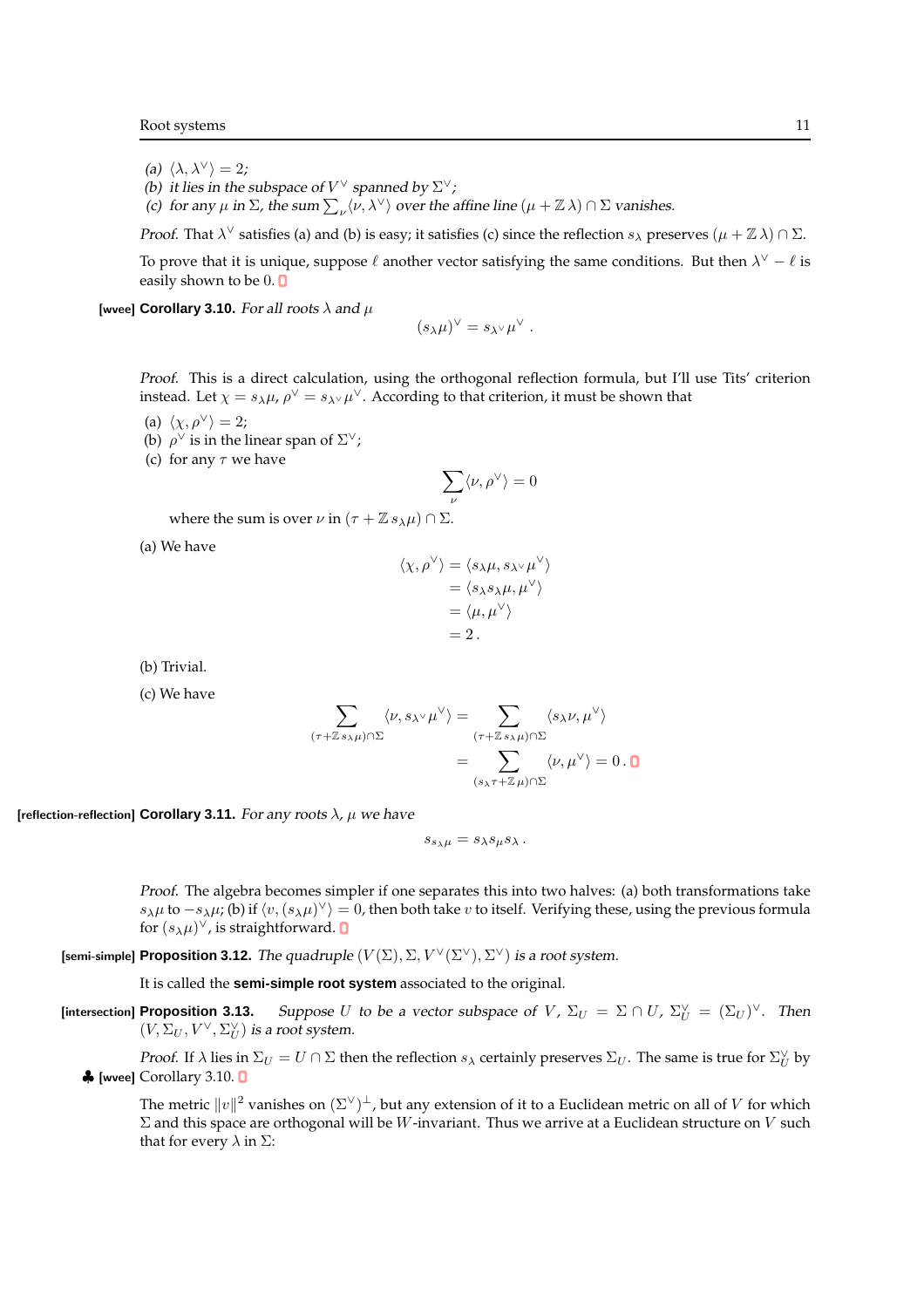(a) $\langle \lambda, \lambda^\vee \rangle = 2$;
(b) it lies in the subspace of $V^\vee$ spanned by $\Sigma^\vee$;
(c) for any $\mu$ in $\Sigma$, the sum $\sum_\nu \langle \nu, \lambda^\vee \rangle$ over the affine line $(\mu + \mathbb{Z}\,\lambda) \cap \Sigma$ vanishes.

*Proof.* That $\lambda^\vee$ satisfies (a) and (b) is easy; it satisfies (c) since the reflection $s_\lambda$ preserves $(\mu + \mathbb{Z}\,\lambda) \cap \Sigma$.

To prove that it is unique, suppose $\ell$ another vector satisfying the same conditions. But then $\lambda^\vee - \ell$ is easily shown to be $0$. ∎

[wvee] **Corollary 3.10.** *For all roots $\lambda$ and $\mu$*

$$(s_\lambda \mu)^\vee = s_{\lambda^\vee} \mu^\vee \,.$$

*Proof.* This is a direct calculation, using the orthogonal reflection formula, but I'll use Tits' criterion instead. Let $\chi = s_\lambda \mu$, $\rho^\vee = s_{\lambda^\vee} \mu^\vee$. According to that criterion, it must be shown that

(a) $\langle \chi, \rho^\vee \rangle = 2$;
(b) $\rho^\vee$ is in the linear span of $\Sigma^\vee$;
(c) for any $\tau$ we have

$$\sum_\nu \langle \nu, \rho^\vee \rangle = 0$$

where the sum is over $\nu$ in $(\tau + \mathbb{Z}\, s_\lambda \mu) \cap \Sigma$.

(a) We have

$$\begin{aligned} \langle \chi, \rho^\vee \rangle &= \langle s_\lambda \mu, s_{\lambda^\vee} \mu^\vee \rangle \\ &= \langle s_\lambda s_\lambda \mu, \mu^\vee \rangle \\ &= \langle \mu, \mu^\vee \rangle \\ &= 2\,. \end{aligned}$$

(b) Trivial.

(c) We have

$$\begin{aligned} \sum_{(\tau + \mathbb{Z}\, s_\lambda \mu) \cap \Sigma} \langle \nu, s_{\lambda^\vee} \mu^\vee \rangle &= \sum_{(\tau + \mathbb{Z}\, s_\lambda \mu) \cap \Sigma} \langle s_\lambda \nu, \mu^\vee \rangle \\ &= \sum_{(s_\lambda \tau + \mathbb{Z}\, \mu) \cap \Sigma} \langle \nu, \mu^\vee \rangle = 0\,. \end{aligned}$$ ∎

[reflection-reflection] **Corollary 3.11.** *For any roots $\lambda$, $\mu$ we have*

$$s_{s_\lambda \mu} = s_\lambda s_\mu s_\lambda \,.$$

*Proof.* The algebra becomes simpler if one separates this into two halves: (a) both transformations take $s_\lambda \mu$ to $-s_\lambda \mu$; (b) if $\langle v, (s_\lambda \mu)^\vee \rangle = 0$, then both take $v$ to itself. Verifying these, using the previous formula for $(s_\lambda \mu)^\vee$, is straightforward. ∎

[semi-simple] **Proposition 3.12.** *The quadruple $(V(\Sigma), \Sigma, V^\vee(\Sigma^\vee), \Sigma^\vee)$ is a root system.*

It is called the **semi-simple root system** associated to the original.

[intersection] **Proposition 3.13.** *Suppose $U$ to be a vector subspace of $V$, $\Sigma_U = \Sigma \cap U$, $\Sigma_U^\vee = (\Sigma_U)^\vee$. Then $(V, \Sigma_U, V^\vee, \Sigma_U^\vee)$ is a root system.*

*Proof.* If $\lambda$ lies in $\Sigma_U = U \cap \Sigma$ then the reflection $s_\lambda$ certainly preserves $\Sigma_U$. The same is true for $\Sigma_U^\vee$ by ♣ [wvee] Corollary 3.10. ∎

The metric $\|v\|^2$ vanishes on $(\Sigma^\vee)^\perp$, but any extension of it to a Euclidean metric on all of $V$ for which $\Sigma$ and this space are orthogonal will be $W$-invariant. Thus we arrive at a Euclidean structure on $V$ such that for every $\lambda$ in $\Sigma$: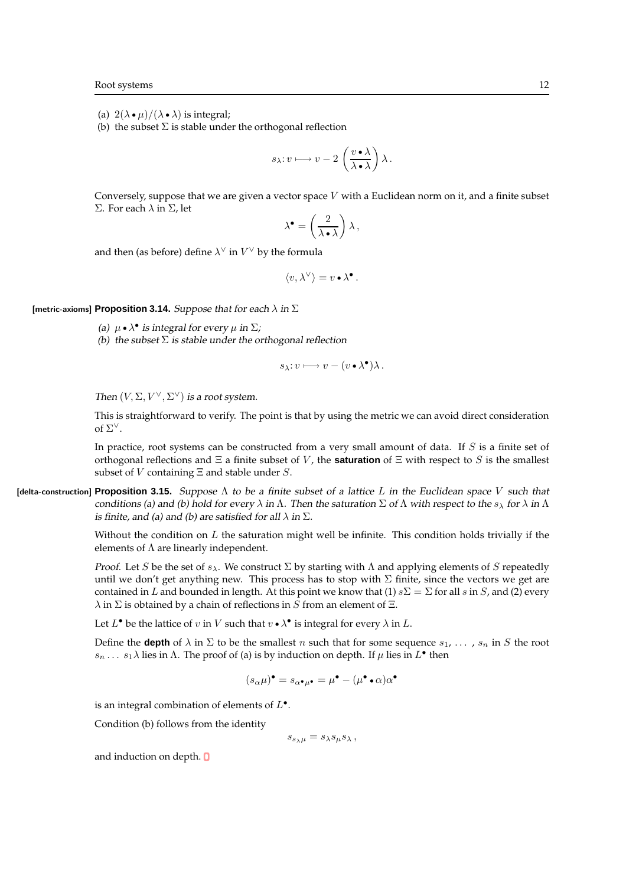(a) $2(\lambda \bullet \mu)/(\lambda \bullet \lambda)$ is integral;

(b) the subset $\Sigma$ is stable under the orthogonal reflection

$$s_\lambda : v \longmapsto v - 2\left(\frac{v \bullet \lambda}{\lambda \bullet \lambda}\right)\lambda\,.$$

Conversely, suppose that we are given a vector space $V$ with a Euclidean norm on it, and a finite subset $\Sigma$. For each $\lambda$ in $\Sigma$, let

$$\lambda^\bullet = \left(\frac{2}{\lambda \bullet \lambda}\right)\lambda\,,$$

and then (as before) define $\lambda^\vee$ in $V^\vee$ by the formula

$$\langle v, \lambda^\vee\rangle = v \bullet \lambda^\bullet\,.$$

[metric-axioms] **Proposition 3.14.** *Suppose that for each $\lambda$ in $\Sigma$*

*(a) $\mu \bullet \lambda^\bullet$ is integral for every $\mu$ in $\Sigma$;*

*(b) the subset $\Sigma$ is stable under the orthogonal reflection*

$$s_\lambda : v \longmapsto v - (v \bullet \lambda^\bullet)\lambda\,.$$

*Then $(V, \Sigma, V^\vee, \Sigma^\vee)$ is a root system.*

This is straightforward to verify. The point is that by using the metric we can avoid direct consideration of $\Sigma^\vee$.

In practice, root systems can be constructed from a very small amount of data. If $S$ is a finite set of orthogonal reflections and $\Xi$ a finite subset of $V$, the **saturation** of $\Xi$ with respect to $S$ is the smallest subset of $V$ containing $\Xi$ and stable under $S$.

[delta-construction] **Proposition 3.15.** *Suppose $\Lambda$ to be a finite subset of a lattice $L$ in the Euclidean space $V$ such that conditions (a) and (b) hold for every $\lambda$ in $\Lambda$. Then the saturation $\Sigma$ of $\Lambda$ with respect to the $s_\lambda$ for $\lambda$ in $\Lambda$ is finite, and (a) and (b) are satisfied for all $\lambda$ in $\Sigma$.*

Without the condition on $L$ the saturation might well be infinite. This condition holds trivially if the elements of $\Lambda$ are linearly independent.

*Proof.* Let $S$ be the set of $s_\lambda$. We construct $\Sigma$ by starting with $\Lambda$ and applying elements of $S$ repeatedly until we don't get anything new. This process has to stop with $\Sigma$ finite, since the vectors we get are contained in $L$ and bounded in length. At this point we know that (1) $s\Sigma = \Sigma$ for all $s$ in $S$, and (2) every $\lambda$ in $\Sigma$ is obtained by a chain of reflections in $S$ from an element of $\Xi$.

Let $L^\bullet$ be the lattice of $v$ in $V$ such that $v \bullet \lambda^\bullet$ is integral for every $\lambda$ in $L$.

Define the **depth** of $\lambda$ in $\Sigma$ to be the smallest $n$ such that for some sequence $s_1, \ldots, s_n$ in $S$ the root $s_n \ldots s_1\lambda$ lies in $\Lambda$. The proof of (a) is by induction on depth. If $\mu$ lies in $L^\bullet$ then

$$(s_\alpha \mu)^\bullet = s_{\alpha^\bullet \mu^\bullet} = \mu^\bullet - (\mu^\bullet \bullet \alpha)\alpha^\bullet$$

is an integral combination of elements of $L^\bullet$.

Condition (b) follows from the identity

$$s_{s_\lambda \mu} = s_\lambda s_\mu s_\lambda\,,$$

and induction on depth. ∎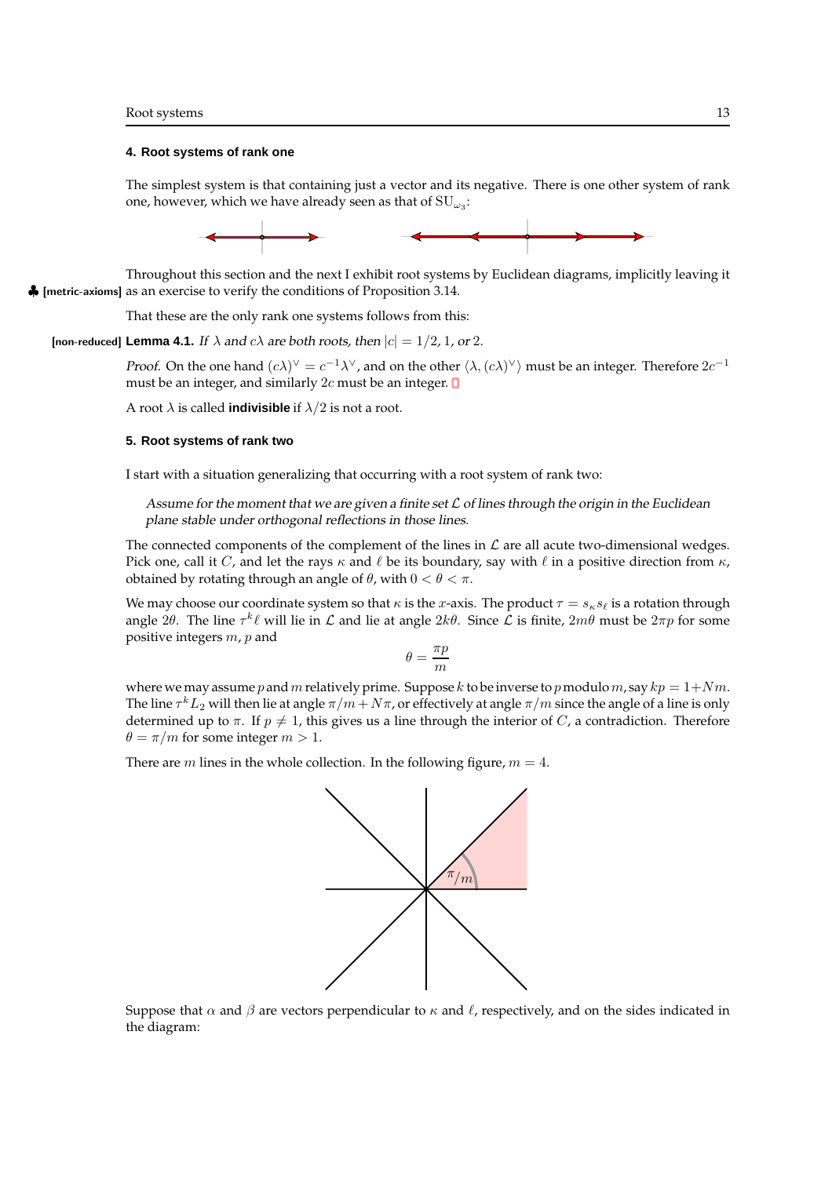## 4. Root systems of rank one

The simplest system is that containing just a vector and its negative. There is one other system of rank one, however, which we have already seen as that of $\mathrm{SU}_{\omega_3}$:

Throughout this section and the next I exhibit root systems by Euclidean diagrams, implicitly leaving it as an exercise to verify the conditions of Proposition 3.14.

That these are the only rank one systems follows from this:

**Lemma 4.1.** *If $\lambda$ and $c\lambda$ are both roots, then $|c| = 1/2$, 1, or 2.*

*Proof.* On the one hand $(c\lambda)^\vee = c^{-1}\lambda^\vee$, and on the other $\langle \lambda, (c\lambda)^\vee \rangle$ must be an integer. Therefore $2c^{-1}$ must be an integer, and similarly $2c$ must be an integer.

A root $\lambda$ is called **indivisible** if $\lambda/2$ is not a root.

## 5. Root systems of rank two

I start with a situation generalizing that occurring with a root system of rank two:

> *Assume for the moment that we are given a finite set $\mathcal{L}$ of lines through the origin in the Euclidean plane stable under orthogonal reflections in those lines.*

The connected components of the complement of the lines in $\mathcal{L}$ are all acute two-dimensional wedges. Pick one, call it $C$, and let the rays $\kappa$ and $\ell$ be its boundary, say with $\ell$ in a positive direction from $\kappa$, obtained by rotating through an angle of $\theta$, with $0 < \theta < \pi$.

We may choose our coordinate system so that $\kappa$ is the $x$-axis. The product $\tau = s_\kappa s_\ell$ is a rotation through angle $2\theta$. The line $\tau^k \ell$ will lie in $\mathcal{L}$ and lie at angle $2k\theta$. Since $\mathcal{L}$ is finite, $2m\theta$ must be $2\pi p$ for some positive integers $m$, $p$ and

$$\theta = \frac{\pi p}{m}$$

where we may assume $p$ and $m$ relatively prime. Suppose $k$ to be inverse to $p$ modulo $m$, say $kp = 1 + Nm$. The line $\tau^k L_2$ will then lie at angle $\pi/m + N\pi$, or effectively at angle $\pi/m$ since the angle of a line is only determined up to $\pi$. If $p \neq 1$, this gives us a line through the interior of $C$, a contradiction. Therefore $\theta = \pi/m$ for some integer $m > 1$.

There are $m$ lines in the whole collection. In the following figure, $m = 4$.

Suppose that $\alpha$ and $\beta$ are vectors perpendicular to $\kappa$ and $\ell$, respectively, and on the sides indicated in the diagram: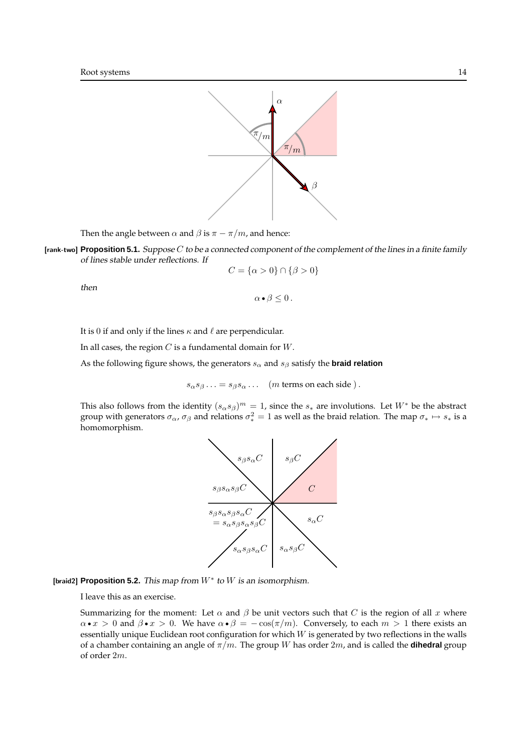Then the angle between $\alpha$ and $\beta$ is $\pi - \pi/m$, and hence:

**[rank-two] Proposition 5.1.** *Suppose $C$ to be a connected component of the complement of the lines in a finite family of lines stable under reflections. If*

$$C = \{\alpha > 0\} \cap \{\beta > 0\}$$

*then*

$$\alpha \bullet \beta \le 0\,.$$

It is 0 if and only if the lines $\kappa$ and $\ell$ are perpendicular.

In all cases, the region $C$ is a fundamental domain for $W$.

As the following figure shows, the generators $s_\alpha$ and $s_\beta$ satisfy the **braid relation**

$$s_\alpha s_\beta \ldots = s_\beta s_\alpha \ldots \quad (m \text{ terms on each side })\,.$$

This also follows from the identity $(s_\alpha s_\beta)^m = 1$, since the $s_*$ are involutions. Let $W^*$ be the abstract group with generators $\sigma_\alpha$, $\sigma_\beta$ and relations $\sigma_*^2 = 1$ as well as the braid relation. The map $\sigma_* \mapsto s_*$ is a homomorphism.

**[braid2] Proposition 5.2.** *This map from $W^*$ to $W$ is an isomorphism.*

I leave this as an exercise.

Summarizing for the moment: Let $\alpha$ and $\beta$ be unit vectors such that $C$ is the region of all $x$ where $\alpha \bullet x > 0$ and $\beta \bullet x > 0$. We have $\alpha \bullet \beta = -\cos(\pi/m)$. Conversely, to each $m > 1$ there exists an essentially unique Euclidean root configuration for which $W$ is generated by two reflections in the walls of a chamber containing an angle of $\pi/m$. The group $W$ has order $2m$, and is called the **dihedral** group of order $2m$.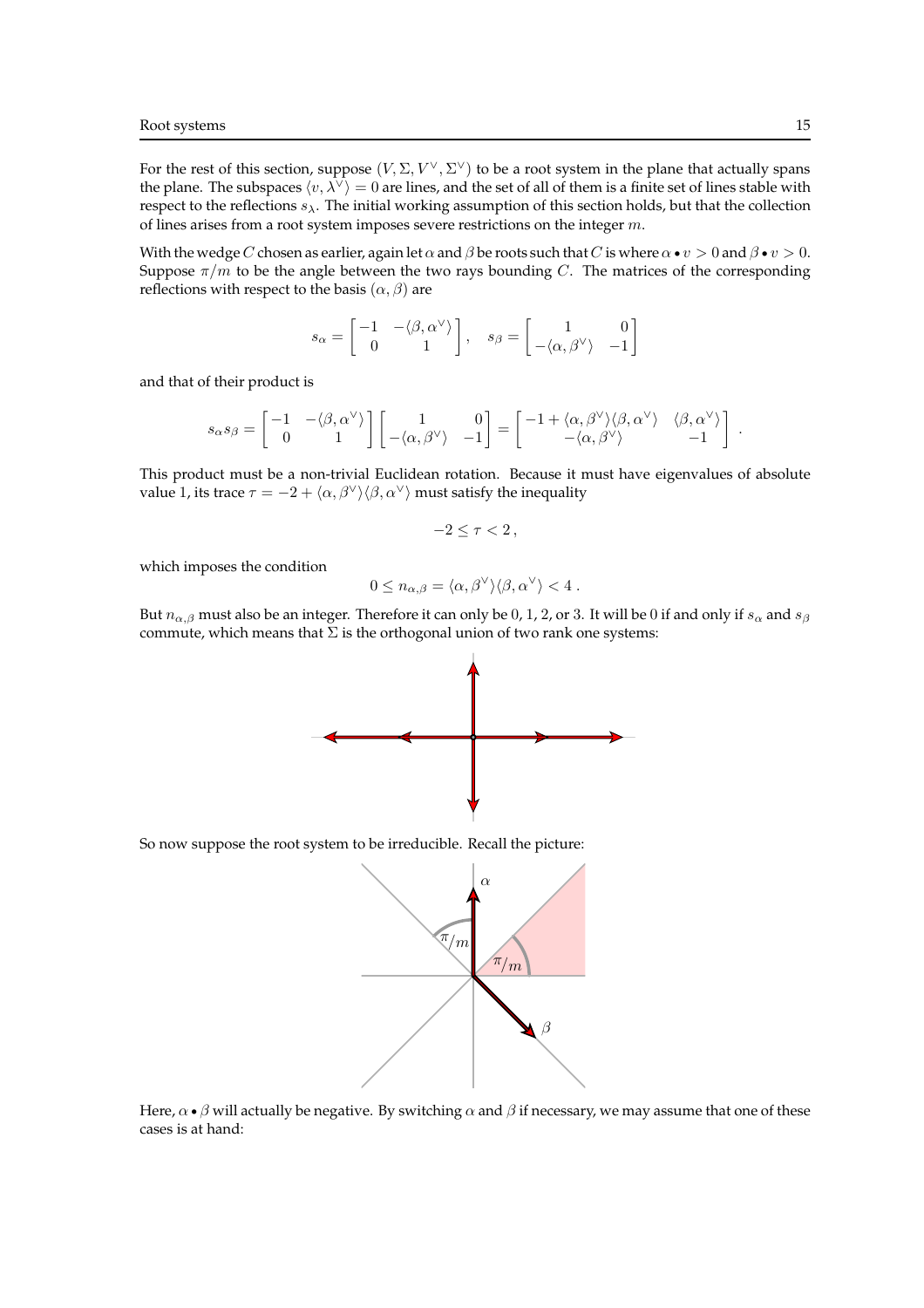For the rest of this section, suppose $(V, \Sigma, V^\vee, \Sigma^\vee)$ to be a root system in the plane that actually spans the plane. The subspaces $\langle v, \lambda^\vee \rangle = 0$ are lines, and the set of all of them is a finite set of lines stable with respect to the reflections $s_\lambda$. The initial working assumption of this section holds, but that the collection of lines arises from a root system imposes severe restrictions on the integer $m$.

With the wedge $C$ chosen as earlier, again let $\alpha$ and $\beta$ be roots such that $C$ is where $\alpha \bullet v > 0$ and $\beta \bullet v > 0$. Suppose $\pi/m$ to be the angle between the two rays bounding $C$. The matrices of the corresponding reflections with respect to the basis $(\alpha, \beta)$ are

$$
s_\alpha = \begin{bmatrix} -1 & -\langle \beta, \alpha^\vee \rangle \\ 0 & 1 \end{bmatrix}, \quad s_\beta = \begin{bmatrix} 1 & 0 \\ -\langle \alpha, \beta^\vee \rangle & -1 \end{bmatrix}
$$

and that of their product is

$$
s_\alpha s_\beta = \begin{bmatrix} -1 & -\langle \beta, \alpha^\vee \rangle \\ 0 & 1 \end{bmatrix} \begin{bmatrix} 1 & 0 \\ -\langle \alpha, \beta^\vee \rangle & -1 \end{bmatrix} = \begin{bmatrix} -1 + \langle \alpha, \beta^\vee \rangle \langle \beta, \alpha^\vee \rangle & \langle \beta, \alpha^\vee \rangle \\ -\langle \alpha, \beta^\vee \rangle & -1 \end{bmatrix} .
$$

This product must be a non-trivial Euclidean rotation. Because it must have eigenvalues of absolute value 1, its trace $\tau = -2 + \langle \alpha, \beta^\vee \rangle \langle \beta, \alpha^\vee \rangle$ must satisfy the inequality

$$
-2 \le \tau < 2 ,
$$

which imposes the condition

$$
0 \le n_{\alpha,\beta} = \langle \alpha, \beta^\vee \rangle \langle \beta, \alpha^\vee \rangle < 4 .
$$

But $n_{\alpha,\beta}$ must also be an integer. Therefore it can only be 0, 1, 2, or 3. It will be 0 if and only if $s_\alpha$ and $s_\beta$ commute, which means that $\Sigma$ is the orthogonal union of two rank one systems:

So now suppose the root system to be irreducible. Recall the picture:

Here, $\alpha \bullet \beta$ will actually be negative. By switching $\alpha$ and $\beta$ if necessary, we may assume that one of these cases is at hand: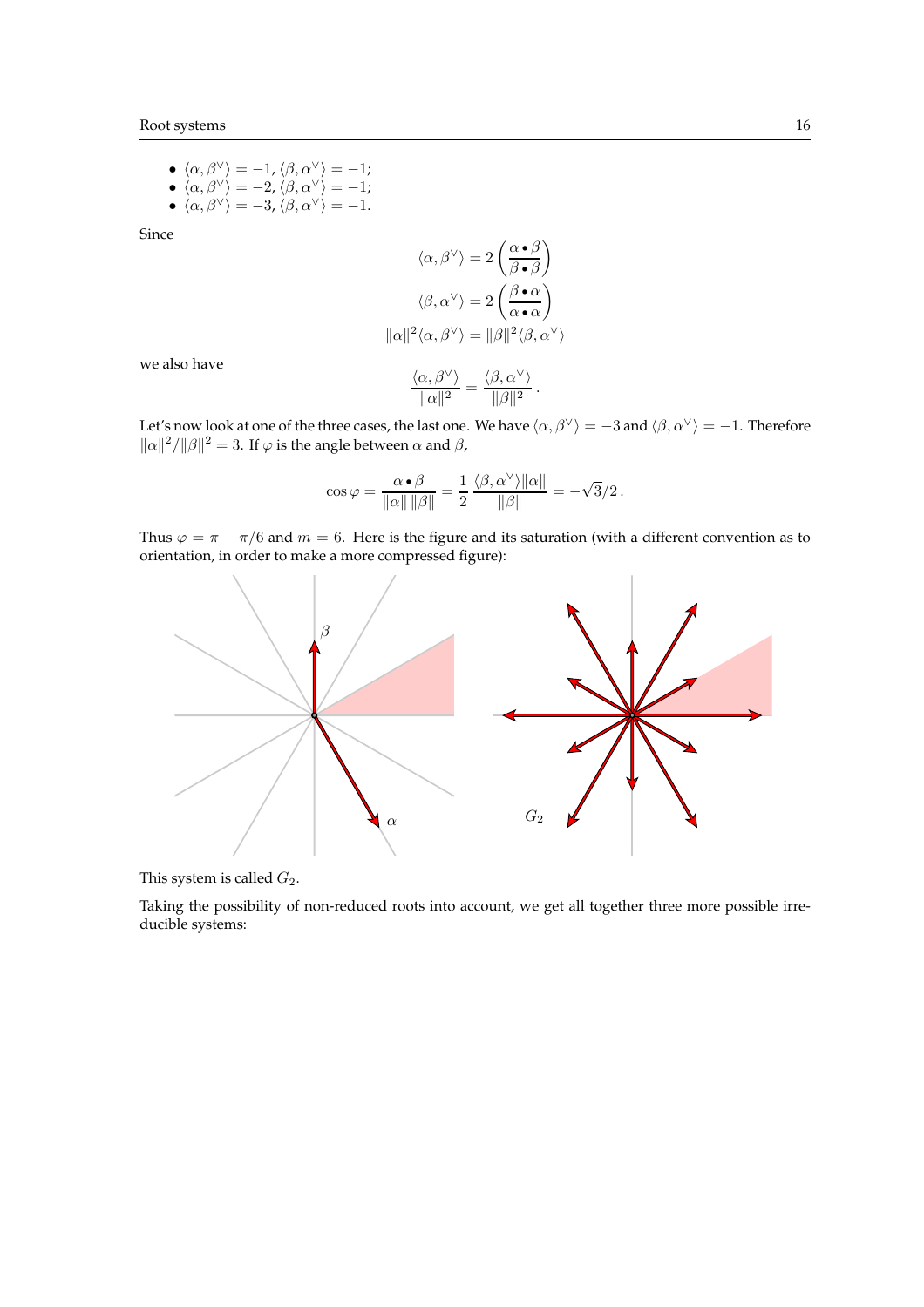- $\langle \alpha, \beta^\vee \rangle = -1$, $\langle \beta, \alpha^\vee \rangle = -1$;
- $\langle \alpha, \beta^\vee \rangle = -2$, $\langle \beta, \alpha^\vee \rangle = -1$;
- $\langle \alpha, \beta^\vee \rangle = -3$, $\langle \beta, \alpha^\vee \rangle = -1$.

Since

$$\langle \alpha, \beta^\vee \rangle = 2 \left( \frac{\alpha \bullet \beta}{\beta \bullet \beta} \right)$$

$$\langle \beta, \alpha^\vee \rangle = 2 \left( \frac{\beta \bullet \alpha}{\alpha \bullet \alpha} \right)$$

$$\|\alpha\|^2 \langle \alpha, \beta^\vee \rangle = \|\beta\|^2 \langle \beta, \alpha^\vee \rangle$$

we also have

$$\frac{\langle \alpha, \beta^\vee \rangle}{\|\alpha\|^2} = \frac{\langle \beta, \alpha^\vee \rangle}{\|\beta\|^2} .$$

Let's now look at one of the three cases, the last one. We have $\langle \alpha, \beta^\vee \rangle = -3$ and $\langle \beta, \alpha^\vee \rangle = -1$. Therefore $\|\alpha\|^2/\|\beta\|^2 = 3$. If $\varphi$ is the angle between $\alpha$ and $\beta$,

$$\cos \varphi = \frac{\alpha \bullet \beta}{\|\alpha\| \, \|\beta\|} = \frac{1}{2} \, \frac{\langle \beta, \alpha^\vee \rangle \|\alpha\|}{\|\beta\|} = -\sqrt{3}/2 \, .$$

Thus $\varphi = \pi - \pi/6$ and $m = 6$. Here is the figure and its saturation (with a different convention as to orientation, in order to make a more compressed figure):

This system is called $G_2$.

Taking the possibility of non-reduced roots into account, we get all together three more possible irreducible systems: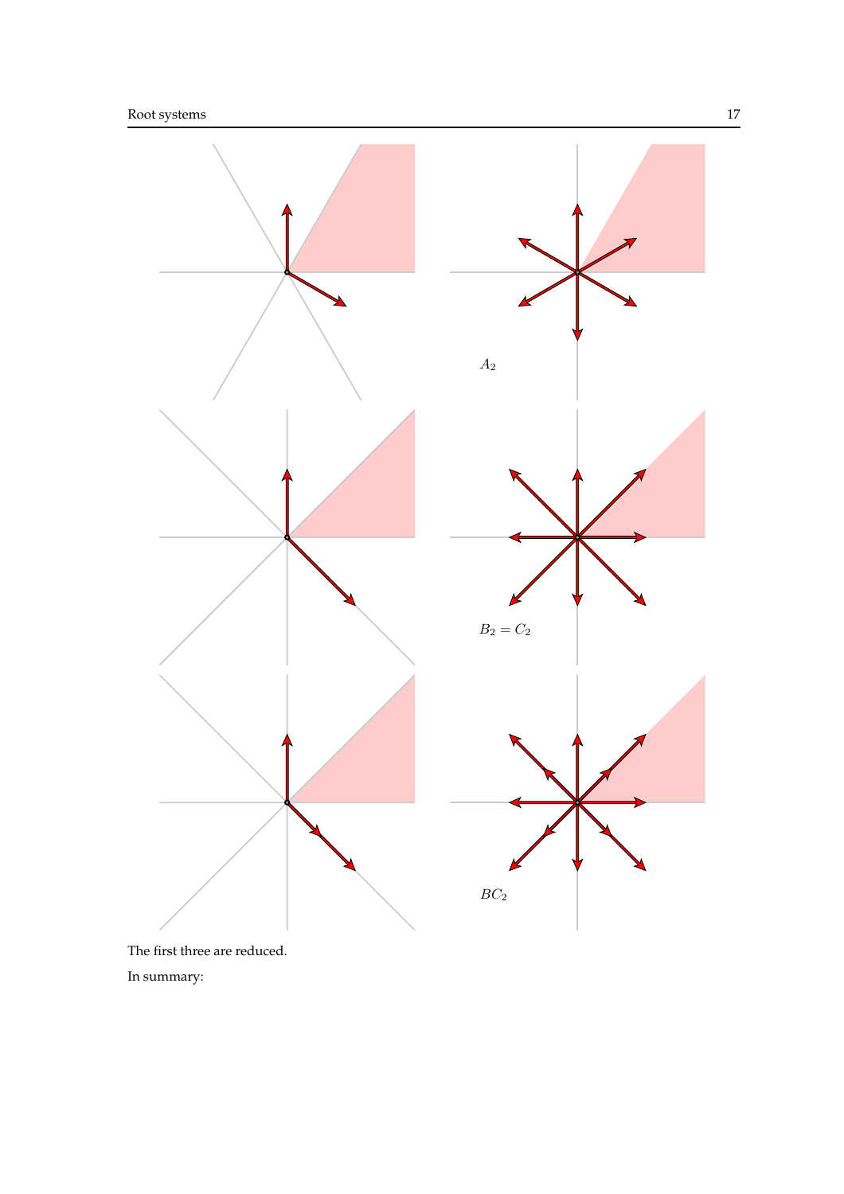$A_2$

$B_2 = C_2$

$BC_2$

The first three are reduced.

In summary: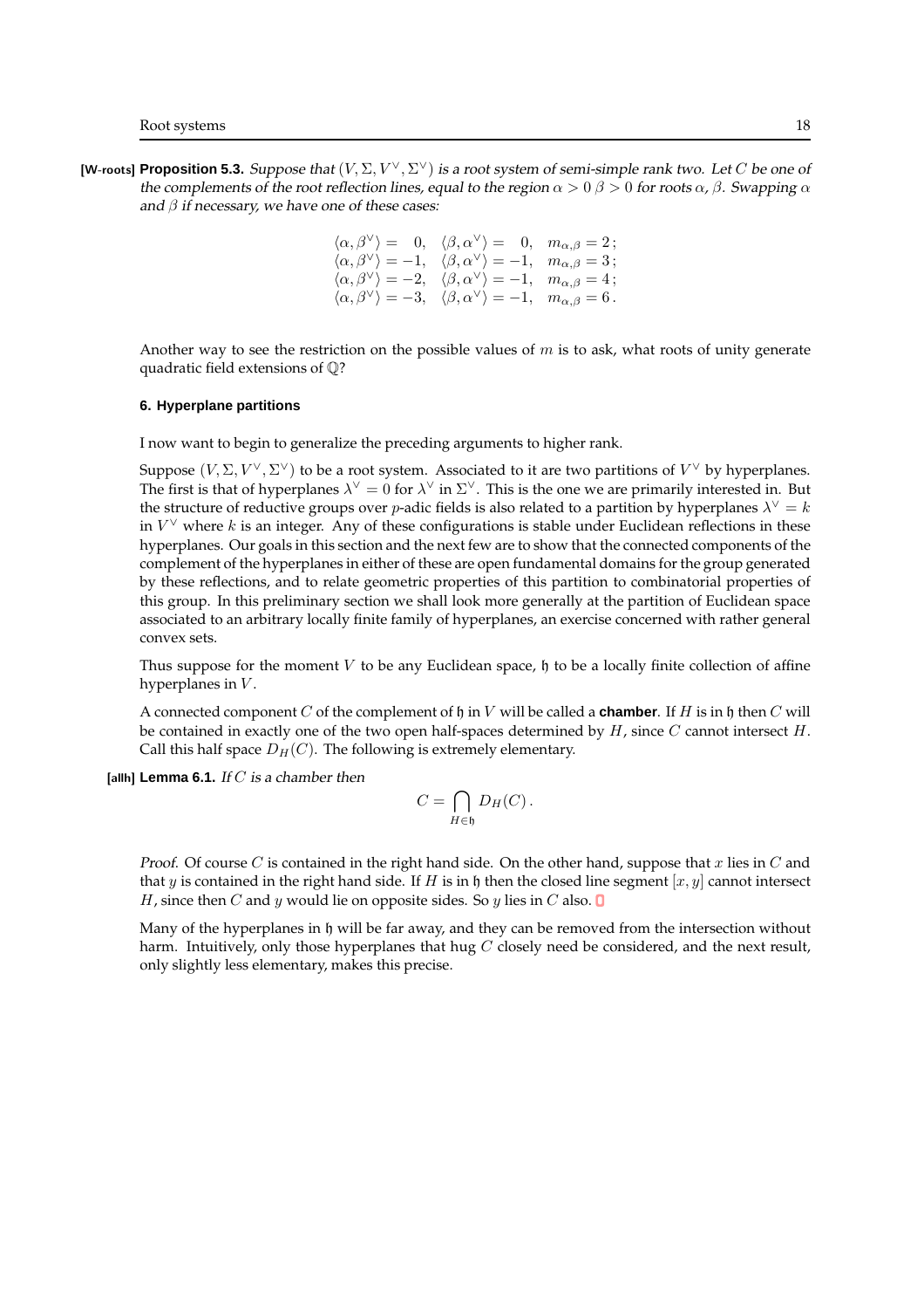**[W-roots] Proposition 5.3.** *Suppose that $(V, \Sigma, V^\vee, \Sigma^\vee)$ is a root system of semi-simple rank two. Let $C$ be one of the complements of the root reflection lines, equal to the region $\alpha > 0$ $\beta > 0$ for roots $\alpha$, $\beta$. Swapping $\alpha$ and $\beta$ if necessary, we have one of these cases:*

$$
\begin{array}{lll}
\langle \alpha, \beta^\vee \rangle = \ \ 0, & \langle \beta, \alpha^\vee \rangle = \ \ 0, & m_{\alpha,\beta} = 2\,; \\
\langle \alpha, \beta^\vee \rangle = -1, & \langle \beta, \alpha^\vee \rangle = -1, & m_{\alpha,\beta} = 3\,; \\
\langle \alpha, \beta^\vee \rangle = -2, & \langle \beta, \alpha^\vee \rangle = -1, & m_{\alpha,\beta} = 4\,; \\
\langle \alpha, \beta^\vee \rangle = -3, & \langle \beta, \alpha^\vee \rangle = -1, & m_{\alpha,\beta} = 6\,.
\end{array}
$$

Another way to see the restriction on the possible values of $m$ is to ask, what roots of unity generate quadratic field extensions of $\mathbb{Q}$?

## 6. Hyperplane partitions

I now want to begin to generalize the preceding arguments to higher rank.

Suppose $(V, \Sigma, V^\vee, \Sigma^\vee)$ to be a root system. Associated to it are two partitions of $V^\vee$ by hyperplanes. The first is that of hyperplanes $\lambda^\vee = 0$ for $\lambda^\vee$ in $\Sigma^\vee$. This is the one we are primarily interested in. But the structure of reductive groups over $p$-adic fields is also related to a partition by hyperplanes $\lambda^\vee = k$ in $V^\vee$ where $k$ is an integer. Any of these configurations is stable under Euclidean reflections in these hyperplanes. Our goals in this section and the next few are to show that the connected components of the complement of the hyperplanes in either of these are open fundamental domains for the group generated by these reflections, and to relate geometric properties of this partition to combinatorial properties of this group. In this preliminary section we shall look more generally at the partition of Euclidean space associated to an arbitrary locally finite family of hyperplanes, an exercise concerned with rather general convex sets.

Thus suppose for the moment $V$ to be any Euclidean space, $\mathfrak{h}$ to be a locally finite collection of affine hyperplanes in $V$.

A connected component $C$ of the complement of $\mathfrak{h}$ in $V$ will be called a **chamber**. If $H$ is in $\mathfrak{h}$ then $C$ will be contained in exactly one of the two open half-spaces determined by $H$, since $C$ cannot intersect $H$. Call this half space $D_H(C)$. The following is extremely elementary.

**[allh] Lemma 6.1.** *If $C$ is a chamber then*

$$
C = \bigcap_{H \in \mathfrak{h}} D_H(C)\,.
$$

*Proof.* Of course $C$ is contained in the right hand side. On the other hand, suppose that $x$ lies in $C$ and that $y$ is contained in the right hand side. If $H$ is in $\mathfrak{h}$ then the closed line segment $[x, y]$ cannot intersect $H$, since then $C$ and $y$ would lie on opposite sides. So $y$ lies in $C$ also. ▯

Many of the hyperplanes in $\mathfrak{h}$ will be far away, and they can be removed from the intersection without harm. Intuitively, only those hyperplanes that hug $C$ closely need be considered, and the next result, only slightly less elementary, makes this precise.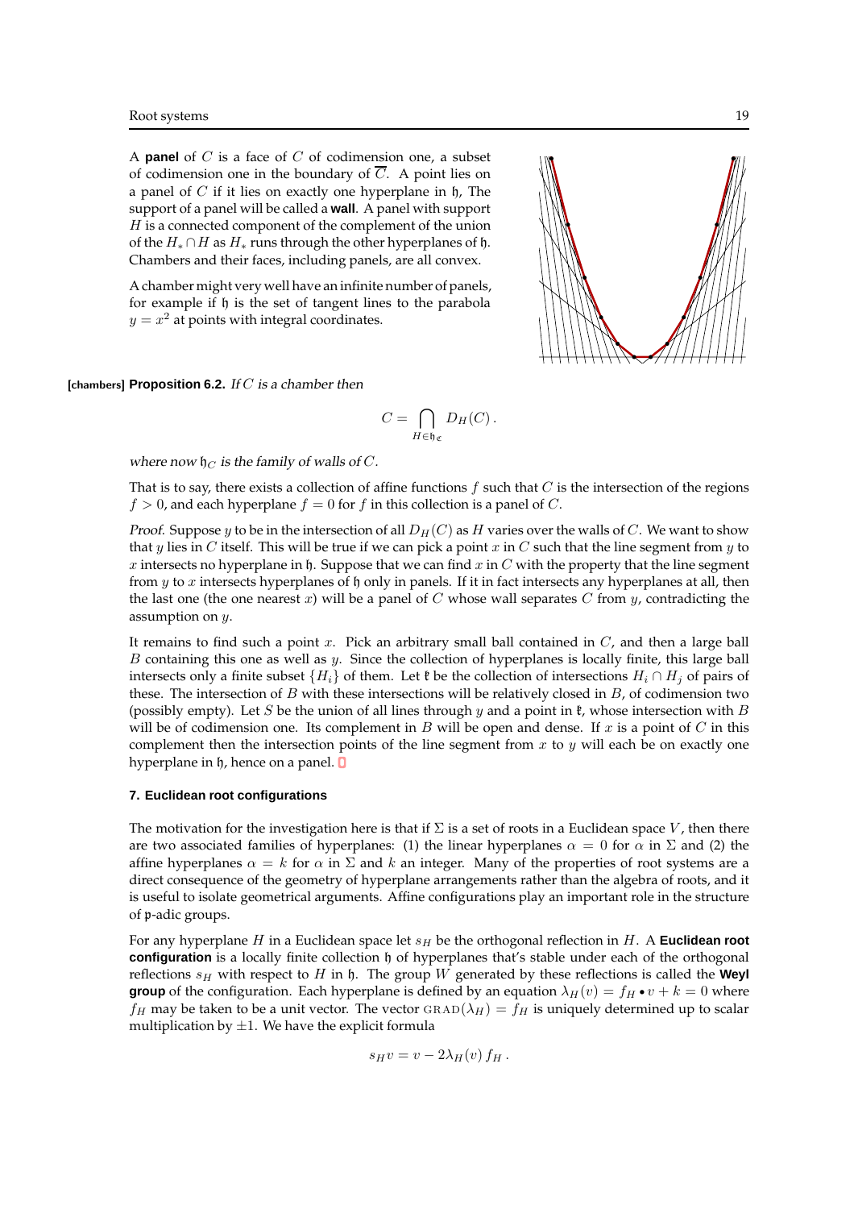A **panel** of $C$ is a face of $C$ of codimension one, a subset of codimension one in the boundary of $\overline{C}$. A point lies on a panel of $C$ if it lies on exactly one hyperplane in $\mathfrak{h}$, The support of a panel will be called a **wall**. A panel with support $H$ is a connected component of the complement of the union of the $H_* \cap H$ as $H_*$ runs through the other hyperplanes of $\mathfrak{h}$. Chambers and their faces, including panels, are all convex.

A chamber might very well have an infinite number of panels, for example if $\mathfrak{h}$ is the set of tangent lines to the parabola $y = x^2$ at points with integral coordinates.

**[chambers] Proposition 6.2.** *If $C$ is a chamber then*

$$C = \bigcap_{H \in \mathfrak{h}_C} D_H(C)\,.$$

*where now $\mathfrak{h}_C$ is the family of walls of $C$.*

That is to say, there exists a collection of affine functions $f$ such that $C$ is the intersection of the regions $f > 0$, and each hyperplane $f = 0$ for $f$ in this collection is a panel of $C$.

*Proof.* Suppose $y$ to be in the intersection of all $D_H(C)$ as $H$ varies over the walls of $C$. We want to show that $y$ lies in $C$ itself. This will be true if we can pick a point $x$ in $C$ such that the line segment from $y$ to $x$ intersects no hyperplane in $\mathfrak{h}$. Suppose that we can find $x$ in $C$ with the property that the line segment from $y$ to $x$ intersects hyperplanes of $\mathfrak{h}$ only in panels. If it in fact intersects any hyperplanes at all, then the last one (the one nearest $x$) will be a panel of $C$ whose wall separates $C$ from $y$, contradicting the assumption on $y$.

It remains to find such a point $x$. Pick an arbitrary small ball contained in $C$, and then a large ball $B$ containing this one as well as $y$. Since the collection of hyperplanes is locally finite, this large ball intersects only a finite subset $\{H_i\}$ of them. Let $\mathfrak{k}$ be the collection of intersections $H_i \cap H_j$ of pairs of these. The intersection of $B$ with these intersections will be relatively closed in $B$, of codimension two (possibly empty). Let $S$ be the union of all lines through $y$ and a point in $\mathfrak{k}$, whose intersection with $B$ will be of codimension one. Its complement in $B$ will be open and dense. If $x$ is a point of $C$ in this complement then the intersection points of the line segment from $x$ to $y$ will each be on exactly one hyperplane in $\mathfrak{h}$, hence on a panel. ∎

### 7. Euclidean root configurations

The motivation for the investigation here is that if $\Sigma$ is a set of roots in a Euclidean space $V$, then there are two associated families of hyperplanes: (1) the linear hyperplanes $\alpha = 0$ for $\alpha$ in $\Sigma$ and (2) the affine hyperplanes $\alpha = k$ for $\alpha$ in $\Sigma$ and $k$ an integer. Many of the properties of root systems are a direct consequence of the geometry of hyperplane arrangements rather than the algebra of roots, and it is useful to isolate geometrical arguments. Affine configurations play an important role in the structure of $\mathfrak{p}$-adic groups.

For any hyperplane $H$ in a Euclidean space let $s_H$ be the orthogonal reflection in $H$. A **Euclidean root configuration** is a locally finite collection $\mathfrak{h}$ of hyperplanes that's stable under each of the orthogonal reflections $s_H$ with respect to $H$ in $\mathfrak{h}$. The group $W$ generated by these reflections is called the **Weyl group** of the configuration. Each hyperplane is defined by an equation $\lambda_H(v) = f_H \bullet v + k = 0$ where $f_H$ may be taken to be a unit vector. The vector $\mathrm{GRAD}(\lambda_H) = f_H$ is uniquely determined up to scalar multiplication by $\pm 1$. We have the explicit formula

$$s_H v = v - 2\lambda_H(v)\, f_H\,.$$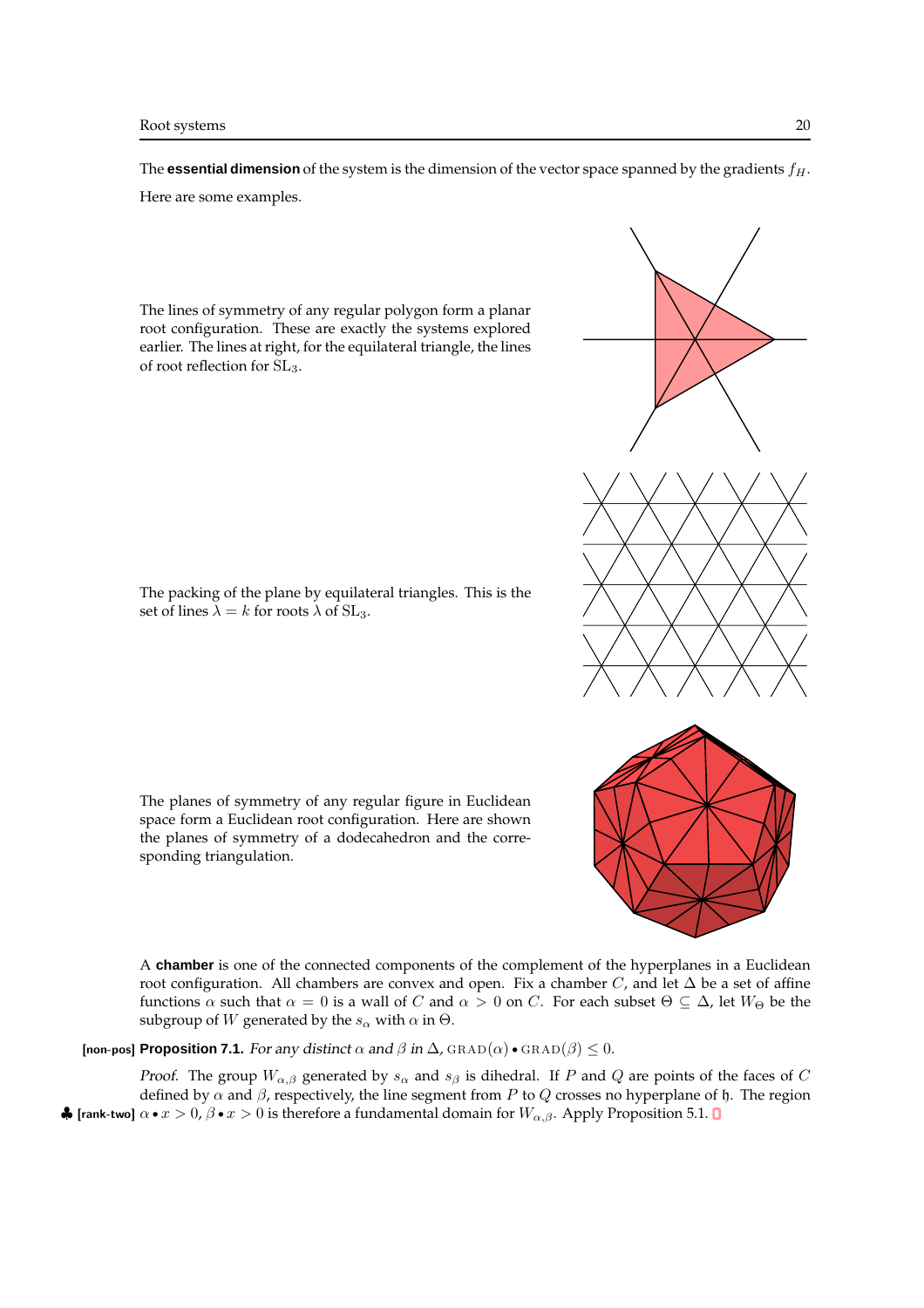The **essential dimension** of the system is the dimension of the vector space spanned by the gradients $f_H$.

Here are some examples.

The lines of symmetry of any regular polygon form a planar root configuration. These are exactly the systems explored earlier. The lines at right, for the equilateral triangle, the lines of root reflection for $\mathrm{SL}_3$.

The packing of the plane by equilateral triangles. This is the set of lines $\lambda = k$ for roots $\lambda$ of $\mathrm{SL}_3$.

The planes of symmetry of any regular figure in Euclidean space form a Euclidean root configuration. Here are shown the planes of symmetry of a dodecahedron and the corresponding triangulation.

A **chamber** is one of the connected components of the complement of the hyperplanes in a Euclidean root configuration. All chambers are convex and open. Fix a chamber $C$, and let $\Delta$ be a set of affine functions $\alpha$ such that $\alpha = 0$ is a wall of $C$ and $\alpha > 0$ on $C$. For each subset $\Theta \subseteq \Delta$, let $W_\Theta$ be the subgroup of $W$ generated by the $s_\alpha$ with $\alpha$ in $\Theta$.

[non-pos] **Proposition 7.1.** *For any distinct $\alpha$ and $\beta$ in $\Delta$, $\mathrm{GRAD}(\alpha) \bullet \mathrm{GRAD}(\beta) \le 0$.*

*Proof.* The group $W_{\alpha,\beta}$ generated by $s_\alpha$ and $s_\beta$ is dihedral. If $P$ and $Q$ are points of the faces of $C$ defined by $\alpha$ and $\beta$, respectively, the line segment from $P$ to $Q$ crosses no hyperplane of $\mathfrak{h}$. The region [rank-two] $\alpha \bullet x > 0$, $\beta \bullet x > 0$ is therefore a fundamental domain for $W_{\alpha,\beta}$. Apply Proposition 5.1. ∎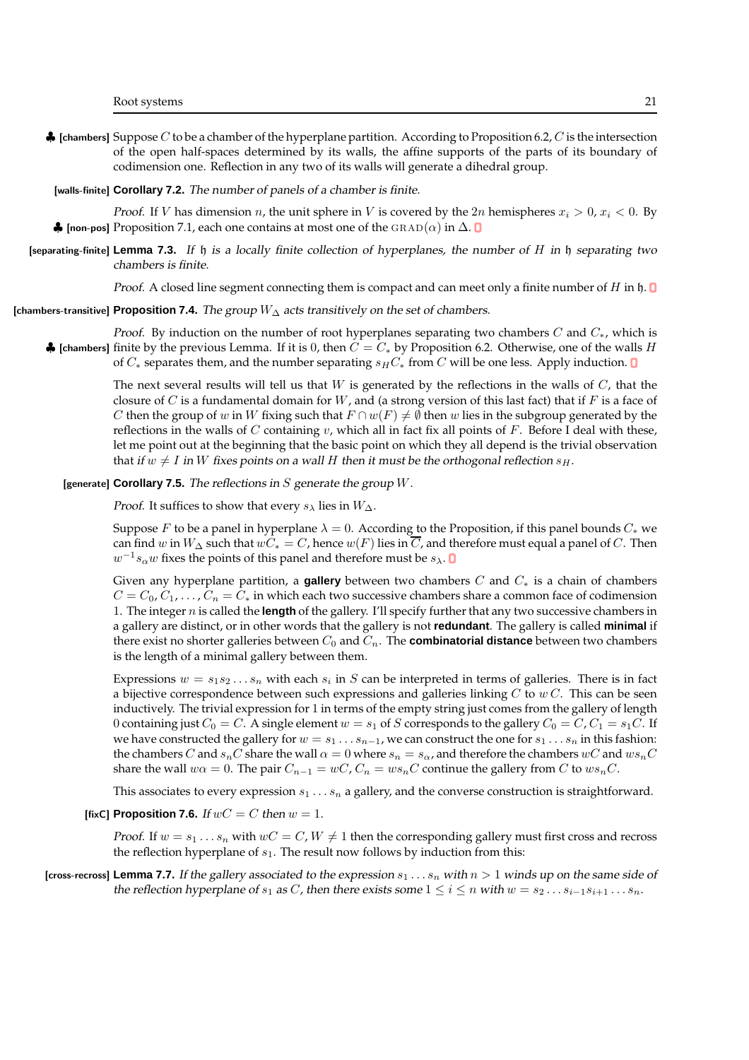♣ [chambers] Suppose $C$ to be a chamber of the hyperplane partition. According to Proposition 6.2, $C$ is the intersection of the open half-spaces determined by its walls, the affine supports of the parts of its boundary of codimension one. Reflection in any two of its walls will generate a dihedral group.

[walls-finite] **Corollary 7.2.** *The number of panels of a chamber is finite.*

*Proof.* If $V$ has dimension $n$, the unit sphere in $V$ is covered by the $2n$ hemispheres $x_i > 0$, $x_i < 0$. By

♣ [non-pos] Proposition 7.1, each one contains at most one of the $\mathrm{GRAD}(\alpha)$ in $\Delta$. ∎

[separating-finite] **Lemma 7.3.** *If $\mathfrak{h}$ is a locally finite collection of hyperplanes, the number of $H$ in $\mathfrak{h}$ separating two chambers is finite.*

*Proof.* A closed line segment connecting them is compact and can meet only a finite number of $H$ in $\mathfrak{h}$. ∎

[chambers-transitive] **Proposition 7.4.** *The group $W_\Delta$ acts transitively on the set of chambers.*

*Proof.* By induction on the number of root hyperplanes separating two chambers $C$ and $C_*$, which is

♣ [chambers] finite by the previous Lemma. If it is 0, then $C = C_*$ by Proposition 6.2. Otherwise, one of the walls $H$ of $C_*$ separates them, and the number separating $s_H C_*$ from $C$ will be one less. Apply induction. ∎

The next several results will tell us that $W$ is generated by the reflections in the walls of $C$, that the closure of $C$ is a fundamental domain for $W$, and (a strong version of this last fact) that if $F$ is a face of $C$ then the group of $w$ in $W$ fixing such that $F \cap w(F) \neq \emptyset$ then $w$ lies in the subgroup generated by the reflections in the walls of $C$ containing $v$, which all in fact fix all points of $F$. Before I deal with these, let me point out at the beginning that the basic point on which they all depend is the trivial observation that *if $w \neq I$ in $W$ fixes points on a wall $H$ then it must be the orthogonal reflection $s_H$.*

[generate] **Corollary 7.5.** *The reflections in $S$ generate the group $W$.*

*Proof.* It suffices to show that every $s_\lambda$ lies in $W_\Delta$.

Suppose $F$ to be a panel in hyperplane $\lambda = 0$. According to the Proposition, if this panel bounds $C_*$ we can find $w$ in $W_\Delta$ such that $wC_* = C$, hence $w(F)$ lies in $\overline{C}$, and therefore must equal a panel of $C$. Then $w^{-1}s_\alpha w$ fixes the points of this panel and therefore must be $s_\lambda$. ∎

Given any hyperplane partition, a **gallery** between two chambers $C$ and $C_*$ is a chain of chambers $C = C_0, C_1, \ldots, C_n = C_*$ in which each two successive chambers share a common face of codimension 1. The integer $n$ is called the **length** of the gallery. I'll specify further that any two successive chambers in a gallery are distinct, or in other words that the gallery is not **redundant**. The gallery is called **minimal** if there exist no shorter galleries between $C_0$ and $C_n$. The **combinatorial distance** between two chambers is the length of a minimal gallery between them.

Expressions $w = s_1 s_2 \ldots s_n$ with each $s_i$ in $S$ can be interpreted in terms of galleries. There is in fact a bijective correspondence between such expressions and galleries linking $C$ to $w\,C$. This can be seen inductively. The trivial expression for 1 in terms of the empty string just comes from the gallery of length 0 containing just $C_0 = C$. A single element $w = s_1$ of $S$ corresponds to the gallery $C_0 = C$, $C_1 = s_1 C$. If we have constructed the gallery for $w = s_1 \ldots s_{n-1}$, we can construct the one for $s_1 \ldots s_n$ in this fashion: the chambers $C$ and $s_n C$ share the wall $\alpha = 0$ where $s_n = s_\alpha$, and therefore the chambers $wC$ and $ws_nC$ share the wall $w\alpha = 0$. The pair $C_{n-1} = wC$, $C_n = ws_nC$ continue the gallery from $C$ to $ws_nC$.

This associates to every expression $s_1 \ldots s_n$ a gallery, and the converse construction is straightforward.

[fixC] **Proposition 7.6.** *If $wC = C$ then $w = 1$.*

*Proof.* If $w = s_1 \ldots s_n$ with $wC = C$, $W \neq 1$ then the corresponding gallery must first cross and recross the reflection hyperplane of $s_1$. The result now follows by induction from this:

[cross-recross] **Lemma 7.7.** *If the gallery associated to the expression $s_1 \ldots s_n$ with $n > 1$ winds up on the same side of the reflection hyperplane of $s_1$ as $C$, then there exists some $1 \le i \le n$ with $w = s_2 \ldots s_{i-1} s_{i+1} \ldots s_n$.*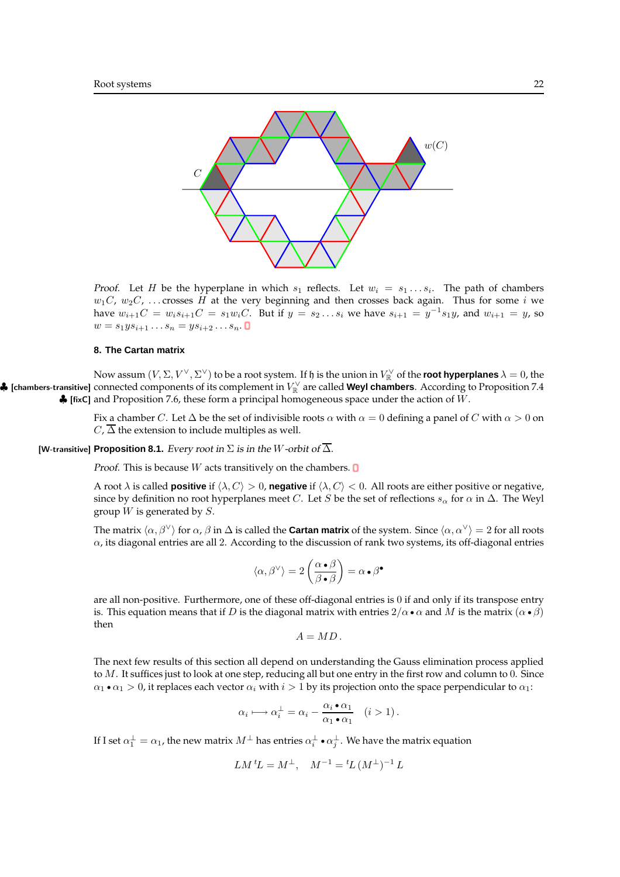*Proof.* Let $H$ be the hyperplane in which $s_1$ reflects. Let $w_i = s_1 \ldots s_i$. The path of chambers $w_1C$, $w_2C$, ... crosses $H$ at the very beginning and then crosses back again. Thus for some $i$ we have $w_{i+1}C = w_i s_{i+1} C = s_1 w_i C$. But if $y = s_2 \ldots s_i$ we have $s_{i+1} = y^{-1} s_1 y$, and $w_{i+1} = y$, so $w = s_1 y s_{i+1} \ldots s_n = y s_{i+2} \ldots s_n$. ∎

## 8. The Cartan matrix

Now assum $(V, \Sigma, V^\vee, \Sigma^\vee)$ to be a root system. If $\mathfrak{h}$ is the union in $V^\vee_{\mathbb{R}}$ of the **root hyperplanes** $\lambda = 0$, the connected components of its complement in $V^\vee_{\mathbb{R}}$ are called **Weyl chambers**. According to Proposition 7.4 and Proposition 7.6, these form a principal homogeneous space under the action of $W$.

Fix a chamber $C$. Let $\Delta$ be the set of indivisible roots $\alpha$ with $\alpha = 0$ defining a panel of $C$ with $\alpha > 0$ on $C$, $\overline{\Delta}$ the extension to include multiples as well.

**Proposition 8.1.** *Every root in $\Sigma$ is in the $W$-orbit of $\overline{\Delta}$.*

*Proof.* This is because $W$ acts transitively on the chambers. ∎

A root $\lambda$ is called **positive** if $\langle \lambda, C \rangle > 0$, **negative** if $\langle \lambda, C \rangle < 0$. All roots are either positive or negative, since by definition no root hyperplanes meet $C$. Let $S$ be the set of reflections $s_\alpha$ for $\alpha$ in $\Delta$. The Weyl group $W$ is generated by $S$.

The matrix $\langle \alpha, \beta^\vee \rangle$ for $\alpha$, $\beta$ in $\Delta$ is called the **Cartan matrix** of the system. Since $\langle \alpha, \alpha^\vee \rangle = 2$ for all roots $\alpha$, its diagonal entries are all 2. According to the discussion of rank two systems, its off-diagonal entries

$$\langle \alpha, \beta^\vee \rangle = 2 \left( \frac{\alpha \bullet \beta}{\beta \bullet \beta} \right) = \alpha \bullet \beta^\bullet$$

are all non-positive. Furthermore, one of these off-diagonal entries is 0 if and only if its transpose entry is. This equation means that if $D$ is the diagonal matrix with entries $2/\alpha \bullet \alpha$ and $M$ is the matrix $(\alpha \bullet \beta)$ then

$$A = MD \,.$$

The next few results of this section all depend on understanding the Gauss elimination process applied to $M$. It suffices just to look at one step, reducing all but one entry in the first row and column to 0. Since $\alpha_1 \bullet \alpha_1 > 0$, it replaces each vector $\alpha_i$ with $i > 1$ by its projection onto the space perpendicular to $\alpha_1$:

$$\alpha_i \longmapsto \alpha_i^\perp = \alpha_i - \frac{\alpha_i \bullet \alpha_1}{\alpha_1 \bullet \alpha_1} \quad (i > 1) \,.$$

If I set $\alpha_1^\perp = \alpha_1$, the new matrix $M^\perp$ has entries $\alpha_i^\perp \bullet \alpha_j^\perp$. We have the matrix equation

$$LM\,{}^tL = M^\perp, \quad M^{-1} = {}^tL\,(M^\perp)^{-1}\,L$$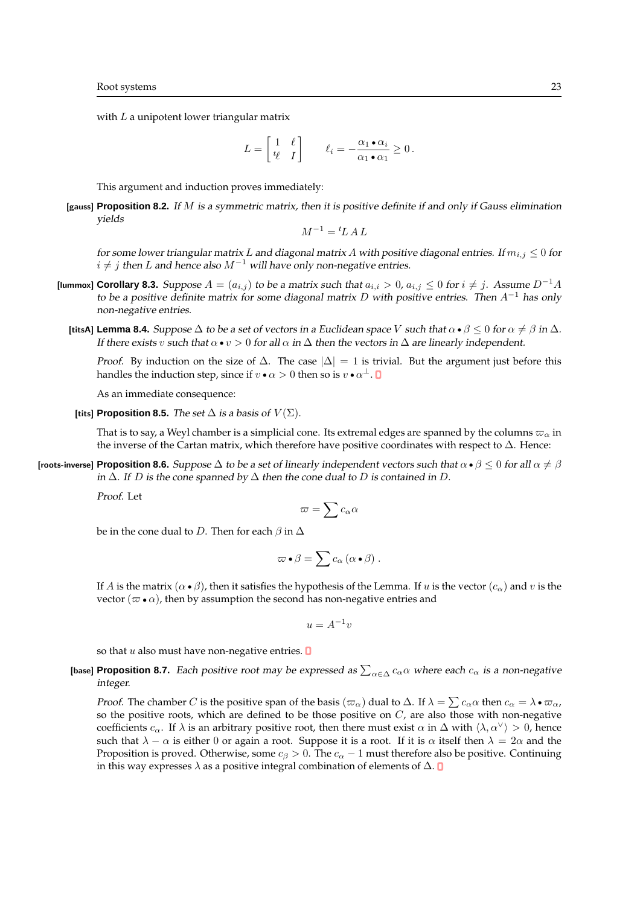with $L$ a unipotent lower triangular matrix

$$L = \begin{bmatrix} 1 & \ell \\ {}^t\ell & I \end{bmatrix} \qquad \ell_i = -\frac{\alpha_1 \bullet \alpha_i}{\alpha_1 \bullet \alpha_1} \geq 0\,.$$

This argument and induction proves immediately:

**[gauss] Proposition 8.2.** *If $M$ is a symmetric matrix, then it is positive definite if and only if Gauss elimination yields*

$$M^{-1} = {}^tL\,A\,L$$

*for some lower triangular matrix $L$ and diagonal matrix $A$ with positive diagonal entries. If $m_{i,j} \leq 0$ for $i \neq j$ then $L$ and hence also $M^{-1}$ will have only non-negative entries.*

**[lummox] Corollary 8.3.** *Suppose $A = (a_{i,j})$ to be a matrix such that $a_{i,i} > 0$, $a_{i,j} \leq 0$ for $i \neq j$. Assume $D^{-1}A$ to be a positive definite matrix for some diagonal matrix $D$ with positive entries. Then $A^{-1}$ has only non-negative entries.*

**[titsA] Lemma 8.4.** *Suppose $\Delta$ to be a set of vectors in a Euclidean space $V$ such that $\alpha \bullet \beta \leq 0$ for $\alpha \neq \beta$ in $\Delta$. If there exists $v$ such that $\alpha \bullet v > 0$ for all $\alpha$ in $\Delta$ then the vectors in $\Delta$ are linearly independent.*

*Proof.* By induction on the size of $\Delta$. The case $|\Delta| = 1$ is trivial. But the argument just before this handles the induction step, since if $v \bullet \alpha > 0$ then so is $v \bullet \alpha^{\perp}$. ∎

As an immediate consequence:

**[tits] Proposition 8.5.** *The set $\Delta$ is a basis of $V(\Sigma)$.*

That is to say, a Weyl chamber is a simplicial cone. Its extremal edges are spanned by the columns $\varpi_\alpha$ in the inverse of the Cartan matrix, which therefore have positive coordinates with respect to $\Delta$. Hence:

**[roots-inverse] Proposition 8.6.** *Suppose $\Delta$ to be a set of linearly independent vectors such that $\alpha \bullet \beta \leq 0$ for all $\alpha \neq \beta$ in $\Delta$. If $D$ is the cone spanned by $\Delta$ then the cone dual to $D$ is contained in $D$.*

*Proof.* Let

$$\varpi = \sum c_\alpha \alpha$$

be in the cone dual to $D$. Then for each $\beta$ in $\Delta$

$$\varpi \bullet \beta = \sum c_\alpha \, (\alpha \bullet \beta)\,.$$

If $A$ is the matrix $(\alpha \bullet \beta)$, then it satisfies the hypothesis of the Lemma. If $u$ is the vector $(c_\alpha)$ and $v$ is the vector $(\varpi \bullet \alpha)$, then by assumption the second has non-negative entries and

$$u = A^{-1}v$$

so that $u$ also must have non-negative entries. ∎

**[base] Proposition 8.7.** *Each positive root may be expressed as $\sum_{\alpha \in \Delta} c_\alpha \alpha$ where each $c_\alpha$ is a non-negative integer.*

*Proof.* The chamber $C$ is the positive span of the basis $(\varpi_\alpha)$ dual to $\Delta$. If $\lambda = \sum c_\alpha \alpha$ then $c_\alpha = \lambda \bullet \varpi_\alpha$, so the positive roots, which are defined to be those positive on $C$, are also those with non-negative coefficients $c_\alpha$. If $\lambda$ is an arbitrary positive root, then there must exist $\alpha$ in $\Delta$ with $\langle \lambda, \alpha^\vee \rangle > 0$, hence such that $\lambda - \alpha$ is either 0 or again a root. Suppose it is a root. If it is $\alpha$ itself then $\lambda = 2\alpha$ and the Proposition is proved. Otherwise, some $c_\beta > 0$. The $c_\alpha - 1$ must therefore also be positive. Continuing in this way expresses $\lambda$ as a positive integral combination of elements of $\Delta$. ∎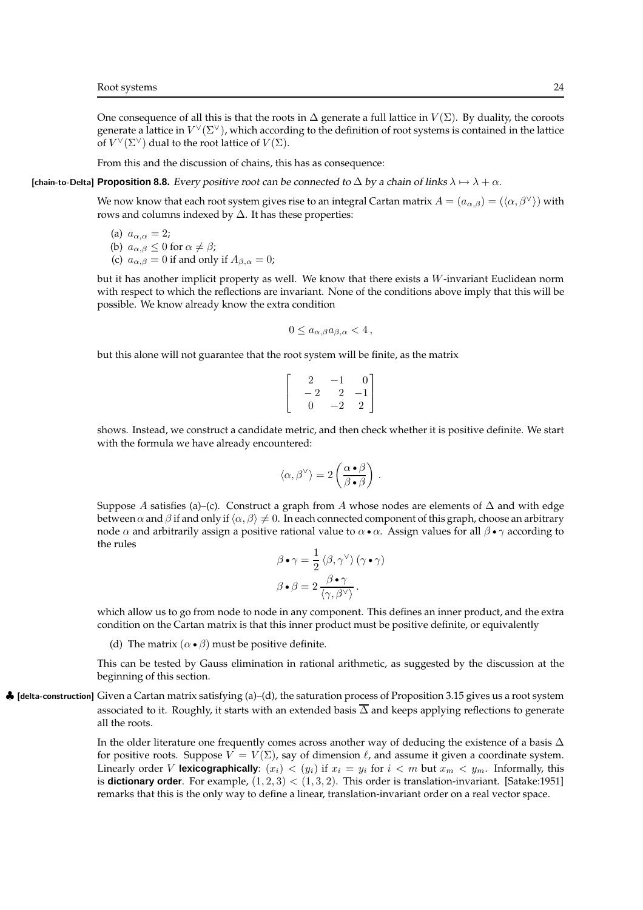One consequence of all this is that the roots in $\Delta$ generate a full lattice in $V(\Sigma)$. By duality, the coroots generate a lattice in $V^\vee(\Sigma^\vee)$, which according to the definition of root systems is contained in the lattice of $V^\vee(\Sigma^\vee)$ dual to the root lattice of $V(\Sigma)$.

From this and the discussion of chains, this has as consequence:

**[chain-to-Delta] Proposition 8.8.** *Every positive root can be connected to $\Delta$ by a chain of links $\lambda \mapsto \lambda + \alpha$.*

We now know that each root system gives rise to an integral Cartan matrix $A = (a_{\alpha,\beta}) = (\langle \alpha, \beta^\vee \rangle)$ with rows and columns indexed by $\Delta$. It has these properties:

(a) $a_{\alpha,\alpha} = 2$;
(b) $a_{\alpha,\beta} \le 0$ for $\alpha \ne \beta$;
(c) $a_{\alpha,\beta} = 0$ if and only if $A_{\beta,\alpha} = 0$;

but it has another implicit property as well. We know that there exists a $W$-invariant Euclidean norm with respect to which the reflections are invariant. None of the conditions above imply that this will be possible. We know already know the extra condition

$$0 \le a_{\alpha,\beta} a_{\beta,\alpha} < 4 \,,$$

but this alone will not guarantee that the root system will be finite, as the matrix

$$\begin{bmatrix} 2 & -1 & 0 \\ -2 & 2 & -1 \\ 0 & -2 & 2 \end{bmatrix}$$

shows. Instead, we construct a candidate metric, and then check whether it is positive definite. We start with the formula we have already encountered:

$$\langle \alpha, \beta^\vee \rangle = 2 \left( \frac{\alpha \bullet \beta}{\beta \bullet \beta} \right) \,.$$

Suppose $A$ satisfies (a)–(c). Construct a graph from $A$ whose nodes are elements of $\Delta$ and with edge between $\alpha$ and $\beta$ if and only if $\langle \alpha, \beta \rangle \ne 0$. In each connected component of this graph, choose an arbitrary node $\alpha$ and arbitrarily assign a positive rational value to $\alpha \bullet \alpha$. Assign values for all $\beta \bullet \gamma$ according to the rules

$$\beta \bullet \gamma = \frac{1}{2} \langle \beta, \gamma^\vee \rangle \, (\gamma \bullet \gamma)$$
$$\beta \bullet \beta = 2 \, \frac{\beta \bullet \gamma}{\langle \gamma, \beta^\vee \rangle} \,.$$

which allow us to go from node to node in any component. This defines an inner product, and the extra condition on the Cartan matrix is that this inner product must be positive definite, or equivalently

(d) The matrix $(\alpha \bullet \beta)$ must be positive definite.

This can be tested by Gauss elimination in rational arithmetic, as suggested by the discussion at the beginning of this section.

♣ **[delta-construction]** Given a Cartan matrix satisfying (a)–(d), the saturation process of Proposition 3.15 gives us a root system associated to it. Roughly, it starts with an extended basis $\overline{\Delta}$ and keeps applying reflections to generate all the roots.

In the older literature one frequently comes across another way of deducing the existence of a basis $\Delta$ for positive roots. Suppose $V = V(\Sigma)$, say of dimension $\ell$, and assume it given a coordinate system. Linearly order $V$ **lexicographically**: $(x_i) < (y_i)$ if $x_i = y_i$ for $i < m$ but $x_m < y_m$. Informally, this is **dictionary order**. For example, $(1, 2, 3) < (1, 3, 2)$. This order is translation-invariant. [Satake:1951] remarks that this is the only way to define a linear, translation-invariant order on a real vector space.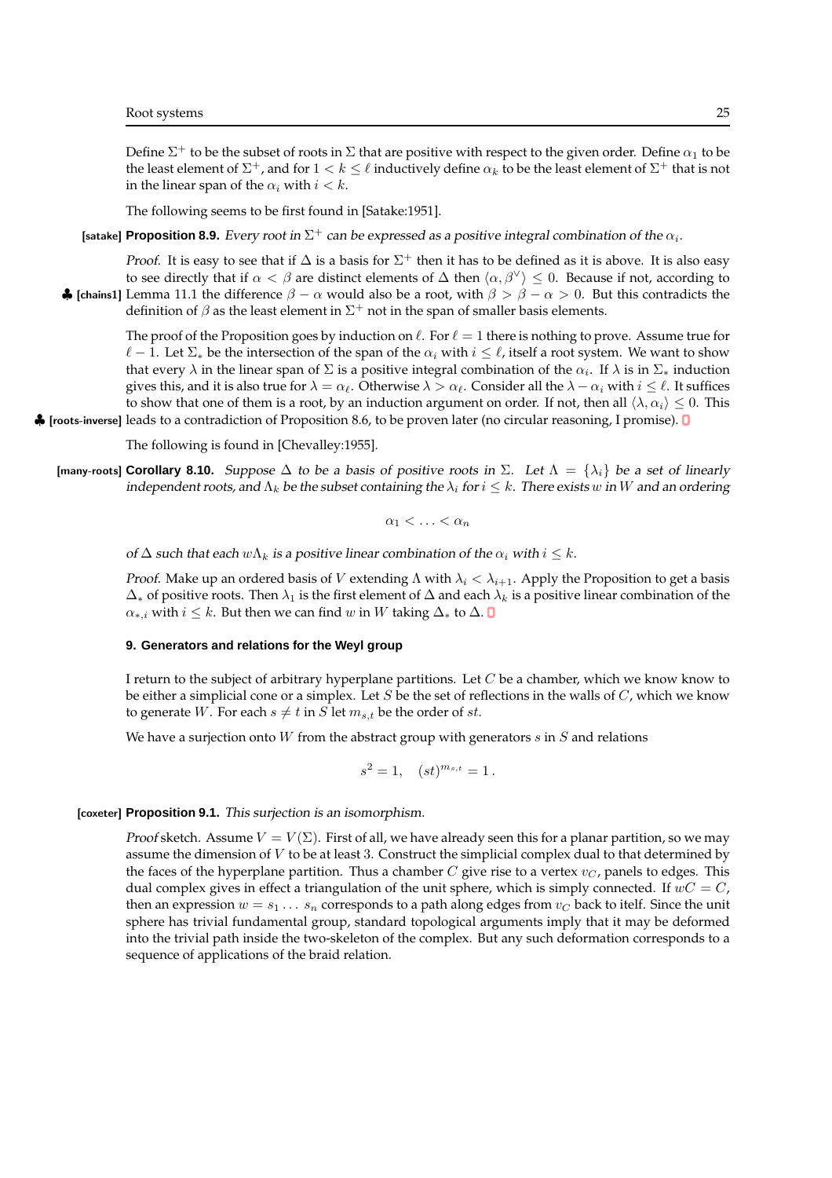Define $\Sigma^+$ to be the subset of roots in $\Sigma$ that are positive with respect to the given order. Define $\alpha_1$ to be the least element of $\Sigma^+$, and for $1 < k \le \ell$ inductively define $\alpha_k$ to be the least element of $\Sigma^+$ that is not in the linear span of the $\alpha_i$ with $i < k$.

The following seems to be first found in [Satake:1951].

**[satake] Proposition 8.9.** *Every root in $\Sigma^+$ can be expressed as a positive integral combination of the $\alpha_i$.*

*Proof.* It is easy to see that if $\Delta$ is a basis for $\Sigma^+$ then it has to be defined as it is above. It is also easy to see directly that if $\alpha < \beta$ are distinct elements of $\Delta$ then $\langle \alpha, \beta^\vee \rangle \le 0$. Because if not, according to ♣ [chains1] Lemma 11.1 the difference $\beta - \alpha$ would also be a root, with $\beta > \beta - \alpha > 0$. But this contradicts the definition of $\beta$ as the least element in $\Sigma^+$ not in the span of smaller basis elements.

The proof of the Proposition goes by induction on $\ell$. For $\ell = 1$ there is nothing to prove. Assume true for $\ell - 1$. Let $\Sigma_*$ be the intersection of the span of the $\alpha_i$ with $i \le \ell$, itself a root system. We want to show that every $\lambda$ in the linear span of $\Sigma$ is a positive integral combination of the $\alpha_i$. If $\lambda$ is in $\Sigma_*$ induction gives this, and it is also true for $\lambda = \alpha_\ell$. Otherwise $\lambda > \alpha_\ell$. Consider all the $\lambda - \alpha_i$ with $i \le \ell$. It suffices to show that one of them is a root, by an induction argument on order. If not, then all $\langle \lambda, \alpha_i \rangle \le 0$. This ♣ [roots-inverse] leads to a contradiction of Proposition 8.6, to be proven later (no circular reasoning, I promise). ∎

The following is found in [Chevalley:1955].

**[many-roots] Corollary 8.10.** *Suppose $\Delta$ to be a basis of positive roots in $\Sigma$. Let $\Lambda = \{\lambda_i\}$ be a set of linearly independent roots, and $\Lambda_k$ be the subset containing the $\lambda_i$ for $i \le k$. There exists $w$ in $W$ and an ordering*

$$\alpha_1 < \ldots < \alpha_n$$

*of $\Delta$ such that each $w\Lambda_k$ is a positive linear combination of the $\alpha_i$ with $i \le k$.*

*Proof.* Make up an ordered basis of $V$ extending $\Lambda$ with $\lambda_i < \lambda_{i+1}$. Apply the Proposition to get a basis $\Delta_*$ of positive roots. Then $\lambda_1$ is the first element of $\Delta$ and each $\lambda_k$ is a positive linear combination of the $\alpha_{*,i}$ with $i \le k$. But then we can find $w$ in $W$ taking $\Delta_*$ to $\Delta$. ∎

## 9. Generators and relations for the Weyl group

I return to the subject of arbitrary hyperplane partitions. Let $C$ be a chamber, which we know know to be either a simplicial cone or a simplex. Let $S$ be the set of reflections in the walls of $C$, which we know to generate $W$. For each $s \ne t$ in $S$ let $m_{s,t}$ be the order of $st$.

We have a surjection onto $W$ from the abstract group with generators $s$ in $S$ and relations

$$s^2 = 1, \quad (st)^{m_{s,t}} = 1\,.$$

**[coxeter] Proposition 9.1.** *This surjection is an isomorphism.*

*Proof sketch.* Assume $V = V(\Sigma)$. First of all, we have already seen this for a planar partition, so we may assume the dimension of $V$ to be at least 3. Construct the simplicial complex dual to that determined by the faces of the hyperplane partition. Thus a chamber $C$ give rise to a vertex $v_C$, panels to edges. This dual complex gives in effect a triangulation of the unit sphere, which is simply connected. If $wC = C$, then an expression $w = s_1 \ldots s_n$ corresponds to a path along edges from $v_C$ back to itelf. Since the unit sphere has trivial fundamental group, standard topological arguments imply that it may be deformed into the trivial path inside the two-skeleton of the complex. But any such deformation corresponds to a sequence of applications of the braid relation.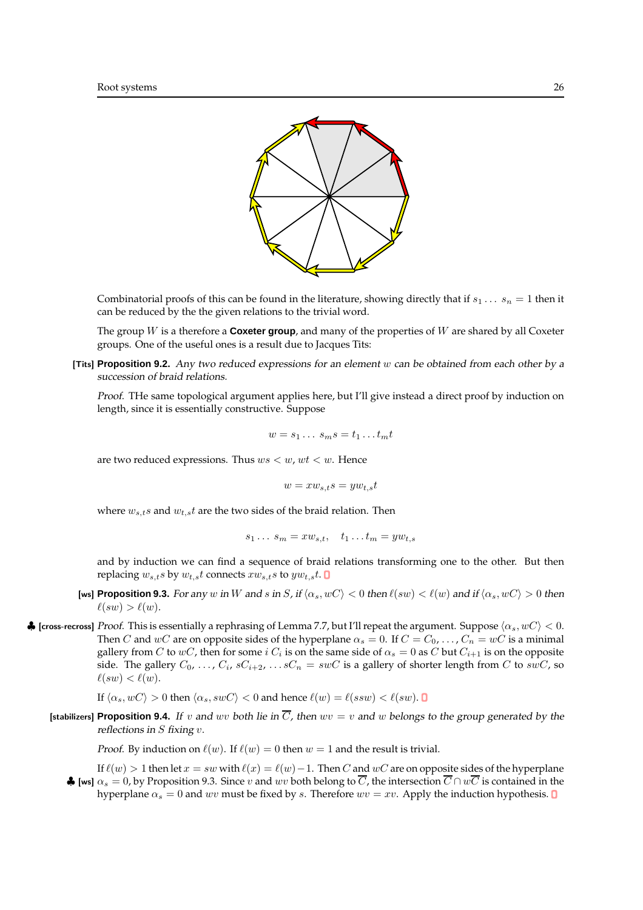Combinatorial proofs of this can be found in the literature, showing directly that if $s_1 \ldots s_n = 1$ then it can be reduced by the the given relations to the trivial word.

The group $W$ is a therefore a **Coxeter group**, and many of the properties of $W$ are shared by all Coxeter groups. One of the useful ones is a result due to Jacques Tits:

[Tits] **Proposition 9.2.** *Any two reduced expressions for an element $w$ can be obtained from each other by a succession of braid relations.*

*Proof.* THe same topological argument applies here, but I'll give instead a direct proof by induction on length, since it is essentially constructive. Suppose

$$w = s_1 \ldots s_m s = t_1 \ldots t_m t$$

are two reduced expressions. Thus $ws < w$, $wt < w$. Hence

$$w = x w_{s,t} s = y w_{t,s} t$$

where $w_{s,t} s$ and $w_{t,s} t$ are the two sides of the braid relation. Then

$$s_1 \ldots s_m = x w_{s,t}, \quad t_1 \ldots t_m = y w_{t,s}$$

and by induction we can find a sequence of braid relations transforming one to the other. But then replacing $w_{s,t} s$ by $w_{t,s} t$ connects $x w_{s,t} s$ to $y w_{t,s} t$. ∎

[ws] **Proposition 9.3.** *For any $w$ in $W$ and $s$ in $S$, if $\langle \alpha_s, wC \rangle < 0$ then $\ell(sw) < \ell(w)$ and if $\langle \alpha_s, wC \rangle > 0$ then $\ell(sw) > \ell(w)$.*

♣ [cross-recross] *Proof.* This is essentially a rephrasing of Lemma 7.7, but I'll repeat the argument. Suppose $\langle \alpha_s, wC \rangle < 0$. Then $C$ and $wC$ are on opposite sides of the hyperplane $\alpha_s = 0$. If $C = C_0, \ldots, C_n = wC$ is a minimal gallery from $C$ to $wC$, then for some $i$ $C_i$ is on the same side of $\alpha_s = 0$ as $C$ but $C_{i+1}$ is on the opposite side. The gallery $C_0, \ldots, C_i, sC_{i+2}, \ldots sC_n = swC$ is a gallery of shorter length from $C$ to $swC$, so $\ell(sw) < \ell(w)$.

If $\langle \alpha_s, wC \rangle > 0$ then $\langle \alpha_s, swC \rangle < 0$ and hence $\ell(w) = \ell(ssw) < \ell(sw)$. ∎

[stabilizers] **Proposition 9.4.** *If $v$ and $wv$ both lie in $\overline{C}$, then $wv = v$ and $w$ belongs to the group generated by the reflections in $S$ fixing $v$.*

*Proof.* By induction on $\ell(w)$. If $\ell(w) = 0$ then $w = 1$ and the result is trivial.

If $\ell(w) > 1$ then let $x = sw$ with $\ell(x) = \ell(w) - 1$. Then $C$ and $wC$ are on opposite sides of the hyperplane ♣ [ws] $\alpha_s = 0$, by Proposition 9.3. Since $v$ and $wv$ both belong to $\overline{C}$, the intersection $\overline{C} \cap w\overline{C}$ is contained in the hyperplane $\alpha_s = 0$ and $wv$ must be fixed by $s$. Therefore $wv = xv$. Apply the induction hypothesis. ∎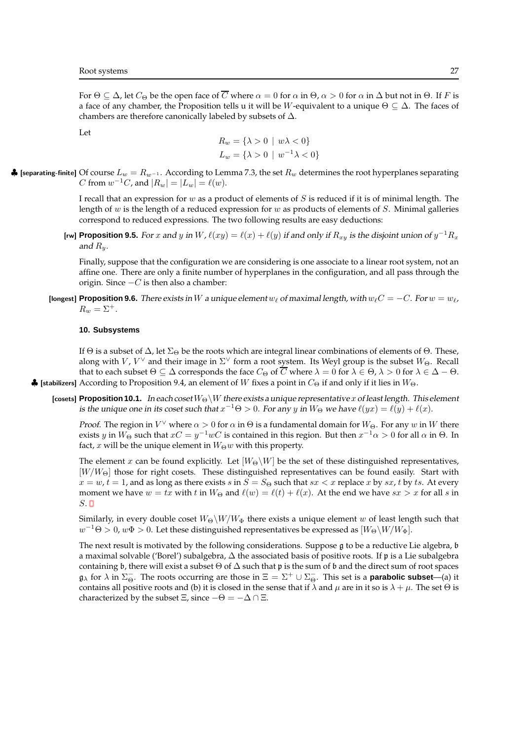For $\Theta \subseteq \Delta$, let $C_\Theta$ be the open face of $\overline{C}$ where $\alpha = 0$ for $\alpha$ in $\Theta$, $\alpha > 0$ for $\alpha$ in $\Delta$ but not in $\Theta$. If $F$ is a face of any chamber, the Proposition tells u it will be $W$-equivalent to a unique $\Theta \subseteq \Delta$. The faces of chambers are therefore canonically labeled by subsets of $\Delta$.

Let

$$R_w = \{\lambda > 0 \mid w\lambda < 0\}$$
$$L_w = \{\lambda > 0 \mid w^{-1}\lambda < 0\}$$

♣ [separating-finite] Of course $L_w = R_{w^{-1}}$. According to Lemma 7.3, the set $R_w$ determines the root hyperplanes separating $C$ from $w^{-1}C$, and $|R_w| = |L_w| = \ell(w)$.

I recall that an expression for $w$ as a product of elements of $S$ is reduced if it is of minimal length. The length of $w$ is the length of a reduced expression for $w$ as products of elements of $S$. Minimal galleries correspond to reduced expressions. The two following results are easy deductions:

[rw] **Proposition 9.5.** *For $x$ and $y$ in $W$, $\ell(xy) = \ell(x) + \ell(y)$ if and only if $R_{xy}$ is the disjoint union of $y^{-1}R_x$ and $R_y$.*

Finally, suppose that the configuration we are considering is one associate to a linear root system, not an affine one. There are only a finite number of hyperplanes in the configuration, and all pass through the origin. Since $-C$ is then also a chamber:

[longest] **Proposition 9.6.** *There exists in $W$ a unique element $w_\ell$ of maximal length, with $w_\ell C = -C$. For $w = w_\ell$, $R_w = \Sigma^+$.*

#### 10. Subsystems

If $\Theta$ is a subset of $\Delta$, let $\Sigma_\Theta$ be the roots which are integral linear combinations of elements of $\Theta$. These, along with $V$, $V^\vee$ and their image in $\Sigma^\vee$ form a root system. Its Weyl group is the subset $W_\Theta$. Recall that to each subset $\Theta \subseteq \Delta$ corresponds the face $C_\Theta$ of $\overline{C}$ where $\lambda = 0$ for $\lambda \in \Theta$, $\lambda > 0$ for $\lambda \in \Delta - \Theta$.

♣ [stabilizers] According to Proposition 9.4, an element of $W$ fixes a point in $C_\Theta$ if and only if it lies in $W_\Theta$.

[cosets] **Proposition 10.1.** *In each coset $W_\Theta\backslash W$ there exists a unique representative $x$ of least length. This element is the unique one in its coset such that $x^{-1}\Theta > 0$. For any $y$ in $W_\Theta$ we have $\ell(yx) = \ell(y) + \ell(x)$.*

*Proof.* The region in $V^\vee$ where $\alpha > 0$ for $\alpha$ in $\Theta$ is a fundamental domain for $W_\Theta$. For any $w$ in $W$ there exists $y$ in $W_\Theta$ such that $xC = y^{-1}wC$ is contained in this region. But then $x^{-1}\alpha > 0$ for all $\alpha$ in $\Theta$. In fact, $x$ will be the unique element in $W_\Theta w$ with this property.

The element $x$ can be found explicitly. Let $[W_\Theta\backslash W]$ be the set of these distinguished representatives, $[W/W_\Theta]$ those for right cosets. These distinguished representatives can be found easily. Start with $x = w$, $t = 1$, and as long as there exists $s$ in $S = S_\Theta$ such that $sx < x$ replace $x$ by $sx$, $t$ by $ts$. At every moment we have $w = tx$ with $t$ in $W_\Theta$ and $\ell(w) = \ell(t) + \ell(x)$. At the end we have $sx > x$ for all $s$ in $S$. ∎

Similarly, in every double coset $W_\Theta\backslash W/W_\Phi$ there exists a unique element $w$ of least length such that $w^{-1}\Theta > 0$, $w\Phi > 0$. Let these distinguished representatives be expressed as $[W_\Theta\backslash W/W_\Phi]$.

The next result is motivated by the following considerations. Suppose $\mathfrak{g}$ to be a reductive Lie algebra, $\mathfrak{b}$ a maximal solvable ('Borel') subalgebra, $\Delta$ the associated basis of positive roots. If $\mathfrak{p}$ is a Lie subalgebra containing $\mathfrak{b}$, there will exist a subset $\Theta$ of $\Delta$ such that $\mathfrak{p}$ is the sum of $\mathfrak{b}$ and the direct sum of root spaces $\mathfrak{g}_\lambda$ for $\lambda$ in $\Sigma^-_\Theta$. The roots occurring are those in $\Xi = \Sigma^+ \cup \Sigma^-_\Theta$. This set is a **parabolic subset**—(a) it contains all positive roots and (b) it is closed in the sense that if $\lambda$ and $\mu$ are in it so is $\lambda + \mu$. The set $\Theta$ is characterized by the subset $\Xi$, since $-\Theta = -\Delta \cap \Xi$.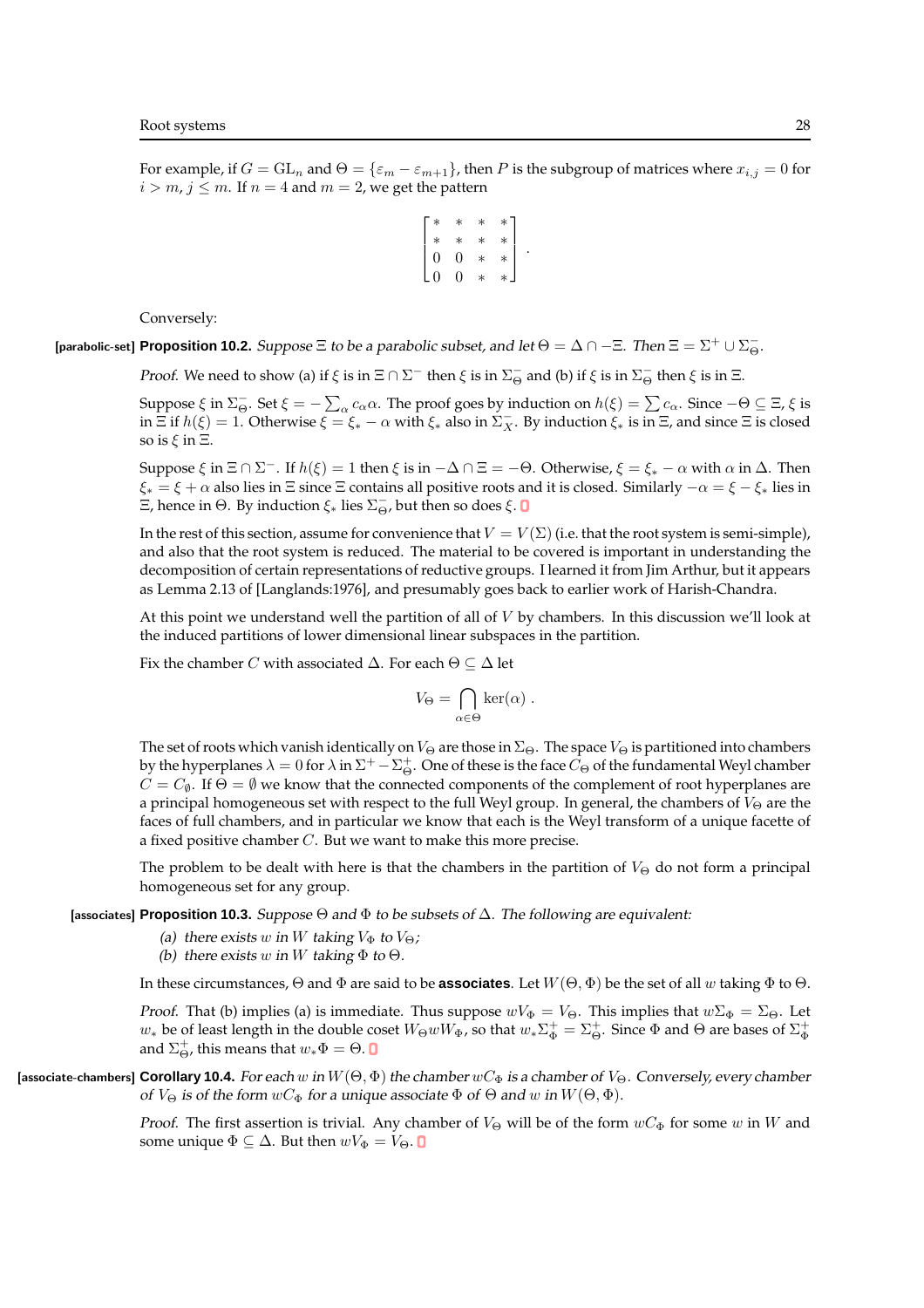For example, if $G = \mathrm{GL}_n$ and $\Theta = \{\varepsilon_m - \varepsilon_{m+1}\}$, then $P$ is the subgroup of matrices where $x_{i,j} = 0$ for $i > m$, $j \le m$. If $n = 4$ and $m = 2$, we get the pattern

$$\begin{bmatrix} * & * & * & * \\ * & * & * & * \\ 0 & 0 & * & * \\ 0 & 0 & * & * \end{bmatrix} .$$

Conversely:

**[parabolic-set] Proposition 10.2.** *Suppose $\Xi$ to be a parabolic subset, and let $\Theta = \Delta \cap -\Xi$. Then $\Xi = \Sigma^+ \cup \Sigma^-_\Theta$.*

*Proof.* We need to show (a) if $\xi$ is in $\Xi \cap \Sigma^-$ then $\xi$ is in $\Sigma^-_\Theta$ and (b) if $\xi$ is in $\Sigma^-_\Theta$ then $\xi$ is in $\Xi$.

Suppose $\xi$ in $\Sigma^-_\Theta$. Set $\xi = -\sum_\alpha c_\alpha \alpha$. The proof goes by induction on $h(\xi) = \sum c_\alpha$. Since $-\Theta \subseteq \Xi$, $\xi$ is in $\Xi$ if $h(\xi) = 1$. Otherwise $\xi = \xi_* - \alpha$ with $\xi_*$ also in $\Sigma^-_X$. By induction $\xi_*$ is in $\Xi$, and since $\Xi$ is closed so is $\xi$ in $\Xi$.

Suppose $\xi$ in $\Xi \cap \Sigma^-$. If $h(\xi) = 1$ then $\xi$ is in $-\Delta \cap \Xi = -\Theta$. Otherwise, $\xi = \xi_* - \alpha$ with $\alpha$ in $\Delta$. Then $\xi_* = \xi + \alpha$ also lies in $\Xi$ since $\Xi$ contains all positive roots and it is closed. Similarly $-\alpha = \xi - \xi_*$ lies in $\Xi$, hence in $\Theta$. By induction $\xi_*$ lies $\Sigma^-_\Theta$, but then so does $\xi$. ∎

In the rest of this section, assume for convenience that $V = V(\Sigma)$ (i.e. that the root system is semi-simple), and also that the root system is reduced. The material to be covered is important in understanding the decomposition of certain representations of reductive groups. I learned it from Jim Arthur, but it appears as Lemma 2.13 of [Langlands:1976], and presumably goes back to earlier work of Harish-Chandra.

At this point we understand well the partition of all of $V$ by chambers. In this discussion we'll look at the induced partitions of lower dimensional linear subspaces in the partition.

Fix the chamber $C$ with associated $\Delta$. For each $\Theta \subseteq \Delta$ let

$$V_\Theta = \bigcap_{\alpha \in \Theta} \ker(\alpha) .$$

The set of roots which vanish identically on $V_\Theta$ are those in $\Sigma_\Theta$. The space $V_\Theta$ is partitioned into chambers by the hyperplanes $\lambda = 0$ for $\lambda$ in $\Sigma^+ - \Sigma^+_\Theta$. One of these is the face $C_\Theta$ of the fundamental Weyl chamber $C = C_\emptyset$. If $\Theta = \emptyset$ we know that the connected components of the complement of root hyperplanes are a principal homogeneous set with respect to the full Weyl group. In general, the chambers of $V_\Theta$ are the faces of full chambers, and in particular we know that each is the Weyl transform of a unique facette of a fixed positive chamber $C$. But we want to make this more precise.

The problem to be dealt with here is that the chambers in the partition of $V_\Theta$ do not form a principal homogeneous set for any group.

**[associates] Proposition 10.3.** *Suppose $\Theta$ and $\Phi$ to be subsets of $\Delta$. The following are equivalent:*

*(a) there exists $w$ in $W$ taking $V_\Phi$ to $V_\Theta$;*
*(b) there exists $w$ in $W$ taking $\Phi$ to $\Theta$.*

In these circumstances, $\Theta$ and $\Phi$ are said to be **associates**. Let $W(\Theta, \Phi)$ be the set of all $w$ taking $\Phi$ to $\Theta$.

*Proof.* That (b) implies (a) is immediate. Thus suppose $wV_\Phi = V_\Theta$. This implies that $w\Sigma_\Phi = \Sigma_\Theta$. Let $w_*$ be of least length in the double coset $W_\Theta w W_\Phi$, so that $w_* \Sigma^+_\Phi = \Sigma^+_\Theta$. Since $\Phi$ and $\Theta$ are bases of $\Sigma^+_\Phi$ and $\Sigma^+_\Theta$, this means that $w_* \Phi = \Theta$. ∎

**[associate-chambers] Corollary 10.4.** *For each $w$ in $W(\Theta, \Phi)$ the chamber $wC_\Phi$ is a chamber of $V_\Theta$. Conversely, every chamber of $V_\Theta$ is of the form $wC_\Phi$ for a unique associate $\Phi$ of $\Theta$ and $w$ in $W(\Theta, \Phi)$.*

*Proof.* The first assertion is trivial. Any chamber of $V_\Theta$ will be of the form $wC_\Phi$ for some $w$ in $W$ and some unique $\Phi \subseteq \Delta$. But then $wV_\Phi = V_\Theta$. ∎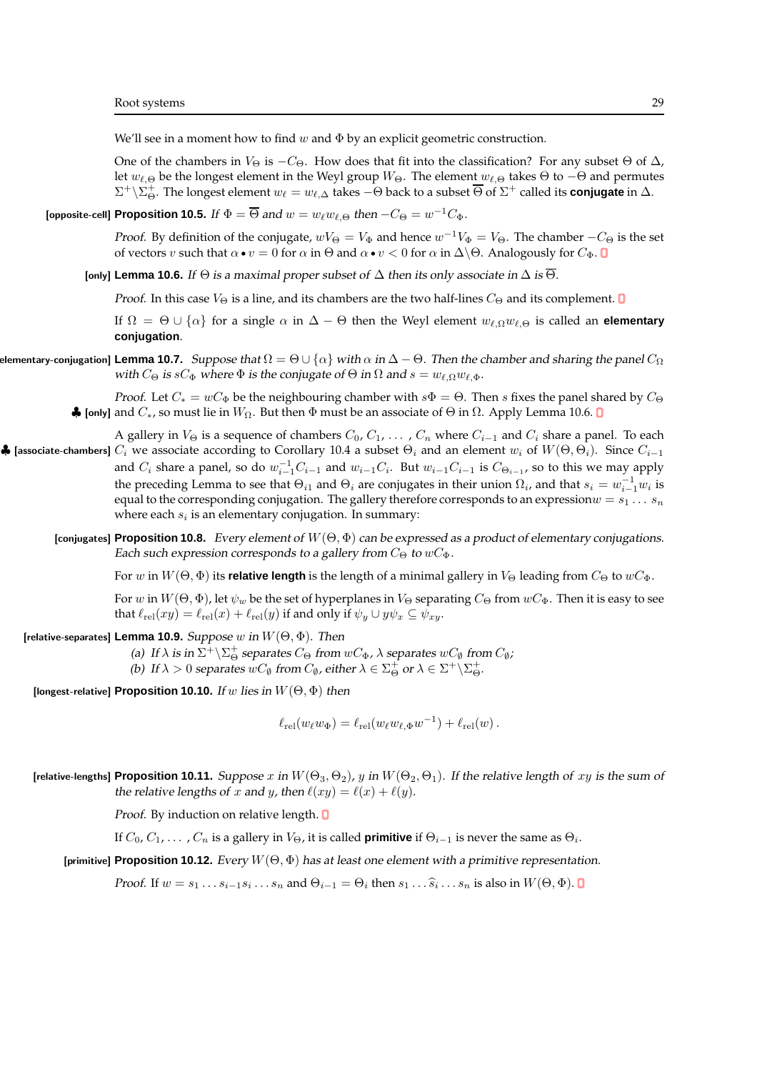We'll see in a moment how to find $w$ and $\Phi$ by an explicit geometric construction.

One of the chambers in $V_\Theta$ is $-C_\Theta$. How does that fit into the classification? For any subset $\Theta$ of $\Delta$, let $w_{\ell,\Theta}$ be the longest element in the Weyl group $W_\Theta$. The element $w_{\ell,\Theta}$ takes $\Theta$ to $-\Theta$ and permutes $\Sigma^+\backslash\Sigma^+_\Theta$. The longest element $w_\ell = w_{\ell,\Delta}$ takes $-\Theta$ back to a subset $\overline{\Theta}$ of $\Sigma^+$ called its **conjugate** in $\Delta$.

[opposite-cell] **Proposition 10.5.** *If $\Phi = \overline{\Theta}$ and $w = w_\ell w_{\ell,\Theta}$ then $-C_\Theta = w^{-1}C_\Phi$.*

*Proof.* By definition of the conjugate, $wV_\Theta = V_\Phi$ and hence $w^{-1}V_\Phi = V_\Theta$. The chamber $-C_\Theta$ is the set of vectors $v$ such that $\alpha \bullet v = 0$ for $\alpha$ in $\Theta$ and $\alpha \bullet v < 0$ for $\alpha$ in $\Delta\backslash\Theta$. Analogously for $C_\Phi$. ∎

[only] **Lemma 10.6.** *If $\Theta$ is a maximal proper subset of $\Delta$ then its only associate in $\Delta$ is $\overline{\Theta}$.*

*Proof.* In this case $V_\Theta$ is a line, and its chambers are the two half-lines $C_\Theta$ and its complement. ∎

If $\Omega = \Theta \cup \{\alpha\}$ for a single $\alpha$ in $\Delta - \Theta$ then the Weyl element $w_{\ell,\Omega}w_{\ell,\Theta}$ is called an **elementary conjugation**.

[elementary-conjugation] **Lemma 10.7.** *Suppose that $\Omega = \Theta \cup \{\alpha\}$ with $\alpha$ in $\Delta - \Theta$. Then the chamber and sharing the panel $C_\Omega$ with $C_\Theta$ is $sC_\Phi$ where $\Phi$ is the conjugate of $\Theta$ in $\Omega$ and $s = w_{\ell,\Omega}w_{\ell,\Phi}$.*

*Proof.* Let $C_* = wC_\Phi$ be the neighbouring chamber with $s\Phi = \Theta$. Then $s$ fixes the panel shared by $C_\Theta$ and $C_*$, so must lie in $W_\Omega$. But then $\Phi$ must be an associate of $\Theta$ in $\Omega$. Apply Lemma 10.6. ∎

♣ [only]

♣ [associate-chambers] A gallery in $V_\Theta$ is a sequence of chambers $C_0, C_1, \ldots, C_n$ where $C_{i-1}$ and $C_i$ share a panel. To each $C_i$ we associate according to Corollary 10.4 a subset $\Theta_i$ and an element $w_i$ of $W(\Theta, \Theta_i)$. Since $C_{i-1}$ and $C_i$ share a panel, so do $w_{i-1}^{-1}C_{i-1}$ and $w_{i-1}C_i$. But $w_{i-1}C_{i-1}$ is $C_{\Theta_{i-1}}$, so to this we may apply the preceding Lemma to see that $\Theta_{i1}$ and $\Theta_i$ are conjugates in their union $\Omega_i$, and that $s_i = w_{i-1}^{-1}w_i$ is equal to the corresponding conjugation. The gallery therefore corresponds to an expression$w = s_1 \ldots s_n$ where each $s_i$ is an elementary conjugation. In summary:

[conjugates] **Proposition 10.8.** *Every element of $W(\Theta, \Phi)$ can be expressed as a product of elementary conjugations. Each such expression corresponds to a gallery from $C_\Theta$ to $wC_\Phi$.*

For $w$ in $W(\Theta, \Phi)$ its **relative length** is the length of a minimal gallery in $V_\Theta$ leading from $C_\Theta$ to $wC_\Phi$.

For $w$ in $W(\Theta, \Phi)$, let $\psi_w$ be the set of hyperplanes in $V_\Theta$ separating $C_\Theta$ from $wC_\Phi$. Then it is easy to see that $\ell_{\mathrm{rel}}(xy) = \ell_{\mathrm{rel}}(x) + \ell_{\mathrm{rel}}(y)$ if and only if $\psi_y \cup y\psi_x \subseteq \psi_{xy}$.

[relative-separates] **Lemma 10.9.** *Suppose $w$ in $W(\Theta, \Phi)$. Then*

(a) *If $\lambda$ is in $\Sigma^+\backslash\Sigma^+_\Theta$ separates $C_\Theta$ from $wC_\Phi$, $\lambda$ separates $wC_\emptyset$ from $C_\emptyset$;*
(b) *If $\lambda > 0$ separates $wC_\emptyset$ from $C_\emptyset$, either $\lambda \in \Sigma^+_\Theta$ or $\lambda \in \Sigma^+\backslash\Sigma^+_\Theta$.*

[longest-relative] **Proposition 10.10.** *If $w$ lies in $W(\Theta, \Phi)$ then*

$$\ell_{\mathrm{rel}}(w_\ell w_\Phi) = \ell_{\mathrm{rel}}(w_\ell w_{\ell,\Phi} w^{-1}) + \ell_{\mathrm{rel}}(w)\,.$$

[relative-lengths] **Proposition 10.11.** *Suppose $x$ in $W(\Theta_3, \Theta_2)$, $y$ in $W(\Theta_2, \Theta_1)$. If the relative length of $xy$ is the sum of the relative lengths of $x$ and $y$, then $\ell(xy) = \ell(x) + \ell(y)$.*

*Proof.* By induction on relative length. ∎

If $C_0, C_1, \ldots, C_n$ is a gallery in $V_\Theta$, it is called **primitive** if $\Theta_{i-1}$ is never the same as $\Theta_i$.

[primitive] **Proposition 10.12.** *Every $W(\Theta, \Phi)$ has at least one element with a primitive representation.*

*Proof.* If $w = s_1 \ldots s_{i-1}s_i \ldots s_n$ and $\Theta_{i-1} = \Theta_i$ then $s_1 \ldots \widehat{s}_i \ldots s_n$ is also in $W(\Theta, \Phi)$. ∎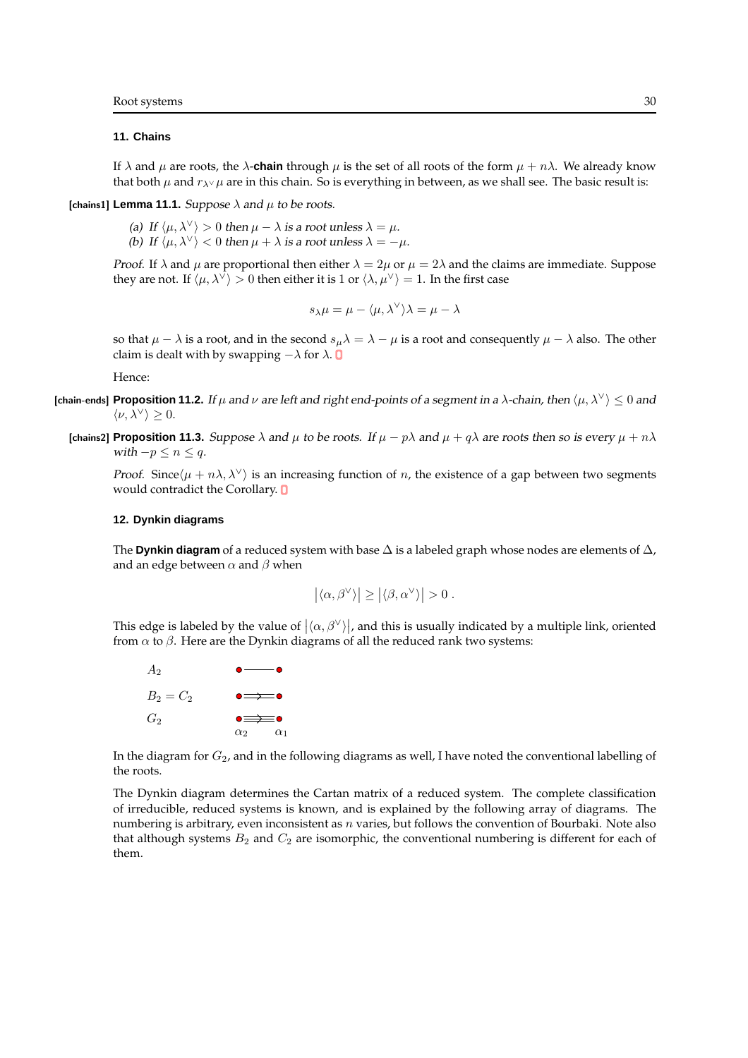### 11. Chains

If $\lambda$ and $\mu$ are roots, the $\lambda$-**chain** through $\mu$ is the set of all roots of the form $\mu + n\lambda$. We already know that both $\mu$ and $r_{\lambda^\vee}\mu$ are in this chain. So is everything in between, as we shall see. The basic result is:

**[chains1] Lemma 11.1.** *Suppose $\lambda$ and $\mu$ to be roots.*

*(a) If $\langle \mu, \lambda^\vee \rangle > 0$ then $\mu - \lambda$ is a root unless $\lambda = \mu$.*
*(b) If $\langle \mu, \lambda^\vee \rangle < 0$ then $\mu + \lambda$ is a root unless $\lambda = -\mu$.*

*Proof.* If $\lambda$ and $\mu$ are proportional then either $\lambda = 2\mu$ or $\mu = 2\lambda$ and the claims are immediate. Suppose they are not. If $\langle \mu, \lambda^\vee \rangle > 0$ then either it is 1 or $\langle \lambda, \mu^\vee \rangle = 1$. In the first case

$$s_\lambda \mu = \mu - \langle \mu, \lambda^\vee \rangle \lambda = \mu - \lambda$$

so that $\mu - \lambda$ is a root, and in the second $s_\mu \lambda = \lambda - \mu$ is a root and consequently $\mu - \lambda$ also. The other claim is dealt with by swapping $-\lambda$ for $\lambda$. ∎

Hence:

**[chain-ends] Proposition 11.2.** *If $\mu$ and $\nu$ are left and right end-points of a segment in a $\lambda$-chain, then $\langle \mu, \lambda^\vee \rangle \le 0$ and $\langle \nu, \lambda^\vee \rangle \ge 0$.*

**[chains2] Proposition 11.3.** *Suppose $\lambda$ and $\mu$ to be roots. If $\mu - p\lambda$ and $\mu + q\lambda$ are roots then so is every $\mu + n\lambda$ with $-p \le n \le q$.*

*Proof.* Since$\langle \mu + n\lambda, \lambda^\vee \rangle$ is an increasing function of $n$, the existence of a gap between two segments would contradict the Corollary. ∎

### 12. Dynkin diagrams

The **Dynkin diagram** of a reduced system with base $\Delta$ is a labeled graph whose nodes are elements of $\Delta$, and an edge between $\alpha$ and $\beta$ when

$$\left|\langle \alpha, \beta^\vee \rangle\right| \ge \left|\langle \beta, \alpha^\vee \rangle\right| > 0 \ .$$

This edge is labeled by the value of $\left|\langle \alpha, \beta^\vee \rangle\right|$, and this is usually indicated by a multiple link, oriented from $\alpha$ to $\beta$. Here are the Dynkin diagrams of all the reduced rank two systems:

$A_2$ ●——●

$B_2 = C_2$ ●⟹●

$G_2$ ●⭆● ($\alpha_2$, $\alpha_1$)

In the diagram for $G_2$, and in the following diagrams as well, I have noted the conventional labelling of the roots.

The Dynkin diagram determines the Cartan matrix of a reduced system. The complete classification of irreducible, reduced systems is known, and is explained by the following array of diagrams. The numbering is arbitrary, even inconsistent as $n$ varies, but follows the convention of Bourbaki. Note also that although systems $B_2$ and $C_2$ are isomorphic, the conventional numbering is different for each of them.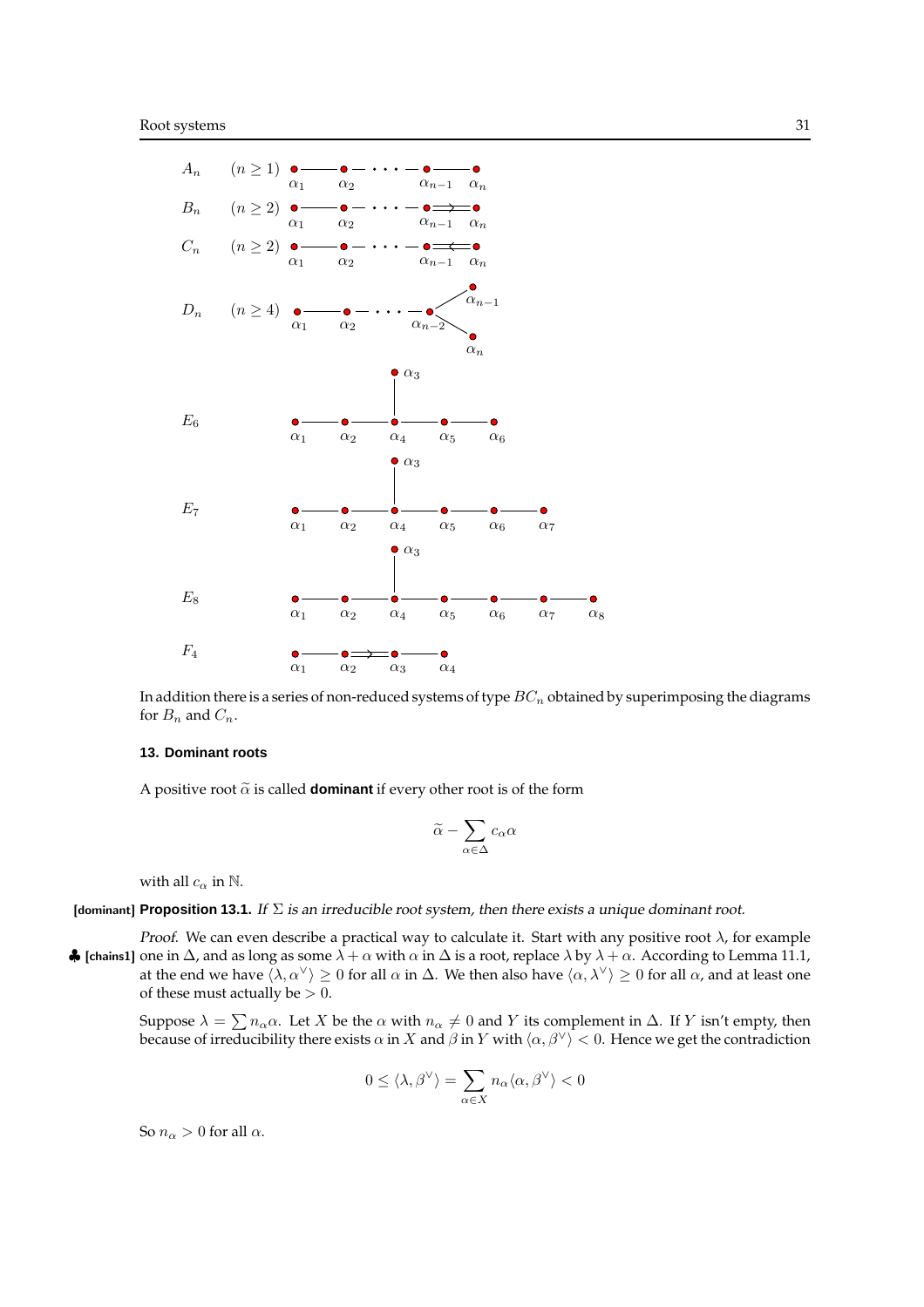$A_n$ $(n \geq 1)$ $\alpha_1$ — $\alpha_2$ — $\cdots$ — $\alpha_{n-1}$ — $\alpha_n$

$B_n$ $(n \geq 2)$ $\alpha_1$ — $\alpha_2$ — $\cdots$ — $\alpha_{n-1}$ $\Rightarrow$ $\alpha_n$

$C_n$ $(n \geq 2)$ $\alpha_1$ — $\alpha_2$ — $\cdots$ — $\alpha_{n-1}$ $\Leftarrow$ $\alpha_n$

$D_n$ $(n \geq 4)$ $\alpha_1$ — $\alpha_2$ — $\cdots$ — $\alpha_{n-2}$, with $\alpha_{n-2}$ joined to both $\alpha_{n-1}$ and $\alpha_n$

$E_6$ $\alpha_1$ — $\alpha_2$ — $\alpha_4$ — $\alpha_5$ — $\alpha_6$, with $\alpha_3$ joined to $\alpha_4$

$E_7$ $\alpha_1$ — $\alpha_2$ — $\alpha_4$ — $\alpha_5$ — $\alpha_6$ — $\alpha_7$, with $\alpha_3$ joined to $\alpha_4$

$E_8$ $\alpha_1$ — $\alpha_2$ — $\alpha_4$ — $\alpha_5$ — $\alpha_6$ — $\alpha_7$ — $\alpha_8$, with $\alpha_3$ joined to $\alpha_4$

$F_4$ $\alpha_1$ — $\alpha_2$ $\Rightarrow$ $\alpha_3$ — $\alpha_4$

In addition there is a series of non-reduced systems of type $BC_n$ obtained by superimposing the diagrams for $B_n$ and $C_n$.

## 13. Dominant roots

A positive root $\widetilde{\alpha}$ is called **dominant** if every other root is of the form

$$\widetilde{\alpha} - \sum_{\alpha \in \Delta} c_\alpha \alpha$$

with all $c_\alpha$ in $\mathbb{N}$.

[dominant] **Proposition 13.1.** *If $\Sigma$ is an irreducible root system, then there exists a unique dominant root.*

*Proof.* We can even describe a practical way to calculate it. Start with any positive root $\lambda$, for example one in $\Delta$, and as long as some $\lambda + \alpha$ with $\alpha$ in $\Delta$ is a root, replace $\lambda$ by $\lambda + \alpha$. According to Lemma 11.1, at the end we have $\langle \lambda, \alpha^\vee \rangle \geq 0$ for all $\alpha$ in $\Delta$. We then also have $\langle \alpha, \lambda^\vee \rangle \geq 0$ for all $\alpha$, and at least one of these must actually be $> 0$.

Suppose $\lambda = \sum n_\alpha \alpha$. Let $X$ be the $\alpha$ with $n_\alpha \neq 0$ and $Y$ its complement in $\Delta$. If $Y$ isn't empty, then because of irreducibility there exists $\alpha$ in $X$ and $\beta$ in $Y$ with $\langle \alpha, \beta^\vee \rangle < 0$. Hence we get the contradiction

$$0 \leq \langle \lambda, \beta^\vee \rangle = \sum_{\alpha \in X} n_\alpha \langle \alpha, \beta^\vee \rangle < 0$$

So $n_\alpha > 0$ for all $\alpha$.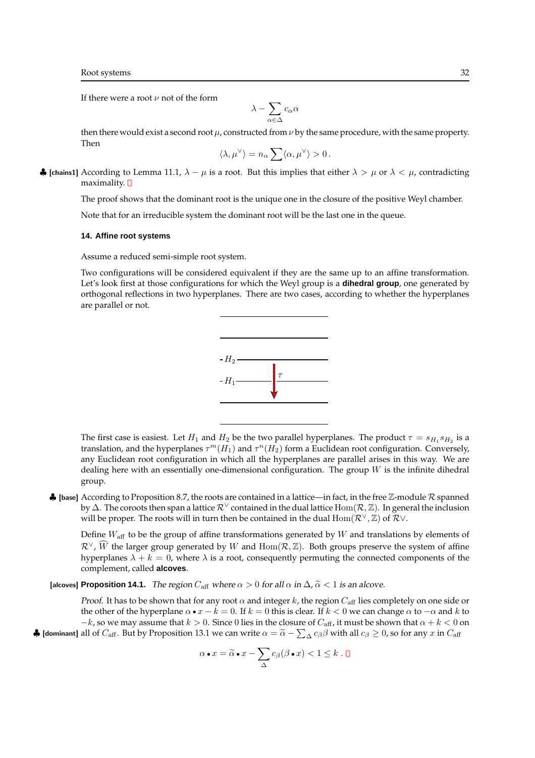If there were a root $\nu$ not of the form

$$\lambda - \sum_{\alpha \in \Delta} c_\alpha \alpha$$

then there would exist a second root $\mu$, constructed from $\nu$ by the same procedure, with the same property. Then

$$\langle \lambda, \mu^\vee \rangle = n_\alpha \sum \langle \alpha, \mu^\vee \rangle > 0 .$$

♣ [chains1] According to Lemma 11.1, $\lambda - \mu$ is a root. But this implies that either $\lambda > \mu$ or $\lambda < \mu$, contradicting maximality. ▯

The proof shows that the dominant root is the unique one in the closure of the positive Weyl chamber.

Note that for an irreducible system the dominant root will be the last one in the queue.

### 14. Affine root systems

Assume a reduced semi-simple root system.

Two configurations will be considered equivalent if they are the same up to an affine transformation. Let's look first at those configurations for which the Weyl group is a **dihedral group**, one generated by orthogonal reflections in two hyperplanes. There are two cases, according to whether the hyperplanes are parallel or not.

The first case is easiest. Let $H_1$ and $H_2$ be the two parallel hyperplanes. The product $\tau = s_{H_1} s_{H_2}$ is a translation, and the hyperplanes $\tau^m(H_1)$ and $\tau^n(H_2)$ form a Euclidean root configuration. Conversely, any Euclidean root configuration in which all the hyperplanes are parallel arises in this way. We are dealing here with an essentially one-dimensional configuration. The group $W$ is the infinite dihedral group.

♣ [base] According to Proposition 8.7, the roots are contained in a lattice—in fact, in the free $\mathbb{Z}$-module $\mathcal{R}$ spanned by $\Delta$. The coroots then span a lattice $\mathcal{R}^\vee$ contained in the dual lattice $\mathrm{Hom}(\mathcal{R}, \mathbb{Z})$. In general the inclusion will be proper. The roots will in turn then be contained in the dual $\mathrm{Hom}(\mathcal{R}^\vee, \mathbb{Z})$ of $\mathcal{R}^\vee$.

Define $W_{\text{aff}}$ to be the group of affine transformations generated by $W$ and translations by elements of $\mathcal{R}^\vee$, $\widehat{W}$ the larger group generated by $W$ and $\mathrm{Hom}(\mathcal{R}, \mathbb{Z})$. Both groups preserve the system of affine hyperplanes $\lambda + k = 0$, where $\lambda$ is a root, consequently permuting the connected components of the complement, called **alcoves**.

[alcoves] **Proposition 14.1.** *The region $C_{\text{aff}}$ where $\alpha > 0$ for all $\alpha$ in $\Delta$, $\widetilde{\alpha} < 1$ is an alcove.*

*Proof.* It has to be shown that for any root $\alpha$ and integer $k$, the region $C_{\text{aff}}$ lies completely on one side or the other of the hyperplane $\alpha \bullet x - k = 0$. If $k = 0$ this is clear. If $k < 0$ we can change $\alpha$ to $-\alpha$ and $k$ to $-k$, so we may assume that $k > 0$. Since $0$ lies in the closure of $C_{\text{aff}}$, it must be shown that $\alpha + k < 0$ on all of $C_{\text{aff}}$. But by Proposition 13.1 we can write $\alpha = \widetilde{\alpha} - \sum_\Delta c_\beta \beta$ with all $c_\beta \geq 0$, so for any $x$ in $C_{\text{aff}}$ ♣ [dominant]

$$\alpha \bullet x = \widetilde{\alpha} \bullet x - \sum_\Delta c_\beta (\beta \bullet x) < 1 \leq k . \ \square$$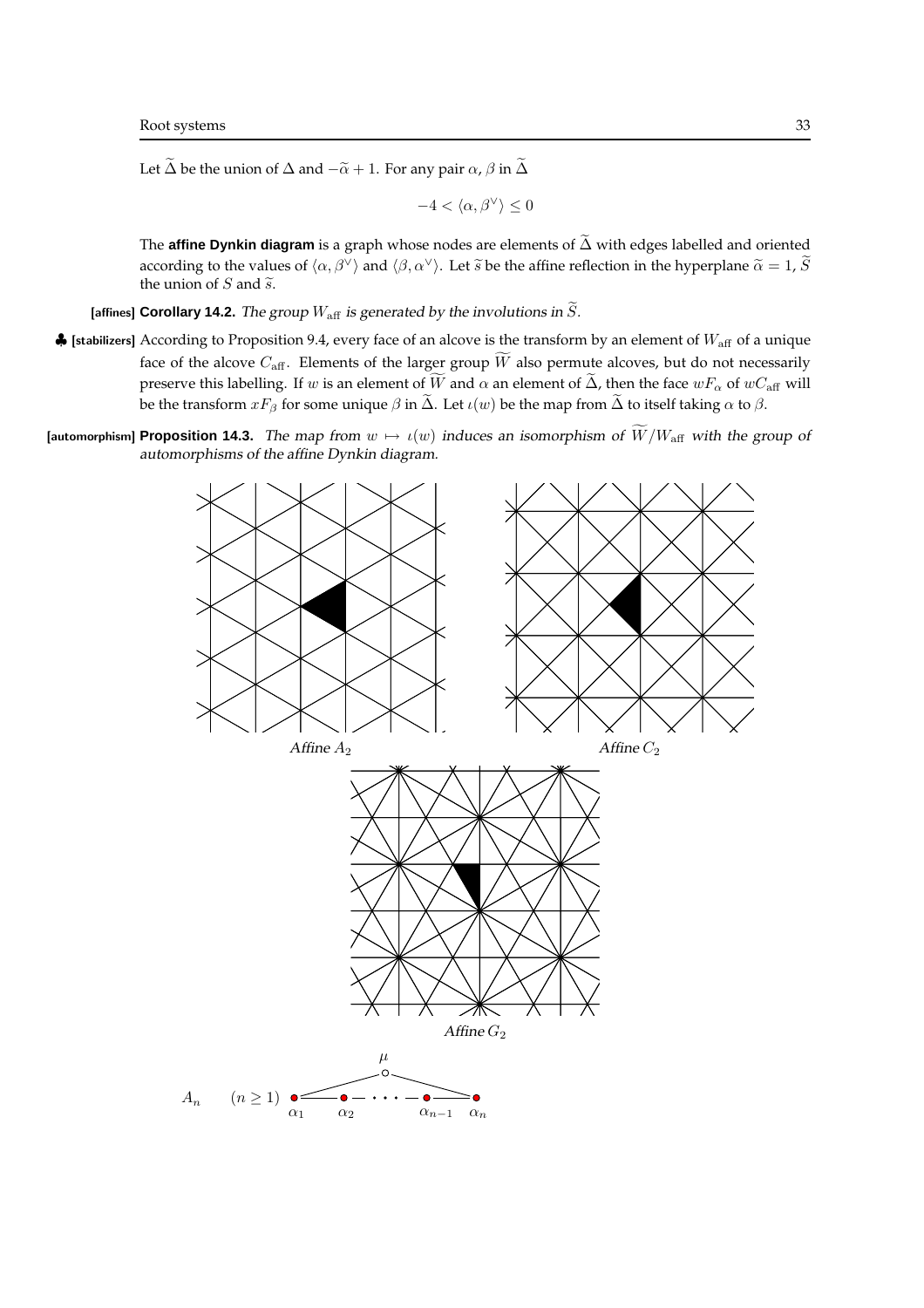Let $\widetilde{\Delta}$ be the union of $\Delta$ and $-\widetilde{\alpha}+1$. For any pair $\alpha$, $\beta$ in $\widetilde{\Delta}$

$$-4 < \langle \alpha, \beta^\vee \rangle \le 0$$

The **affine Dynkin diagram** is a graph whose nodes are elements of $\widetilde{\Delta}$ with edges labelled and oriented according to the values of $\langle \alpha, \beta^\vee \rangle$ and $\langle \beta, \alpha^\vee \rangle$. Let $\widetilde{s}$ be the affine reflection in the hyperplane $\widetilde{\alpha} = 1$, $\widetilde{S}$ the union of $S$ and $\widetilde{s}$.

**[affines] Corollary 14.2.** *The group $W_{\text{aff}}$ is generated by the involutions in $\widetilde{S}$.*

♣ **[stabilizers]** According to Proposition 9.4, every face of an alcove is the transform by an element of $W_{\text{aff}}$ of a unique face of the alcove $C_{\text{aff}}$. Elements of the larger group $\widetilde{W}$ also permute alcoves, but do not necessarily preserve this labelling. If $w$ is an element of $\widetilde{W}$ and $\alpha$ an element of $\widetilde{\Delta}$, then the face $wF_\alpha$ of $wC_{\text{aff}}$ will be the transform $xF_\beta$ for some unique $\beta$ in $\widetilde{\Delta}$. Let $\iota(w)$ be the map from $\widetilde{\Delta}$ to itself taking $\alpha$ to $\beta$.

**[automorphism] Proposition 14.3.** *The map from $w \mapsto \iota(w)$ induces an isomorphism of $\widetilde{W}/W_{\text{aff}}$ with the group of automorphisms of the affine Dynkin diagram.*

Affine $A_2$

Affine $C_2$

Affine $G_2$

$A_n$ $(n \ge 1)$ — diagram with nodes $\alpha_1, \alpha_2, \ldots, \alpha_{n-1}, \alpha_n$ and $\mu$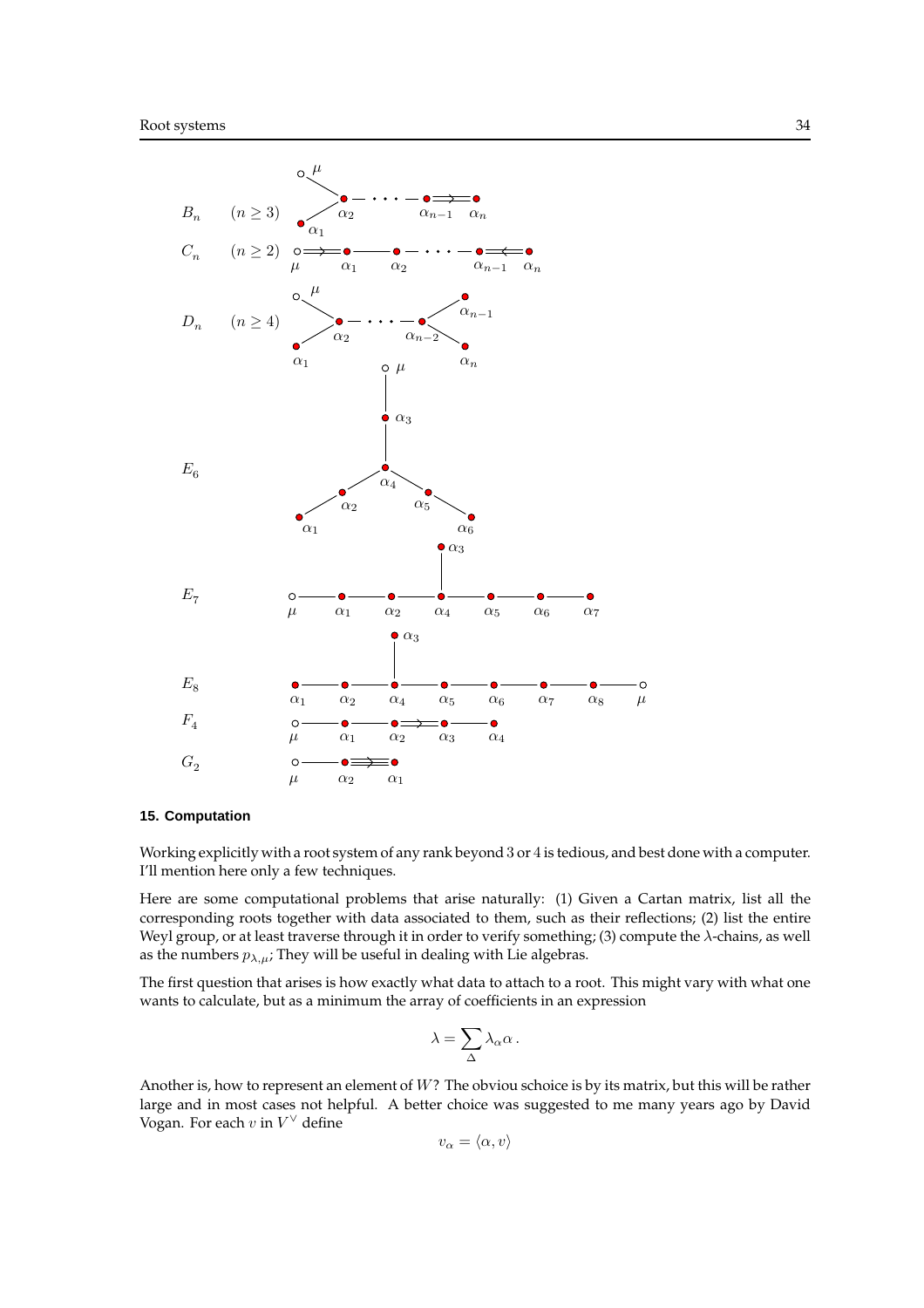$B_n$ $(n \geq 3)$

$C_n$ $(n \geq 2)$

$D_n$ $(n \geq 4)$

$E_6$

$E_7$

$E_8$

$F_4$

$G_2$

## 15. Computation

Working explicitly with a root system of any rank beyond 3 or 4 is tedious, and best done with a computer. I'll mention here only a few techniques.

Here are some computational problems that arise naturally: (1) Given a Cartan matrix, list all the corresponding roots together with data associated to them, such as their reflections; (2) list the entire Weyl group, or at least traverse through it in order to verify something; (3) compute the $\lambda$-chains, as well as the numbers $p_{\lambda,\mu}$; They will be useful in dealing with Lie algebras.

The first question that arises is how exactly what data to attach to a root. This might vary with what one wants to calculate, but as a minimum the array of coefficients in an expression

$$\lambda = \sum_{\Delta} \lambda_\alpha \alpha \, .$$

Another is, how to represent an element of $W$? The obviou schoice is by its matrix, but this will be rather large and in most cases not helpful. A better choice was suggested to me many years ago by David Vogan. For each $v$ in $V^\vee$ define

$$v_\alpha = \langle \alpha, v \rangle$$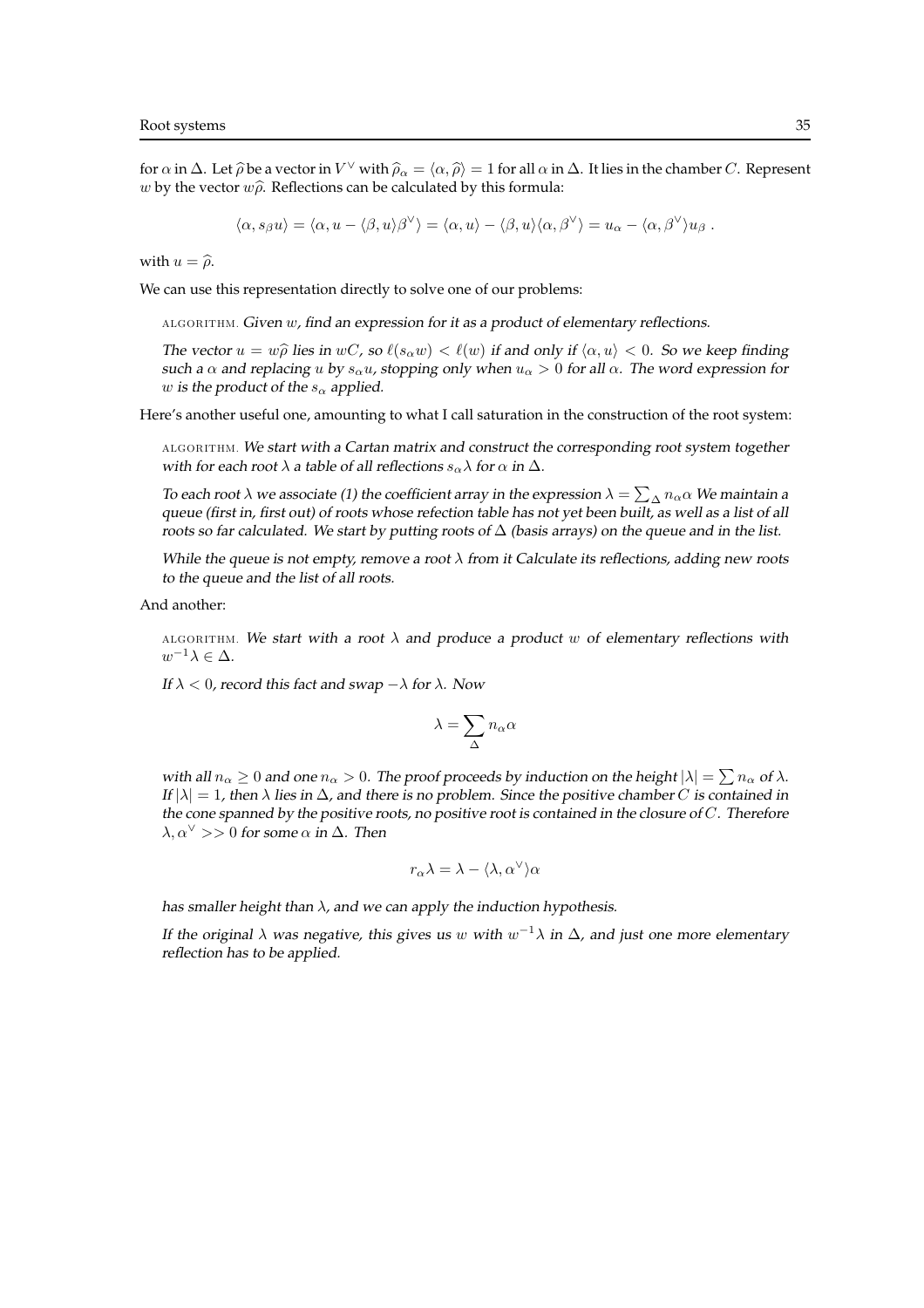for $\alpha$ in $\Delta$. Let $\widehat{\rho}$ be a vector in $V^\vee$ with $\widehat{\rho}_\alpha = \langle \alpha, \widehat{\rho} \rangle = 1$ for all $\alpha$ in $\Delta$. It lies in the chamber $C$. Represent $w$ by the vector $w\widehat{\rho}$. Reflections can be calculated by this formula:

$$\langle \alpha, s_\beta u \rangle = \langle \alpha, u - \langle \beta, u \rangle \beta^\vee \rangle = \langle \alpha, u \rangle - \langle \beta, u \rangle \langle \alpha, \beta^\vee \rangle = u_\alpha - \langle \alpha, \beta^\vee \rangle u_\beta \; .$$

with $u = \widehat{\rho}$.

We can use this representation directly to solve one of our problems:

ALGORITHM. *Given $w$, find an expression for it as a product of elementary reflections.*

*The vector $u = w\widehat{\rho}$ lies in $wC$, so $\ell(s_\alpha w) < \ell(w)$ if and only if $\langle \alpha, u \rangle < 0$. So we keep finding such a $\alpha$ and replacing $u$ by $s_\alpha u$, stopping only when $u_\alpha > 0$ for all $\alpha$. The word expression for $w$ is the product of the $s_\alpha$ applied.*

Here's another useful one, amounting to what I call saturation in the construction of the root system:

ALGORITHM. *We start with a Cartan matrix and construct the corresponding root system together with for each root $\lambda$ a table of all reflections $s_\alpha \lambda$ for $\alpha$ in $\Delta$.*

*To each root $\lambda$ we associate (1) the coefficient array in the expression $\lambda = \sum_\Delta n_\alpha \alpha$ We maintain a queue (first in, first out) of roots whose refection table has not yet been built, as well as a list of all roots so far calculated. We start by putting roots of $\Delta$ (basis arrays) on the queue and in the list.*

*While the queue is not empty, remove a root $\lambda$ from it Calculate its reflections, adding new roots to the queue and the list of all roots.*

And another:

ALGORITHM. *We start with a root $\lambda$ and produce a product $w$ of elementary reflections with $w^{-1}\lambda \in \Delta$.*

*If $\lambda < 0$, record this fact and swap $-\lambda$ for $\lambda$. Now*

$$\lambda = \sum_\Delta n_\alpha \alpha$$

*with all $n_\alpha \geq 0$ and one $n_\alpha > 0$. The proof proceeds by induction on the height $|\lambda| = \sum n_\alpha$ of $\lambda$. If $|\lambda| = 1$, then $\lambda$ lies in $\Delta$, and there is no problem. Since the positive chamber $C$ is contained in the cone spanned by the positive roots, no positive root is contained in the closure of $C$. Therefore $\lambda, \alpha^\vee >> 0$ for some $\alpha$ in $\Delta$. Then*

$$r_\alpha \lambda = \lambda - \langle \lambda, \alpha^\vee \rangle \alpha$$

*has smaller height than $\lambda$, and we can apply the induction hypothesis.*

*If the original $\lambda$ was negative, this gives us $w$ with $w^{-1}\lambda$ in $\Delta$, and just one more elementary reflection has to be applied.*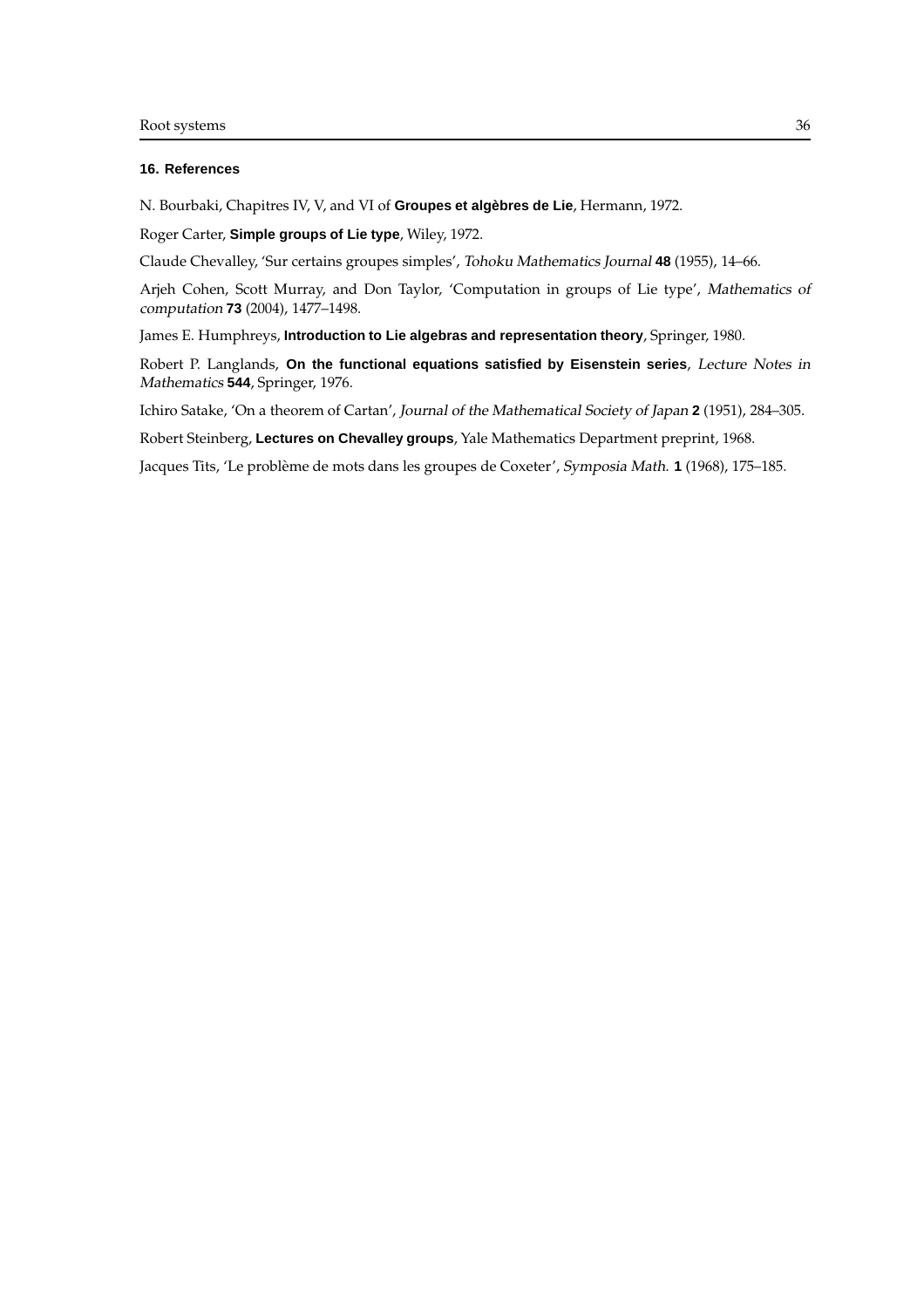### 16. References

N. Bourbaki, Chapitres IV, V, and VI of **Groupes et algèbres de Lie**, Hermann, 1972.

Roger Carter, **Simple groups of Lie type**, Wiley, 1972.

Claude Chevalley, 'Sur certains groupes simples', *Tohoku Mathematics Journal* **48** (1955), 14–66.

Arjeh Cohen, Scott Murray, and Don Taylor, 'Computation in groups of Lie type', *Mathematics of computation* **73** (2004), 1477–1498.

James E. Humphreys, **Introduction to Lie algebras and representation theory**, Springer, 1980.

Robert P. Langlands, **On the functional equations satisfied by Eisenstein series**, *Lecture Notes in Mathematics* **544**, Springer, 1976.

Ichiro Satake, 'On a theorem of Cartan', *Journal of the Mathematical Society of Japan* **2** (1951), 284–305.

Robert Steinberg, **Lectures on Chevalley groups**, Yale Mathematics Department preprint, 1968.

Jacques Tits, 'Le problème de mots dans les groupes de Coxeter', *Symposia Math.* **1** (1968), 175–185.